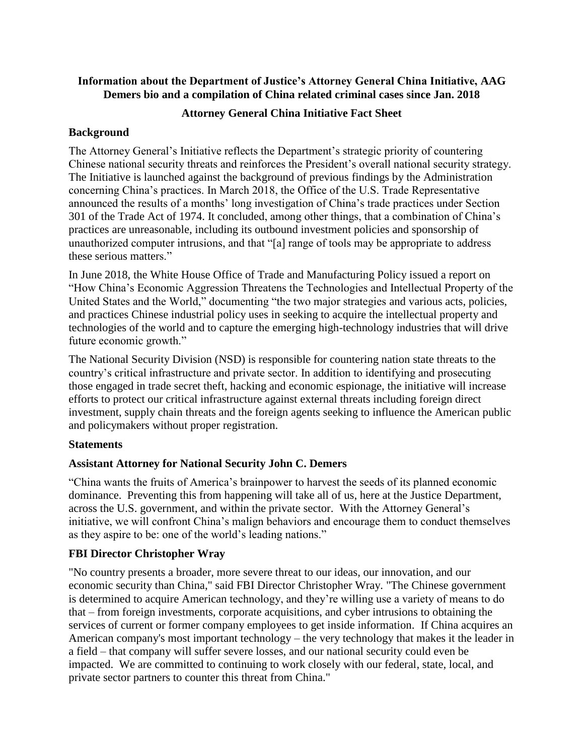**Information about the Department of Justice's Attorney General China Initiative, AAG Demers bio and a compilation of China related criminal cases since Jan. 2018**

## Attorney General China Initiative Fact Sheet

### Background

The Attorney General's Initiative reflects the Department's strategic priority of countering Chinese national security threats and reinforces the President's overall national security strategy. The Initiative is launched against the background of previous findings by the Administration concerning China's practices. In March 2018, the Office of the U.S. Trade Representative announced the results of a months' long investigation of China's trade practices under Section 301 of the Trade Act of 1974. It concluded, among other things, that a combination of China's practices are unreasonable, including its outbound investment policies and sponsorship of unauthorized computer intrusions, and that "[a] range of tools may be appropriate to address these serious matters."

In June 2018, the White House Office of Trade and Manufacturing Policy issued a report on "How China's Economic Aggression Threatens the Technologies and Intellectual Property of the United States and the World," documenting "the two major strategies and various acts, policies, and practices Chinese industrial policy uses in seeking to acquire the intellectual property and technologies of the world and to capture the emerging high-technology industries that will drive future economic growth."

The National Security Division (NSD) is responsible for countering nation state threats to the country's critical infrastructure and private sector. In addition to identifying and prosecuting those engaged in trade secret theft, hacking and economic espionage, the initiative will increase efforts to protect our critical infrastructure against external threats including foreign direct investment, supply chain threats and the foreign agents seeking to influence the American public and policymakers without proper registration.

### Statements

### Assistant Attorney for National Security John C. Demers

"China wants the fruits of America's brainpower to harvest the seeds of its planned economic dominance. Preventing this from happening will take all of us, here at the Justice Department, across the U.S. government, and within the private sector. With the Attorney General's initiative, we will confront China's malign behaviors and encourage them to conduct themselves as they aspire to be: one of the world's leading nations."

### FBI Director Christopher Wray

"No country presents a broader, more severe threat to our ideas, our innovation, and our economic security than China," said FBI Director Christopher Wray. "The Chinese government is determined to acquire American technology, and they're willing use a variety of means to do that – from foreign investments, corporate acquisitions, and cyber intrusions to obtaining the services of current or former company employees to get inside information. If China acquires an American company's most important technology – the very technology that makes it the leader in a field – that company will suffer severe losses, and our national security could even be impacted. We are committed to continuing to work closely with our federal, state, local, and private sector partners to counter this threat from China."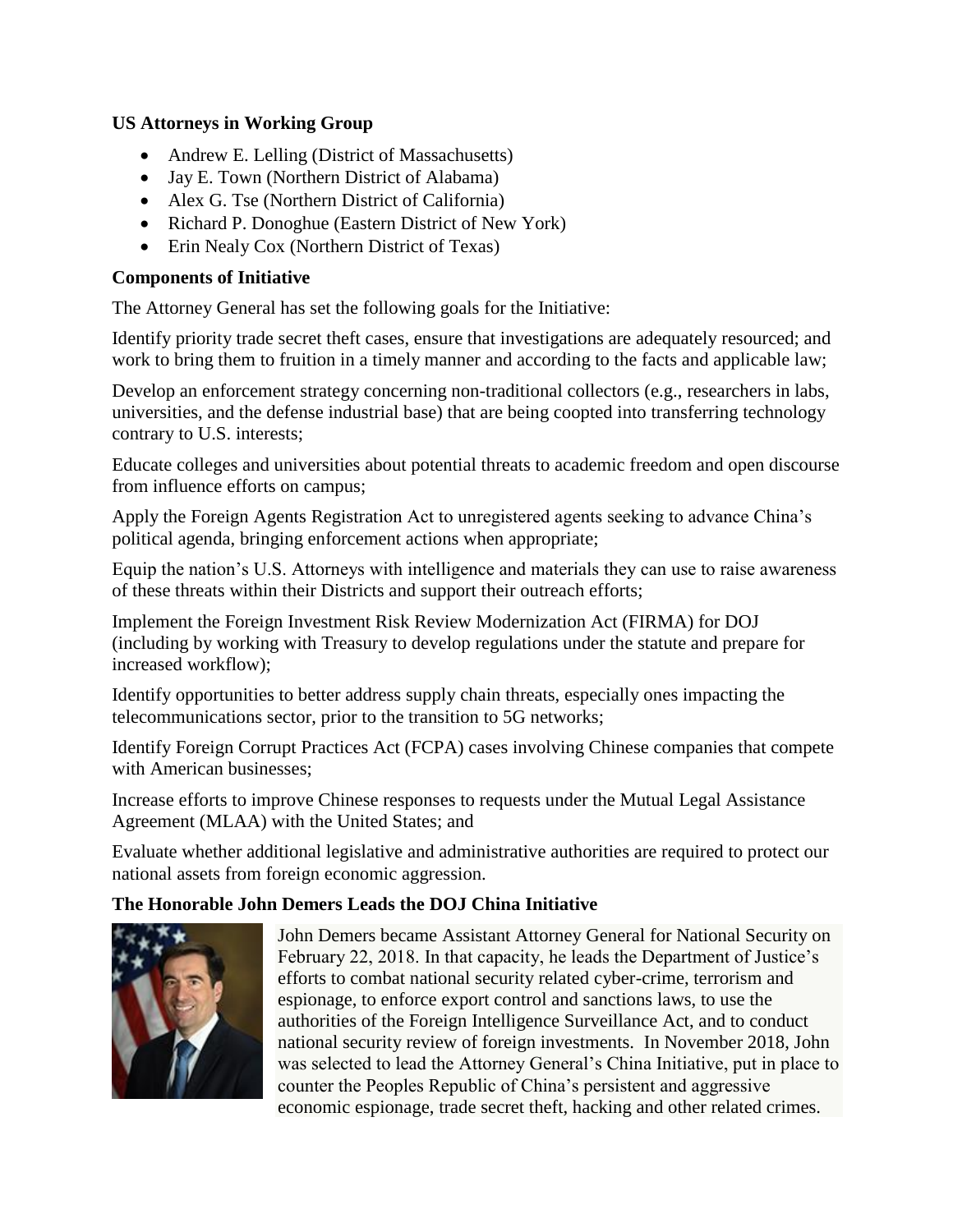**US Attorneys in Working Group**

- Andrew E. Lelling (District of Massachusetts)
- Jay E. Town (Northern District of Alabama)
- Alex G. Tse (Northern District of California)
- Richard P. Donoghue (Eastern District of New York)
- Erin Nealy Cox (Northern District of Texas)

**Components of Initiative**

The Attorney General has set the following goals for the Initiative:

Identify priority trade secret theft cases, ensure that investigations are adequately resourced; and work to bring them to fruition in a timely manner and according to the facts and applicable law;

Develop an enforcement strategy concerning non-traditional collectors (e.g., researchers in labs, universities, and the defense industrial base) that are being coopted into transferring technology contrary to U.S. interests;

Educate colleges and universities about potential threats to academic freedom and open discourse from influence efforts on campus;

Apply the Foreign Agents Registration Act to unregistered agents seeking to advance China's political agenda, bringing enforcement actions when appropriate;

Equip the nation's U.S. Attorneys with intelligence and materials they can use to raise awareness of these threats within their Districts and support their outreach efforts;

Implement the Foreign Investment Risk Review Modernization Act (FIRMA) for DOJ (including by working with Treasury to develop regulations under the statute and prepare for increased workflow);

Identify opportunities to better address supply chain threats, especially ones impacting the telecommunications sector, prior to the transition to 5G networks;

Identify Foreign Corrupt Practices Act (FCPA) cases involving Chinese companies that compete with American businesses;

Increase efforts to improve Chinese responses to requests under the Mutual Legal Assistance Agreement (MLAA) with the United States; and

Evaluate whether additional legislative and administrative authorities are required to protect our national assets from foreign economic aggression.

**The Honorable John Demers Leads the DOJ China Initiative**

John Demers became Assistant Attorney General for National Security on February 22, 2018. In that capacity, he leads the Department of Justice's efforts to combat national security related cyber-crime, terrorism and espionage, to enforce export control and sanctions laws, to use the authorities of the Foreign Intelligence Surveillance Act, and to conduct national security review of foreign investments. In November 2018, John was selected to lead the Attorney General's China Initiative, put in place to counter the Peoples Republic of China's persistent and aggressive economic espionage, trade secret theft, hacking and other related crimes.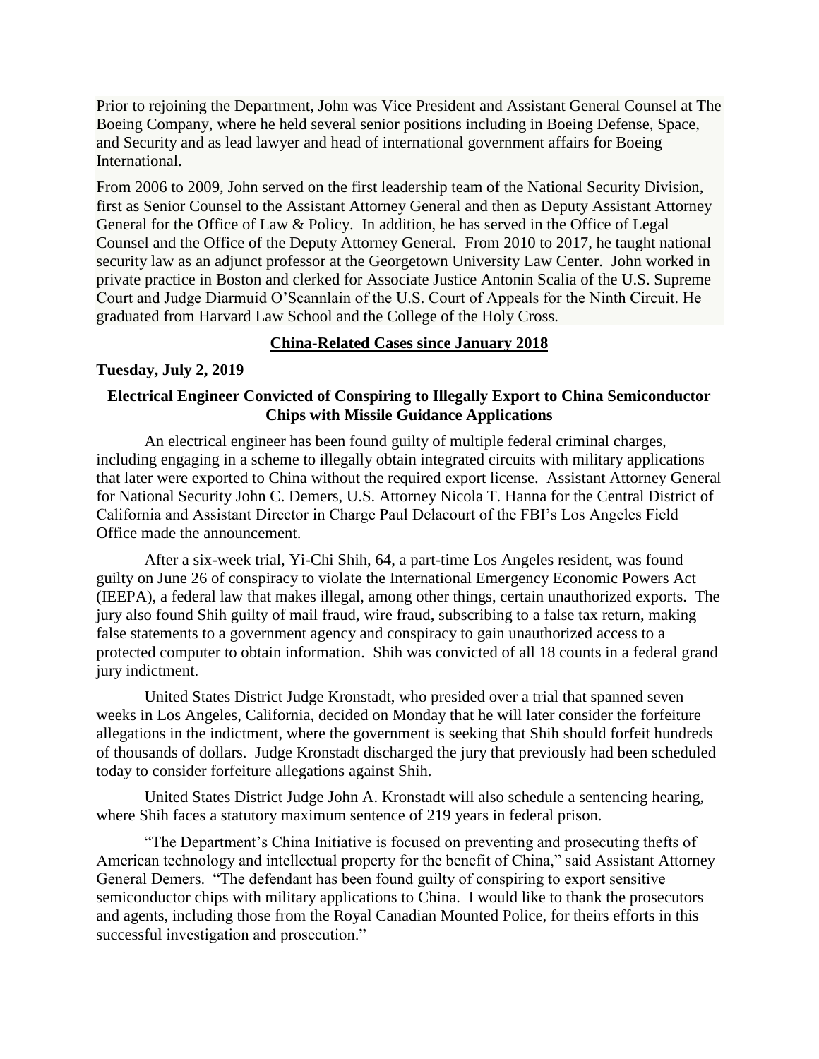Prior to rejoining the Department, John was Vice President and Assistant General Counsel at The Boeing Company, where he held several senior positions including in Boeing Defense, Space, and Security and as lead lawyer and head of international government affairs for Boeing International.

From 2006 to 2009, John served on the first leadership team of the National Security Division, first as Senior Counsel to the Assistant Attorney General and then as Deputy Assistant Attorney General for the Office of Law & Policy. In addition, he has served in the Office of Legal Counsel and the Office of the Deputy Attorney General. From 2010 to 2017, he taught national security law as an adjunct professor at the Georgetown University Law Center. John worked in private practice in Boston and clerked for Associate Justice Antonin Scalia of the U.S. Supreme Court and Judge Diarmuid O'Scannlain of the U.S. Court of Appeals for the Ninth Circuit. He graduated from Harvard Law School and the College of the Holy Cross.

## China-Related Cases since January 2018

**Tuesday, July 2, 2019**

### Electrical Engineer Convicted of Conspiring to Illegally Export to China Semiconductor Chips with Missile Guidance Applications

An electrical engineer has been found guilty of multiple federal criminal charges, including engaging in a scheme to illegally obtain integrated circuits with military applications that later were exported to China without the required export license. Assistant Attorney General for National Security John C. Demers, U.S. Attorney Nicola T. Hanna for the Central District of California and Assistant Director in Charge Paul Delacourt of the FBI's Los Angeles Field Office made the announcement.

After a six-week trial, Yi-Chi Shih, 64, a part-time Los Angeles resident, was found guilty on June 26 of conspiracy to violate the International Emergency Economic Powers Act (IEEPA), a federal law that makes illegal, among other things, certain unauthorized exports. The jury also found Shih guilty of mail fraud, wire fraud, subscribing to a false tax return, making false statements to a government agency and conspiracy to gain unauthorized access to a protected computer to obtain information. Shih was convicted of all 18 counts in a federal grand jury indictment.

United States District Judge Kronstadt, who presided over a trial that spanned seven weeks in Los Angeles, California, decided on Monday that he will later consider the forfeiture allegations in the indictment, where the government is seeking that Shih should forfeit hundreds of thousands of dollars. Judge Kronstadt discharged the jury that previously had been scheduled today to consider forfeiture allegations against Shih.

United States District Judge John A. Kronstadt will also schedule a sentencing hearing, where Shih faces a statutory maximum sentence of 219 years in federal prison.

"The Department's China Initiative is focused on preventing and prosecuting thefts of American technology and intellectual property for the benefit of China," said Assistant Attorney General Demers. "The defendant has been found guilty of conspiring to export sensitive semiconductor chips with military applications to China. I would like to thank the prosecutors and agents, including those from the Royal Canadian Mounted Police, for theirs efforts in this successful investigation and prosecution."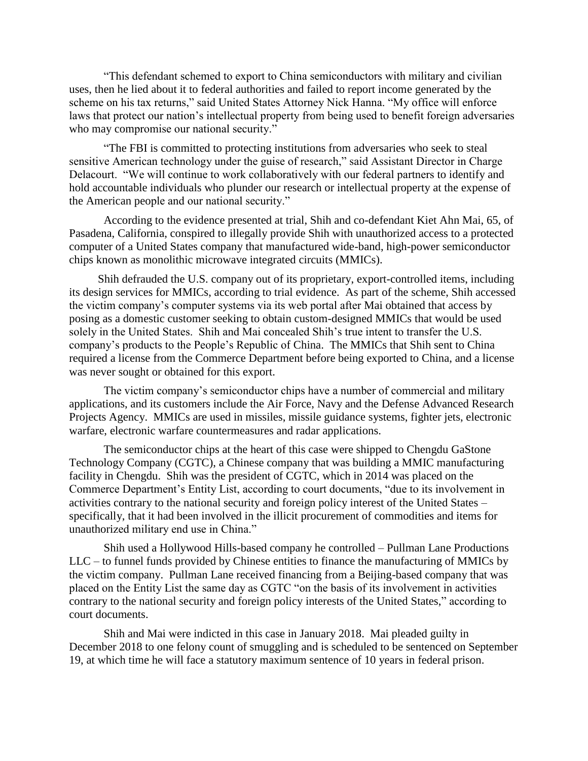"This defendant schemed to export to China semiconductors with military and civilian uses, then he lied about it to federal authorities and failed to report income generated by the scheme on his tax returns," said United States Attorney Nick Hanna. "My office will enforce laws that protect our nation's intellectual property from being used to benefit foreign adversaries who may compromise our national security."

"The FBI is committed to protecting institutions from adversaries who seek to steal sensitive American technology under the guise of research," said Assistant Director in Charge Delacourt. "We will continue to work collaboratively with our federal partners to identify and hold accountable individuals who plunder our research or intellectual property at the expense of the American people and our national security."

According to the evidence presented at trial, Shih and co-defendant Kiet Ahn Mai, 65, of Pasadena, California, conspired to illegally provide Shih with unauthorized access to a protected computer of a United States company that manufactured wide-band, high-power semiconductor chips known as monolithic microwave integrated circuits (MMICs).

Shih defrauded the U.S. company out of its proprietary, export-controlled items, including its design services for MMICs, according to trial evidence. As part of the scheme, Shih accessed the victim company's computer systems via its web portal after Mai obtained that access by posing as a domestic customer seeking to obtain custom-designed MMICs that would be used solely in the United States. Shih and Mai concealed Shih's true intent to transfer the U.S. company's products to the People's Republic of China. The MMICs that Shih sent to China required a license from the Commerce Department before being exported to China, and a license was never sought or obtained for this export.

The victim company's semiconductor chips have a number of commercial and military applications, and its customers include the Air Force, Navy and the Defense Advanced Research Projects Agency. MMICs are used in missiles, missile guidance systems, fighter jets, electronic warfare, electronic warfare countermeasures and radar applications.

The semiconductor chips at the heart of this case were shipped to Chengdu GaStone Technology Company (CGTC), a Chinese company that was building a MMIC manufacturing facility in Chengdu. Shih was the president of CGTC, which in 2014 was placed on the Commerce Department's Entity List, according to court documents, "due to its involvement in activities contrary to the national security and foreign policy interest of the United States – specifically, that it had been involved in the illicit procurement of commodities and items for unauthorized military end use in China."

Shih used a Hollywood Hills-based company he controlled – Pullman Lane Productions LLC – to funnel funds provided by Chinese entities to finance the manufacturing of MMICs by the victim company. Pullman Lane received financing from a Beijing-based company that was placed on the Entity List the same day as CGTC "on the basis of its involvement in activities contrary to the national security and foreign policy interests of the United States," according to court documents.

Shih and Mai were indicted in this case in January 2018. Mai pleaded guilty in December 2018 to one felony count of smuggling and is scheduled to be sentenced on September 19, at which time he will face a statutory maximum sentence of 10 years in federal prison.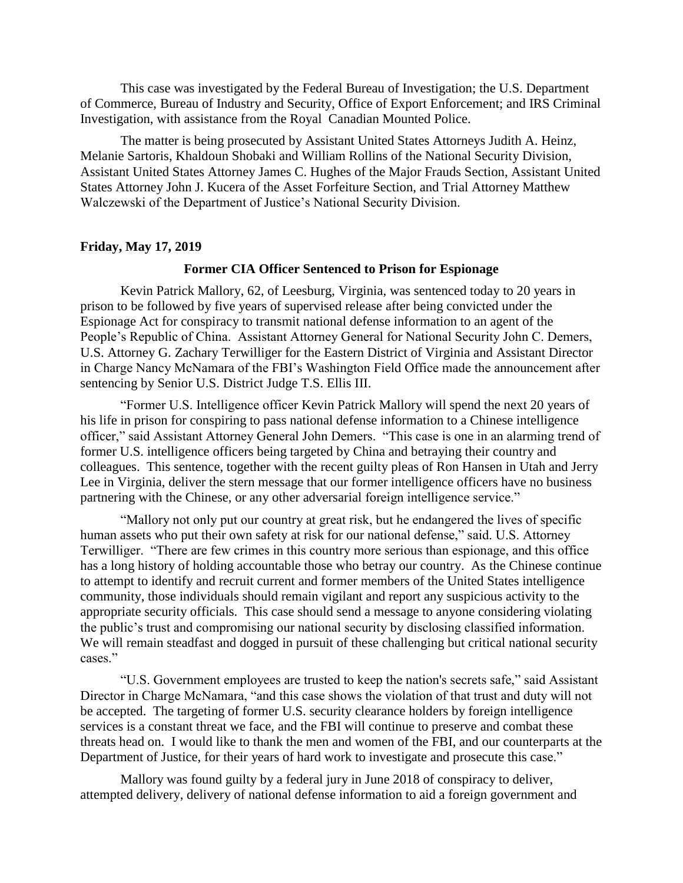This case was investigated by the Federal Bureau of Investigation; the U.S. Department of Commerce, Bureau of Industry and Security, Office of Export Enforcement; and IRS Criminal Investigation, with assistance from the Royal Canadian Mounted Police.

The matter is being prosecuted by Assistant United States Attorneys Judith A. Heinz, Melanie Sartoris, Khaldoun Shobaki and William Rollins of the National Security Division, Assistant United States Attorney James C. Hughes of the Major Frauds Section, Assistant United States Attorney John J. Kucera of the Asset Forfeiture Section, and Trial Attorney Matthew Walczewski of the Department of Justice's National Security Division.

**Friday, May 17, 2019**

**Former CIA Officer Sentenced to Prison for Espionage**

Kevin Patrick Mallory, 62, of Leesburg, Virginia, was sentenced today to 20 years in prison to be followed by five years of supervised release after being convicted under the Espionage Act for conspiracy to transmit national defense information to an agent of the People's Republic of China. Assistant Attorney General for National Security John C. Demers, U.S. Attorney G. Zachary Terwilliger for the Eastern District of Virginia and Assistant Director in Charge Nancy McNamara of the FBI's Washington Field Office made the announcement after sentencing by Senior U.S. District Judge T.S. Ellis III.

"Former U.S. Intelligence officer Kevin Patrick Mallory will spend the next 20 years of his life in prison for conspiring to pass national defense information to a Chinese intelligence officer," said Assistant Attorney General John Demers. "This case is one in an alarming trend of former U.S. intelligence officers being targeted by China and betraying their country and colleagues. This sentence, together with the recent guilty pleas of Ron Hansen in Utah and Jerry Lee in Virginia, deliver the stern message that our former intelligence officers have no business partnering with the Chinese, or any other adversarial foreign intelligence service."

"Mallory not only put our country at great risk, but he endangered the lives of specific human assets who put their own safety at risk for our national defense," said. U.S. Attorney Terwilliger. "There are few crimes in this country more serious than espionage, and this office has a long history of holding accountable those who betray our country. As the Chinese continue to attempt to identify and recruit current and former members of the United States intelligence community, those individuals should remain vigilant and report any suspicious activity to the appropriate security officials. This case should send a message to anyone considering violating the public's trust and compromising our national security by disclosing classified information. We will remain steadfast and dogged in pursuit of these challenging but critical national security cases."

"U.S. Government employees are trusted to keep the nation's secrets safe," said Assistant Director in Charge McNamara, "and this case shows the violation of that trust and duty will not be accepted. The targeting of former U.S. security clearance holders by foreign intelligence services is a constant threat we face, and the FBI will continue to preserve and combat these threats head on. I would like to thank the men and women of the FBI, and our counterparts at the Department of Justice, for their years of hard work to investigate and prosecute this case."

Mallory was found guilty by a federal jury in June 2018 of conspiracy to deliver, attempted delivery, delivery of national defense information to aid a foreign government and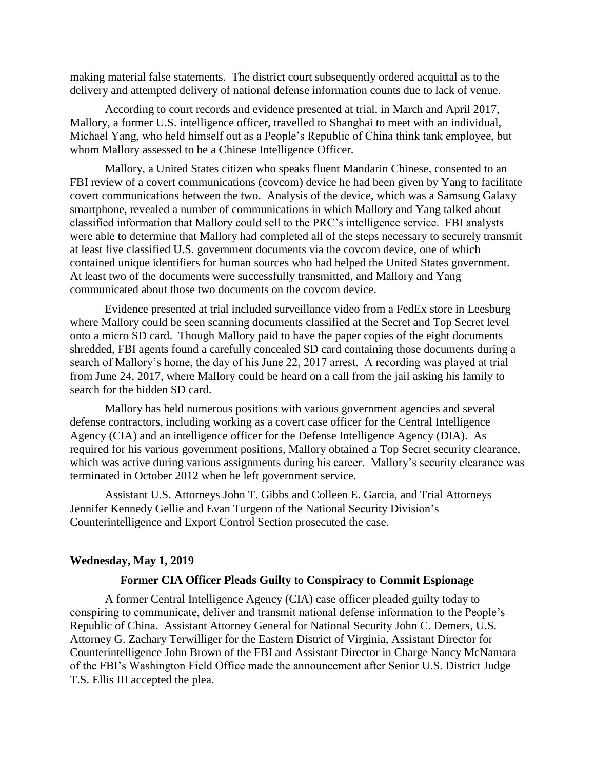making material false statements. The district court subsequently ordered acquittal as to the delivery and attempted delivery of national defense information counts due to lack of venue.

According to court records and evidence presented at trial, in March and April 2017, Mallory, a former U.S. intelligence officer, travelled to Shanghai to meet with an individual, Michael Yang, who held himself out as a People's Republic of China think tank employee, but whom Mallory assessed to be a Chinese Intelligence Officer.

Mallory, a United States citizen who speaks fluent Mandarin Chinese, consented to an FBI review of a covert communications (covcom) device he had been given by Yang to facilitate covert communications between the two. Analysis of the device, which was a Samsung Galaxy smartphone, revealed a number of communications in which Mallory and Yang talked about classified information that Mallory could sell to the PRC's intelligence service. FBI analysts were able to determine that Mallory had completed all of the steps necessary to securely transmit at least five classified U.S. government documents via the covcom device, one of which contained unique identifiers for human sources who had helped the United States government. At least two of the documents were successfully transmitted, and Mallory and Yang communicated about those two documents on the covcom device.

Evidence presented at trial included surveillance video from a FedEx store in Leesburg where Mallory could be seen scanning documents classified at the Secret and Top Secret level onto a micro SD card. Though Mallory paid to have the paper copies of the eight documents shredded, FBI agents found a carefully concealed SD card containing those documents during a search of Mallory's home, the day of his June 22, 2017 arrest. A recording was played at trial from June 24, 2017, where Mallory could be heard on a call from the jail asking his family to search for the hidden SD card.

Mallory has held numerous positions with various government agencies and several defense contractors, including working as a covert case officer for the Central Intelligence Agency (CIA) and an intelligence officer for the Defense Intelligence Agency (DIA). As required for his various government positions, Mallory obtained a Top Secret security clearance, which was active during various assignments during his career. Mallory's security clearance was terminated in October 2012 when he left government service.

Assistant U.S. Attorneys John T. Gibbs and Colleen E. Garcia, and Trial Attorneys Jennifer Kennedy Gellie and Evan Turgeon of the National Security Division's Counterintelligence and Export Control Section prosecuted the case.

**Wednesday, May 1, 2019**

### Former CIA Officer Pleads Guilty to Conspiracy to Commit Espionage

A former Central Intelligence Agency (CIA) case officer pleaded guilty today to conspiring to communicate, deliver and transmit national defense information to the People's Republic of China. Assistant Attorney General for National Security John C. Demers, U.S. Attorney G. Zachary Terwilliger for the Eastern District of Virginia, Assistant Director for Counterintelligence John Brown of the FBI and Assistant Director in Charge Nancy McNamara of the FBI's Washington Field Office made the announcement after Senior U.S. District Judge T.S. Ellis III accepted the plea.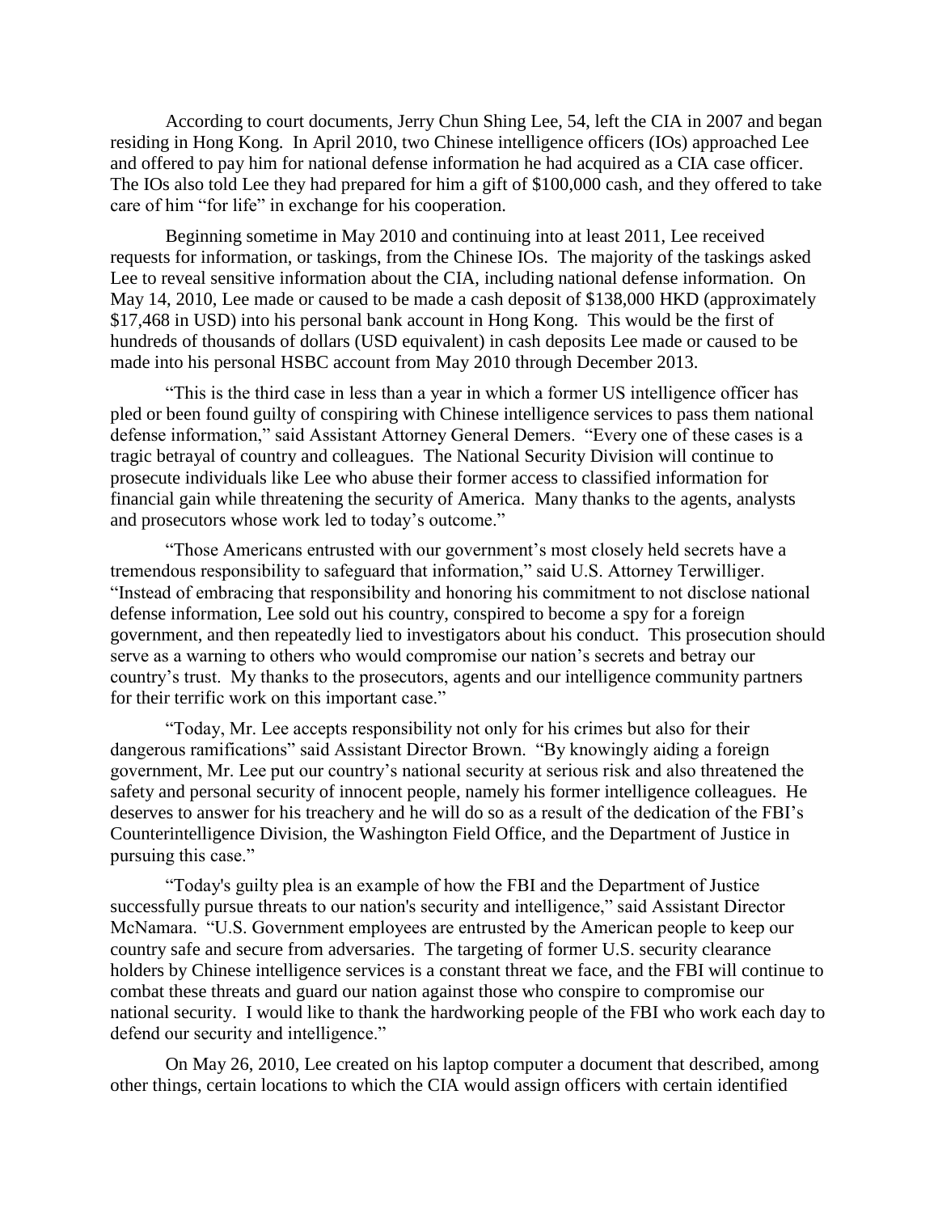According to court documents, Jerry Chun Shing Lee, 54, left the CIA in 2007 and began residing in Hong Kong. In April 2010, two Chinese intelligence officers (IOs) approached Lee and offered to pay him for national defense information he had acquired as a CIA case officer. The IOs also told Lee they had prepared for him a gift of $100,000 cash, and they offered to take care of him "for life" in exchange for his cooperation.

Beginning sometime in May 2010 and continuing into at least 2011, Lee received requests for information, or taskings, from the Chinese IOs. The majority of the taskings asked Lee to reveal sensitive information about the CIA, including national defense information. On May 14, 2010, Lee made or caused to be made a cash deposit of $138,000 HKD (approximately $17,468 in USD) into his personal bank account in Hong Kong. This would be the first of hundreds of thousands of dollars (USD equivalent) in cash deposits Lee made or caused to be made into his personal HSBC account from May 2010 through December 2013.

"This is the third case in less than a year in which a former US intelligence officer has pled or been found guilty of conspiring with Chinese intelligence services to pass them national defense information," said Assistant Attorney General Demers. "Every one of these cases is a tragic betrayal of country and colleagues. The National Security Division will continue to prosecute individuals like Lee who abuse their former access to classified information for financial gain while threatening the security of America. Many thanks to the agents, analysts and prosecutors whose work led to today's outcome."

"Those Americans entrusted with our government's most closely held secrets have a tremendous responsibility to safeguard that information," said U.S. Attorney Terwilliger. "Instead of embracing that responsibility and honoring his commitment to not disclose national defense information, Lee sold out his country, conspired to become a spy for a foreign government, and then repeatedly lied to investigators about his conduct. This prosecution should serve as a warning to others who would compromise our nation's secrets and betray our country's trust. My thanks to the prosecutors, agents and our intelligence community partners for their terrific work on this important case."

"Today, Mr. Lee accepts responsibility not only for his crimes but also for their dangerous ramifications" said Assistant Director Brown. "By knowingly aiding a foreign government, Mr. Lee put our country's national security at serious risk and also threatened the safety and personal security of innocent people, namely his former intelligence colleagues. He deserves to answer for his treachery and he will do so as a result of the dedication of the FBI's Counterintelligence Division, the Washington Field Office, and the Department of Justice in pursuing this case."

"Today's guilty plea is an example of how the FBI and the Department of Justice successfully pursue threats to our nation's security and intelligence," said Assistant Director McNamara. "U.S. Government employees are entrusted by the American people to keep our country safe and secure from adversaries. The targeting of former U.S. security clearance holders by Chinese intelligence services is a constant threat we face, and the FBI will continue to combat these threats and guard our nation against those who conspire to compromise our national security. I would like to thank the hardworking people of the FBI who work each day to defend our security and intelligence."

On May 26, 2010, Lee created on his laptop computer a document that described, among other things, certain locations to which the CIA would assign officers with certain identified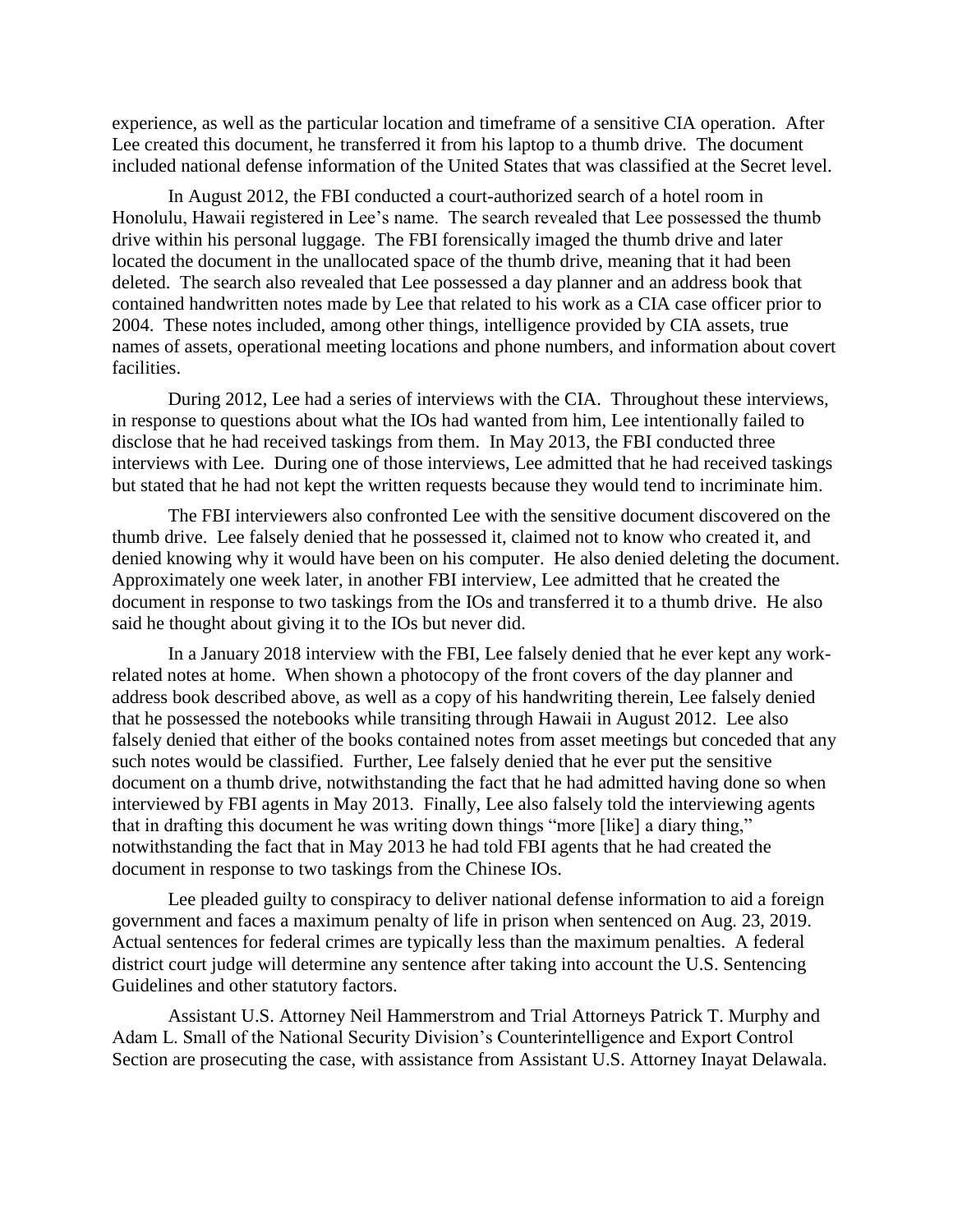experience, as well as the particular location and timeframe of a sensitive CIA operation. After Lee created this document, he transferred it from his laptop to a thumb drive. The document included national defense information of the United States that was classified at the Secret level.

In August 2012, the FBI conducted a court-authorized search of a hotel room in Honolulu, Hawaii registered in Lee's name. The search revealed that Lee possessed the thumb drive within his personal luggage. The FBI forensically imaged the thumb drive and later located the document in the unallocated space of the thumb drive, meaning that it had been deleted. The search also revealed that Lee possessed a day planner and an address book that contained handwritten notes made by Lee that related to his work as a CIA case officer prior to 2004. These notes included, among other things, intelligence provided by CIA assets, true names of assets, operational meeting locations and phone numbers, and information about covert facilities.

During 2012, Lee had a series of interviews with the CIA. Throughout these interviews, in response to questions about what the IOs had wanted from him, Lee intentionally failed to disclose that he had received taskings from them. In May 2013, the FBI conducted three interviews with Lee. During one of those interviews, Lee admitted that he had received taskings but stated that he had not kept the written requests because they would tend to incriminate him.

The FBI interviewers also confronted Lee with the sensitive document discovered on the thumb drive. Lee falsely denied that he possessed it, claimed not to know who created it, and denied knowing why it would have been on his computer. He also denied deleting the document. Approximately one week later, in another FBI interview, Lee admitted that he created the document in response to two taskings from the IOs and transferred it to a thumb drive. He also said he thought about giving it to the IOs but never did.

In a January 2018 interview with the FBI, Lee falsely denied that he ever kept any work-related notes at home. When shown a photocopy of the front covers of the day planner and address book described above, as well as a copy of his handwriting therein, Lee falsely denied that he possessed the notebooks while transiting through Hawaii in August 2012. Lee also falsely denied that either of the books contained notes from asset meetings but conceded that any such notes would be classified. Further, Lee falsely denied that he ever put the sensitive document on a thumb drive, notwithstanding the fact that he had admitted having done so when interviewed by FBI agents in May 2013. Finally, Lee also falsely told the interviewing agents that in drafting this document he was writing down things "more [like] a diary thing," notwithstanding the fact that in May 2013 he had told FBI agents that he had created the document in response to two taskings from the Chinese IOs.

Lee pleaded guilty to conspiracy to deliver national defense information to aid a foreign government and faces a maximum penalty of life in prison when sentenced on Aug. 23, 2019. Actual sentences for federal crimes are typically less than the maximum penalties. A federal district court judge will determine any sentence after taking into account the U.S. Sentencing Guidelines and other statutory factors.

Assistant U.S. Attorney Neil Hammerstrom and Trial Attorneys Patrick T. Murphy and Adam L. Small of the National Security Division's Counterintelligence and Export Control Section are prosecuting the case, with assistance from Assistant U.S. Attorney Inayat Delawala.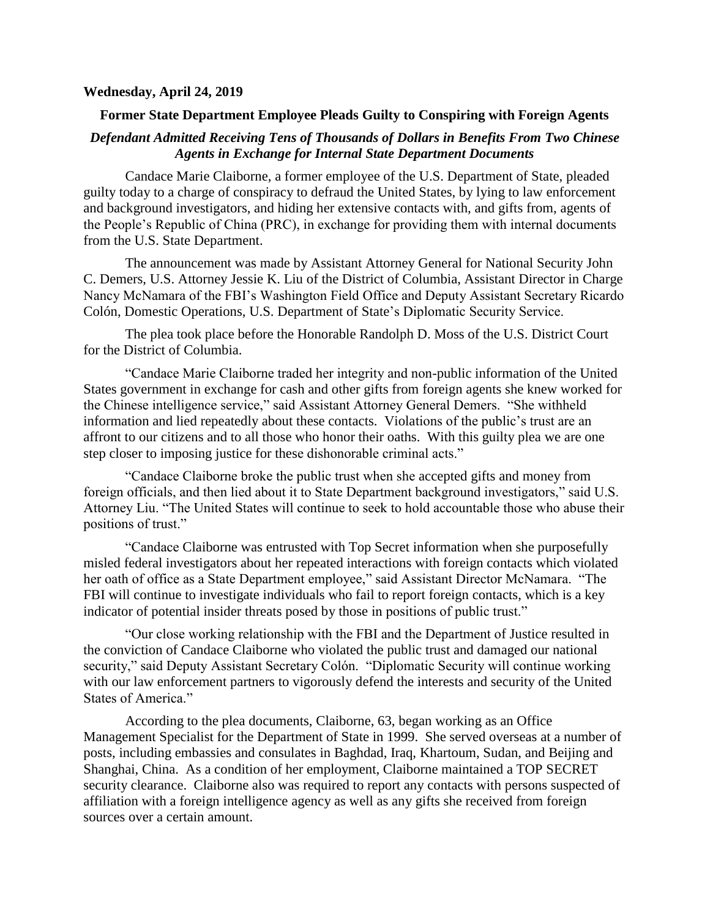**Wednesday, April 24, 2019**

**Former State Department Employee Pleads Guilty to Conspiring with Foreign Agents**

***Defendant Admitted Receiving Tens of Thousands of Dollars in Benefits From Two Chinese Agents in Exchange for Internal State Department Documents***

Candace Marie Claiborne, a former employee of the U.S. Department of State, pleaded guilty today to a charge of conspiracy to defraud the United States, by lying to law enforcement and background investigators, and hiding her extensive contacts with, and gifts from, agents of the People's Republic of China (PRC), in exchange for providing them with internal documents from the U.S. State Department.

The announcement was made by Assistant Attorney General for National Security John C. Demers, U.S. Attorney Jessie K. Liu of the District of Columbia, Assistant Director in Charge Nancy McNamara of the FBI's Washington Field Office and Deputy Assistant Secretary Ricardo Colón, Domestic Operations, U.S. Department of State's Diplomatic Security Service.

The plea took place before the Honorable Randolph D. Moss of the U.S. District Court for the District of Columbia.

"Candace Marie Claiborne traded her integrity and non-public information of the United States government in exchange for cash and other gifts from foreign agents she knew worked for the Chinese intelligence service," said Assistant Attorney General Demers. "She withheld information and lied repeatedly about these contacts. Violations of the public's trust are an affront to our citizens and to all those who honor their oaths. With this guilty plea we are one step closer to imposing justice for these dishonorable criminal acts."

"Candace Claiborne broke the public trust when she accepted gifts and money from foreign officials, and then lied about it to State Department background investigators," said U.S. Attorney Liu. "The United States will continue to seek to hold accountable those who abuse their positions of trust."

"Candace Claiborne was entrusted with Top Secret information when she purposefully misled federal investigators about her repeated interactions with foreign contacts which violated her oath of office as a State Department employee," said Assistant Director McNamara. "The FBI will continue to investigate individuals who fail to report foreign contacts, which is a key indicator of potential insider threats posed by those in positions of public trust."

"Our close working relationship with the FBI and the Department of Justice resulted in the conviction of Candace Claiborne who violated the public trust and damaged our national security," said Deputy Assistant Secretary Colón. "Diplomatic Security will continue working with our law enforcement partners to vigorously defend the interests and security of the United States of America."

According to the plea documents, Claiborne, 63, began working as an Office Management Specialist for the Department of State in 1999. She served overseas at a number of posts, including embassies and consulates in Baghdad, Iraq, Khartoum, Sudan, and Beijing and Shanghai, China. As a condition of her employment, Claiborne maintained a TOP SECRET security clearance. Claiborne also was required to report any contacts with persons suspected of affiliation with a foreign intelligence agency as well as any gifts she received from foreign sources over a certain amount.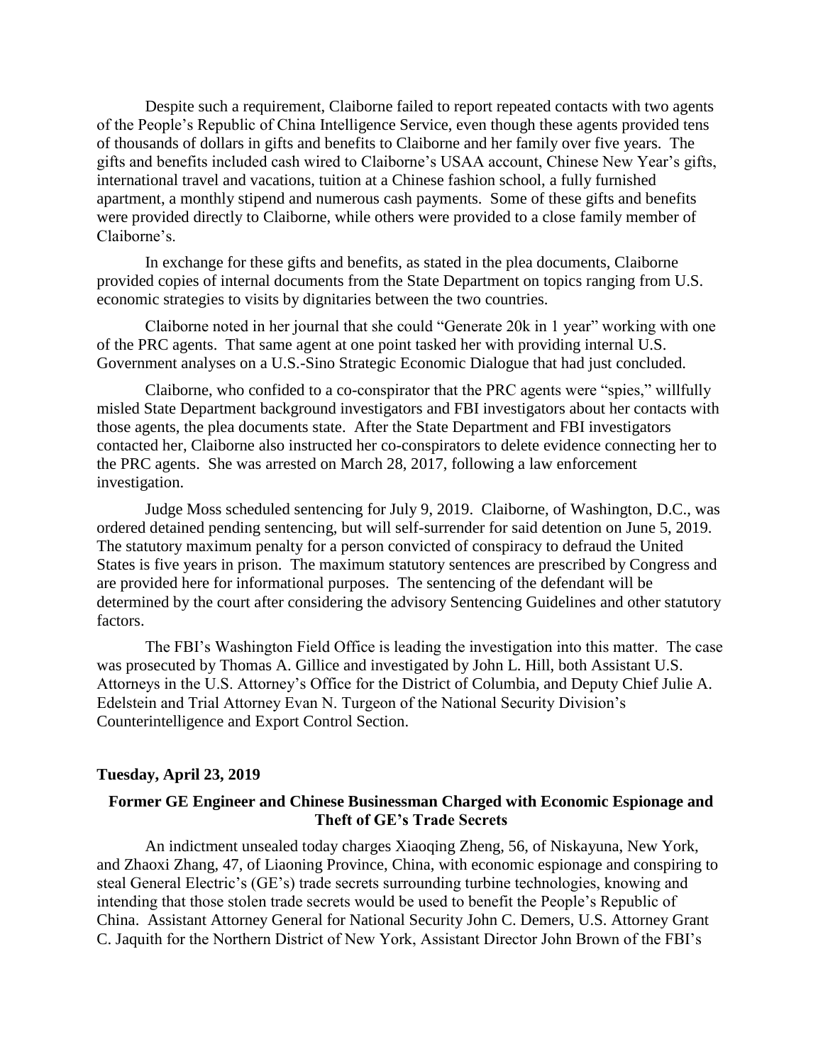Despite such a requirement, Claiborne failed to report repeated contacts with two agents of the People's Republic of China Intelligence Service, even though these agents provided tens of thousands of dollars in gifts and benefits to Claiborne and her family over five years. The gifts and benefits included cash wired to Claiborne's USAA account, Chinese New Year's gifts, international travel and vacations, tuition at a Chinese fashion school, a fully furnished apartment, a monthly stipend and numerous cash payments. Some of these gifts and benefits were provided directly to Claiborne, while others were provided to a close family member of Claiborne's.

In exchange for these gifts and benefits, as stated in the plea documents, Claiborne provided copies of internal documents from the State Department on topics ranging from U.S. economic strategies to visits by dignitaries between the two countries.

Claiborne noted in her journal that she could "Generate 20k in 1 year" working with one of the PRC agents. That same agent at one point tasked her with providing internal U.S. Government analyses on a U.S.-Sino Strategic Economic Dialogue that had just concluded.

Claiborne, who confided to a co-conspirator that the PRC agents were "spies," willfully misled State Department background investigators and FBI investigators about her contacts with those agents, the plea documents state. After the State Department and FBI investigators contacted her, Claiborne also instructed her co-conspirators to delete evidence connecting her to the PRC agents. She was arrested on March 28, 2017, following a law enforcement investigation.

Judge Moss scheduled sentencing for July 9, 2019. Claiborne, of Washington, D.C., was ordered detained pending sentencing, but will self-surrender for said detention on June 5, 2019. The statutory maximum penalty for a person convicted of conspiracy to defraud the United States is five years in prison. The maximum statutory sentences are prescribed by Congress and are provided here for informational purposes. The sentencing of the defendant will be determined by the court after considering the advisory Sentencing Guidelines and other statutory factors.

The FBI's Washington Field Office is leading the investigation into this matter. The case was prosecuted by Thomas A. Gillice and investigated by John L. Hill, both Assistant U.S. Attorneys in the U.S. Attorney's Office for the District of Columbia, and Deputy Chief Julie A. Edelstein and Trial Attorney Evan N. Turgeon of the National Security Division's Counterintelligence and Export Control Section.

**Tuesday, April 23, 2019**

### Former GE Engineer and Chinese Businessman Charged with Economic Espionage and Theft of GE's Trade Secrets

An indictment unsealed today charges Xiaoqing Zheng, 56, of Niskayuna, New York, and Zhaoxi Zhang, 47, of Liaoning Province, China, with economic espionage and conspiring to steal General Electric's (GE's) trade secrets surrounding turbine technologies, knowing and intending that those stolen trade secrets would be used to benefit the People's Republic of China. Assistant Attorney General for National Security John C. Demers, U.S. Attorney Grant C. Jaquith for the Northern District of New York, Assistant Director John Brown of the FBI's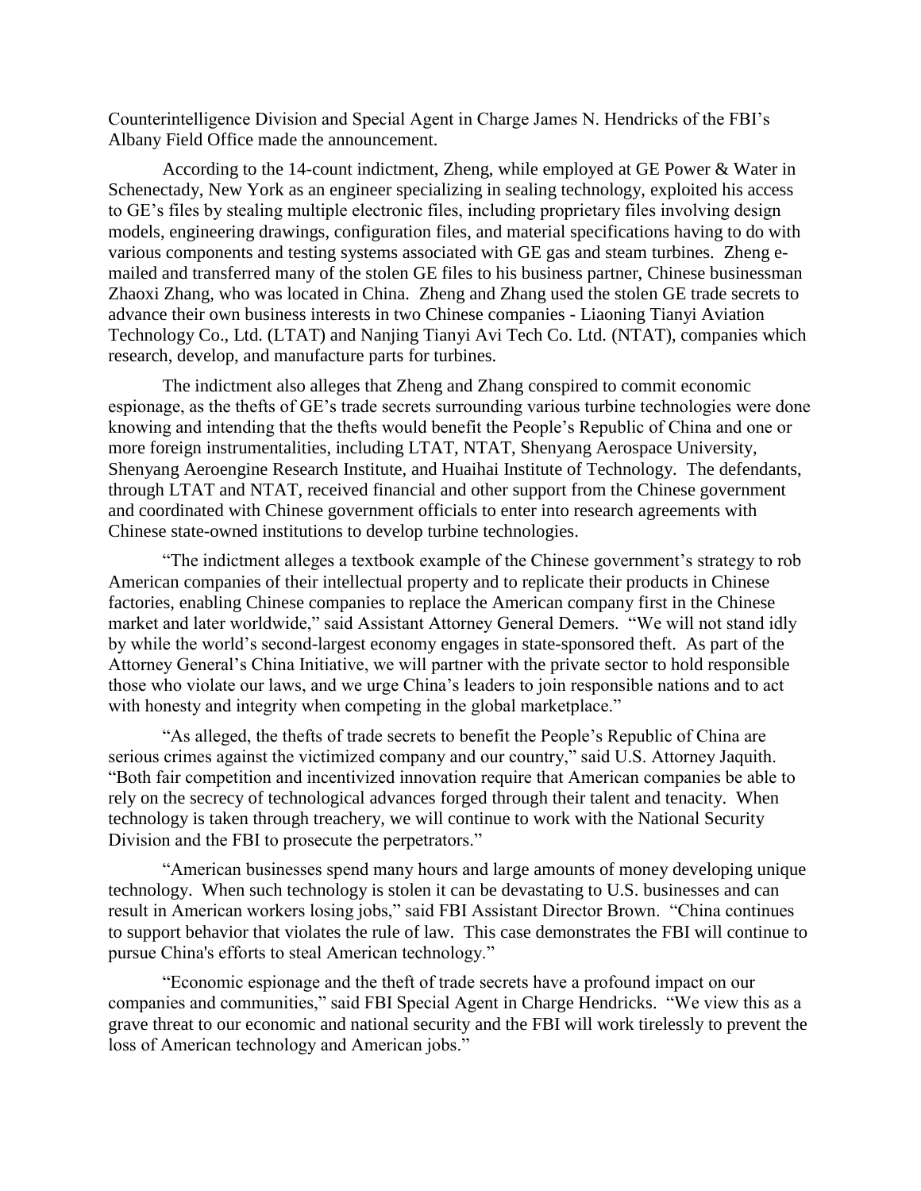Counterintelligence Division and Special Agent in Charge James N. Hendricks of the FBI's Albany Field Office made the announcement.

According to the 14-count indictment, Zheng, while employed at GE Power & Water in Schenectady, New York as an engineer specializing in sealing technology, exploited his access to GE's files by stealing multiple electronic files, including proprietary files involving design models, engineering drawings, configuration files, and material specifications having to do with various components and testing systems associated with GE gas and steam turbines. Zheng e-mailed and transferred many of the stolen GE files to his business partner, Chinese businessman Zhaoxi Zhang, who was located in China. Zheng and Zhang used the stolen GE trade secrets to advance their own business interests in two Chinese companies - Liaoning Tianyi Aviation Technology Co., Ltd. (LTAT) and Nanjing Tianyi Avi Tech Co. Ltd. (NTAT), companies which research, develop, and manufacture parts for turbines.

The indictment also alleges that Zheng and Zhang conspired to commit economic espionage, as the thefts of GE's trade secrets surrounding various turbine technologies were done knowing and intending that the thefts would benefit the People's Republic of China and one or more foreign instrumentalities, including LTAT, NTAT, Shenyang Aerospace University, Shenyang Aeroengine Research Institute, and Huaihai Institute of Technology. The defendants, through LTAT and NTAT, received financial and other support from the Chinese government and coordinated with Chinese government officials to enter into research agreements with Chinese state-owned institutions to develop turbine technologies.

"The indictment alleges a textbook example of the Chinese government's strategy to rob American companies of their intellectual property and to replicate their products in Chinese factories, enabling Chinese companies to replace the American company first in the Chinese market and later worldwide," said Assistant Attorney General Demers. "We will not stand idly by while the world's second-largest economy engages in state-sponsored theft. As part of the Attorney General's China Initiative, we will partner with the private sector to hold responsible those who violate our laws, and we urge China's leaders to join responsible nations and to act with honesty and integrity when competing in the global marketplace."

"As alleged, the thefts of trade secrets to benefit the People's Republic of China are serious crimes against the victimized company and our country," said U.S. Attorney Jaquith. "Both fair competition and incentivized innovation require that American companies be able to rely on the secrecy of technological advances forged through their talent and tenacity. When technology is taken through treachery, we will continue to work with the National Security Division and the FBI to prosecute the perpetrators."

"American businesses spend many hours and large amounts of money developing unique technology. When such technology is stolen it can be devastating to U.S. businesses and can result in American workers losing jobs," said FBI Assistant Director Brown. "China continues to support behavior that violates the rule of law. This case demonstrates the FBI will continue to pursue China's efforts to steal American technology."

"Economic espionage and the theft of trade secrets have a profound impact on our companies and communities," said FBI Special Agent in Charge Hendricks. "We view this as a grave threat to our economic and national security and the FBI will work tirelessly to prevent the loss of American technology and American jobs."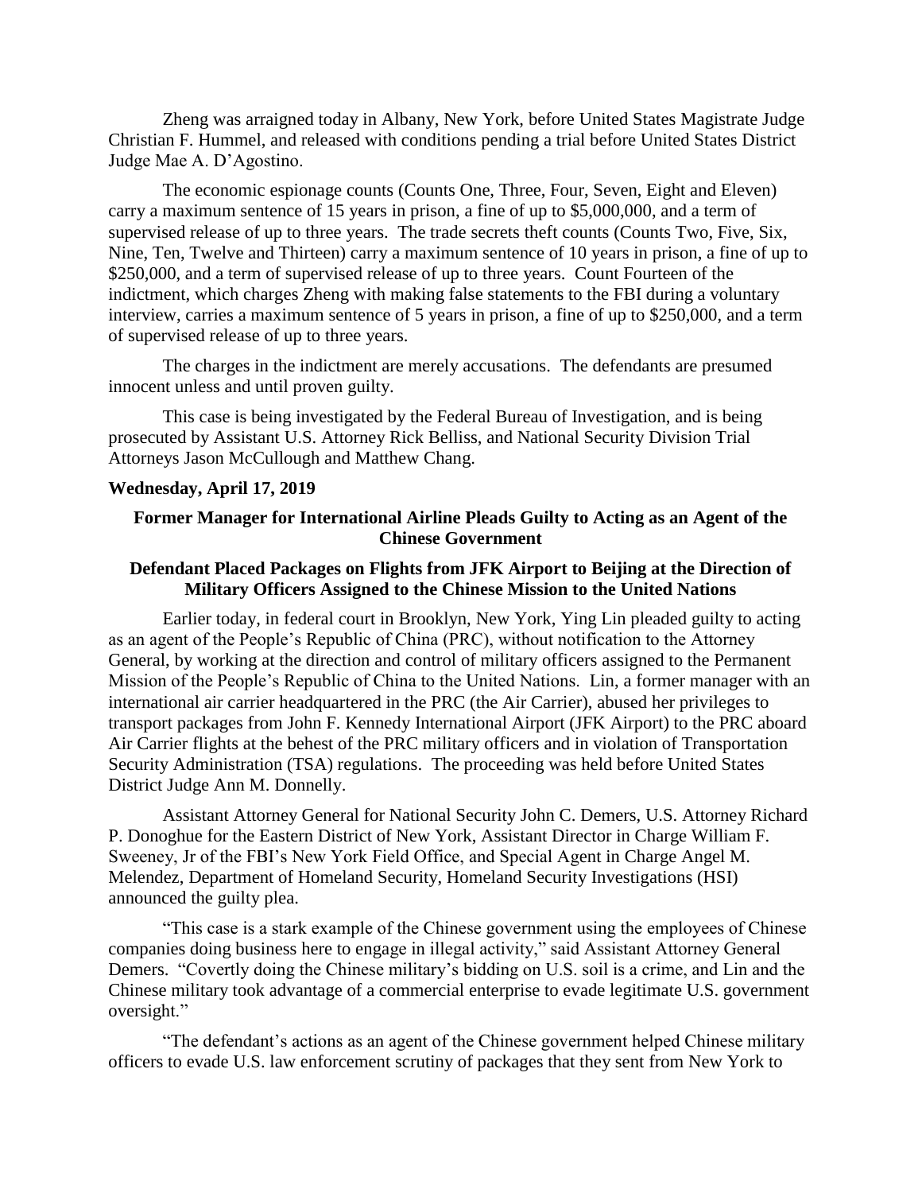Zheng was arraigned today in Albany, New York, before United States Magistrate Judge Christian F. Hummel, and released with conditions pending a trial before United States District Judge Mae A. D'Agostino.

The economic espionage counts (Counts One, Three, Four, Seven, Eight and Eleven) carry a maximum sentence of 15 years in prison, a fine of up to $5,000,000, and a term of supervised release of up to three years. The trade secrets theft counts (Counts Two, Five, Six, Nine, Ten, Twelve and Thirteen) carry a maximum sentence of 10 years in prison, a fine of up to $250,000, and a term of supervised release of up to three years. Count Fourteen of the indictment, which charges Zheng with making false statements to the FBI during a voluntary interview, carries a maximum sentence of 5 years in prison, a fine of up to $250,000, and a term of supervised release of up to three years.

The charges in the indictment are merely accusations. The defendants are presumed innocent unless and until proven guilty.

This case is being investigated by the Federal Bureau of Investigation, and is being prosecuted by Assistant U.S. Attorney Rick Belliss, and National Security Division Trial Attorneys Jason McCullough and Matthew Chang.

**Wednesday, April 17, 2019**

## Former Manager for International Airline Pleads Guilty to Acting as an Agent of the Chinese Government

### Defendant Placed Packages on Flights from JFK Airport to Beijing at the Direction of Military Officers Assigned to the Chinese Mission to the United Nations

Earlier today, in federal court in Brooklyn, New York, Ying Lin pleaded guilty to acting as an agent of the People's Republic of China (PRC), without notification to the Attorney General, by working at the direction and control of military officers assigned to the Permanent Mission of the People's Republic of China to the United Nations. Lin, a former manager with an international air carrier headquartered in the PRC (the Air Carrier), abused her privileges to transport packages from John F. Kennedy International Airport (JFK Airport) to the PRC aboard Air Carrier flights at the behest of the PRC military officers and in violation of Transportation Security Administration (TSA) regulations. The proceeding was held before United States District Judge Ann M. Donnelly.

Assistant Attorney General for National Security John C. Demers, U.S. Attorney Richard P. Donoghue for the Eastern District of New York, Assistant Director in Charge William F. Sweeney, Jr of the FBI's New York Field Office, and Special Agent in Charge Angel M. Melendez, Department of Homeland Security, Homeland Security Investigations (HSI) announced the guilty plea.

"This case is a stark example of the Chinese government using the employees of Chinese companies doing business here to engage in illegal activity," said Assistant Attorney General Demers. "Covertly doing the Chinese military's bidding on U.S. soil is a crime, and Lin and the Chinese military took advantage of a commercial enterprise to evade legitimate U.S. government oversight."

"The defendant's actions as an agent of the Chinese government helped Chinese military officers to evade U.S. law enforcement scrutiny of packages that they sent from New York to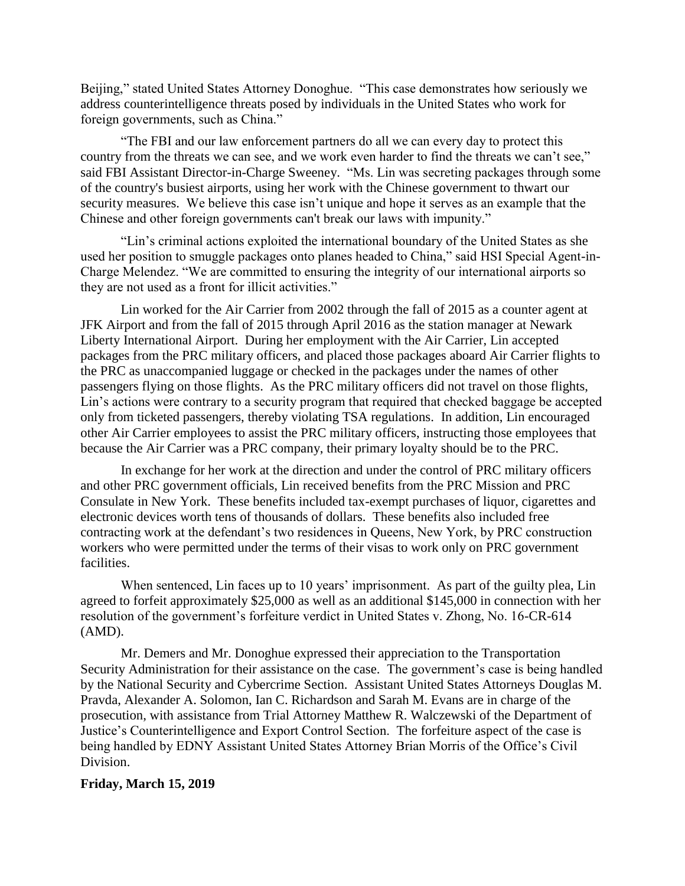Beijing," stated United States Attorney Donoghue. "This case demonstrates how seriously we address counterintelligence threats posed by individuals in the United States who work for foreign governments, such as China."

"The FBI and our law enforcement partners do all we can every day to protect this country from the threats we can see, and we work even harder to find the threats we can't see," said FBI Assistant Director-in-Charge Sweeney. "Ms. Lin was secreting packages through some of the country's busiest airports, using her work with the Chinese government to thwart our security measures. We believe this case isn't unique and hope it serves as an example that the Chinese and other foreign governments can't break our laws with impunity."

"Lin's criminal actions exploited the international boundary of the United States as she used her position to smuggle packages onto planes headed to China," said HSI Special Agent-in-Charge Melendez. "We are committed to ensuring the integrity of our international airports so they are not used as a front for illicit activities."

Lin worked for the Air Carrier from 2002 through the fall of 2015 as a counter agent at JFK Airport and from the fall of 2015 through April 2016 as the station manager at Newark Liberty International Airport. During her employment with the Air Carrier, Lin accepted packages from the PRC military officers, and placed those packages aboard Air Carrier flights to the PRC as unaccompanied luggage or checked in the packages under the names of other passengers flying on those flights. As the PRC military officers did not travel on those flights, Lin's actions were contrary to a security program that required that checked baggage be accepted only from ticketed passengers, thereby violating TSA regulations. In addition, Lin encouraged other Air Carrier employees to assist the PRC military officers, instructing those employees that because the Air Carrier was a PRC company, their primary loyalty should be to the PRC.

In exchange for her work at the direction and under the control of PRC military officers and other PRC government officials, Lin received benefits from the PRC Mission and PRC Consulate in New York. These benefits included tax-exempt purchases of liquor, cigarettes and electronic devices worth tens of thousands of dollars. These benefits also included free contracting work at the defendant's two residences in Queens, New York, by PRC construction workers who were permitted under the terms of their visas to work only on PRC government facilities.

When sentenced, Lin faces up to 10 years' imprisonment. As part of the guilty plea, Lin agreed to forfeit approximately $25,000 as well as an additional $145,000 in connection with her resolution of the government's forfeiture verdict in United States v. Zhong, No. 16-CR-614 (AMD).

Mr. Demers and Mr. Donoghue expressed their appreciation to the Transportation Security Administration for their assistance on the case. The government's case is being handled by the National Security and Cybercrime Section. Assistant United States Attorneys Douglas M. Pravda, Alexander A. Solomon, Ian C. Richardson and Sarah M. Evans are in charge of the prosecution, with assistance from Trial Attorney Matthew R. Walczewski of the Department of Justice's Counterintelligence and Export Control Section. The forfeiture aspect of the case is being handled by EDNY Assistant United States Attorney Brian Morris of the Office's Civil Division.

**Friday, March 15, 2019**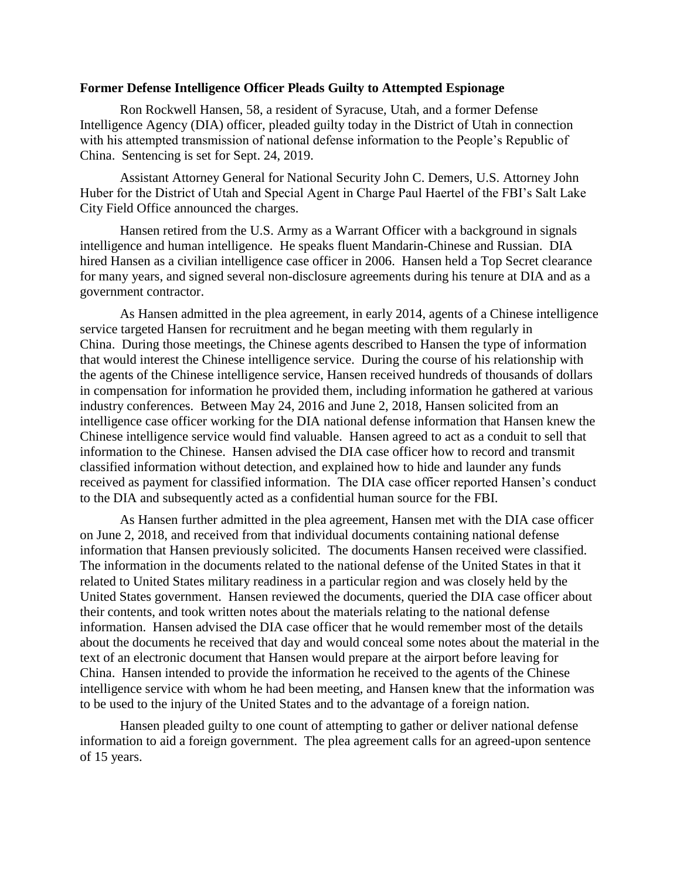**Former Defense Intelligence Officer Pleads Guilty to Attempted Espionage**

Ron Rockwell Hansen, 58, a resident of Syracuse, Utah, and a former Defense Intelligence Agency (DIA) officer, pleaded guilty today in the District of Utah in connection with his attempted transmission of national defense information to the People's Republic of China. Sentencing is set for Sept. 24, 2019.

Assistant Attorney General for National Security John C. Demers, U.S. Attorney John Huber for the District of Utah and Special Agent in Charge Paul Haertel of the FBI's Salt Lake City Field Office announced the charges.

Hansen retired from the U.S. Army as a Warrant Officer with a background in signals intelligence and human intelligence. He speaks fluent Mandarin-Chinese and Russian. DIA hired Hansen as a civilian intelligence case officer in 2006. Hansen held a Top Secret clearance for many years, and signed several non-disclosure agreements during his tenure at DIA and as a government contractor.

As Hansen admitted in the plea agreement, in early 2014, agents of a Chinese intelligence service targeted Hansen for recruitment and he began meeting with them regularly in China. During those meetings, the Chinese agents described to Hansen the type of information that would interest the Chinese intelligence service. During the course of his relationship with the agents of the Chinese intelligence service, Hansen received hundreds of thousands of dollars in compensation for information he provided them, including information he gathered at various industry conferences. Between May 24, 2016 and June 2, 2018, Hansen solicited from an intelligence case officer working for the DIA national defense information that Hansen knew the Chinese intelligence service would find valuable. Hansen agreed to act as a conduit to sell that information to the Chinese. Hansen advised the DIA case officer how to record and transmit classified information without detection, and explained how to hide and launder any funds received as payment for classified information. The DIA case officer reported Hansen's conduct to the DIA and subsequently acted as a confidential human source for the FBI.

As Hansen further admitted in the plea agreement, Hansen met with the DIA case officer on June 2, 2018, and received from that individual documents containing national defense information that Hansen previously solicited. The documents Hansen received were classified. The information in the documents related to the national defense of the United States in that it related to United States military readiness in a particular region and was closely held by the United States government. Hansen reviewed the documents, queried the DIA case officer about their contents, and took written notes about the materials relating to the national defense information. Hansen advised the DIA case officer that he would remember most of the details about the documents he received that day and would conceal some notes about the material in the text of an electronic document that Hansen would prepare at the airport before leaving for China. Hansen intended to provide the information he received to the agents of the Chinese intelligence service with whom he had been meeting, and Hansen knew that the information was to be used to the injury of the United States and to the advantage of a foreign nation.

Hansen pleaded guilty to one count of attempting to gather or deliver national defense information to aid a foreign government. The plea agreement calls for an agreed-upon sentence of 15 years.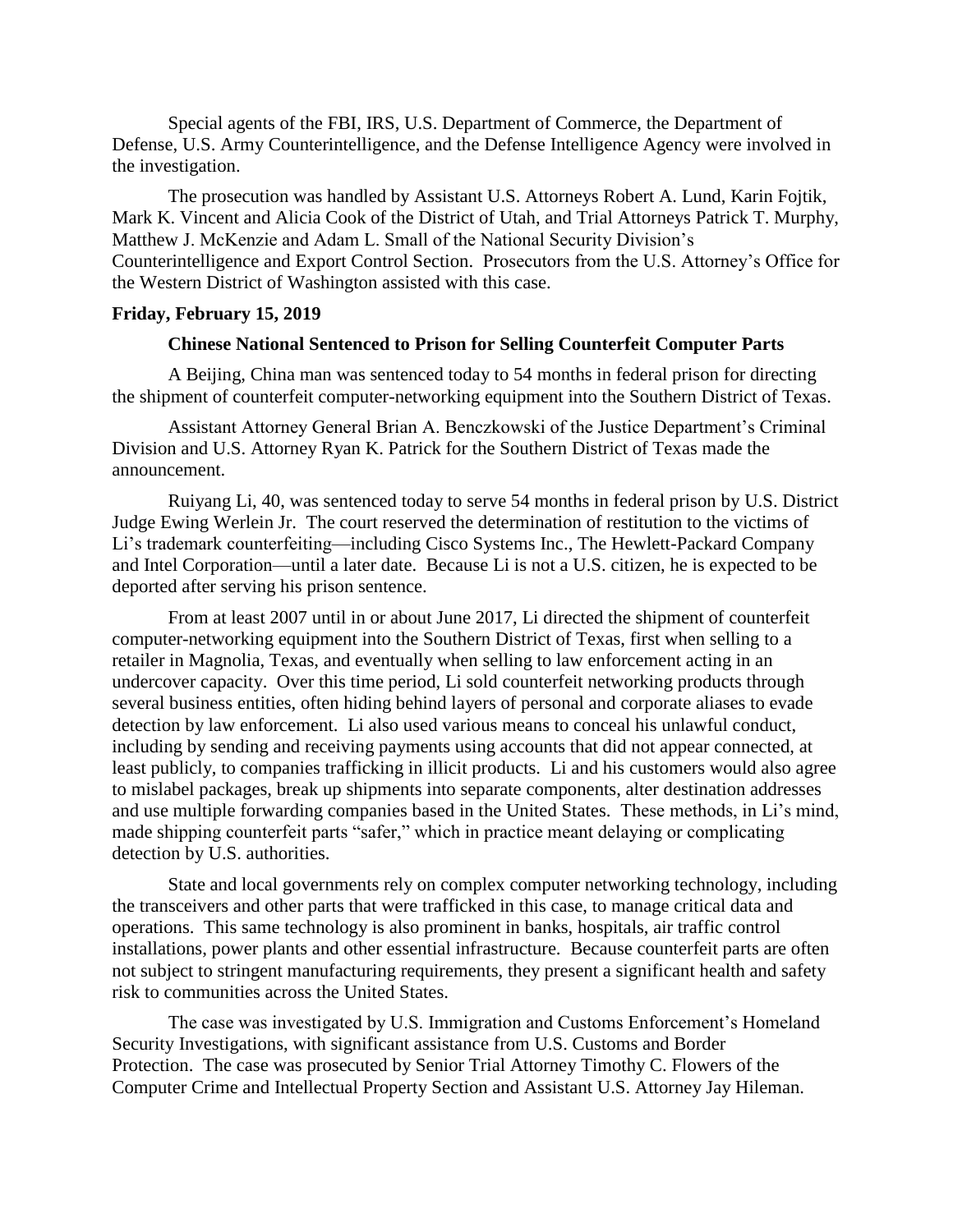Special agents of the FBI, IRS, U.S. Department of Commerce, the Department of Defense, U.S. Army Counterintelligence, and the Defense Intelligence Agency were involved in the investigation.

The prosecution was handled by Assistant U.S. Attorneys Robert A. Lund, Karin Fojtik, Mark K. Vincent and Alicia Cook of the District of Utah, and Trial Attorneys Patrick T. Murphy, Matthew J. McKenzie and Adam L. Small of the National Security Division's Counterintelligence and Export Control Section. Prosecutors from the U.S. Attorney's Office for the Western District of Washington assisted with this case.

**Friday, February 15, 2019**

**Chinese National Sentenced to Prison for Selling Counterfeit Computer Parts**

A Beijing, China man was sentenced today to 54 months in federal prison for directing the shipment of counterfeit computer-networking equipment into the Southern District of Texas.

Assistant Attorney General Brian A. Benczkowski of the Justice Department's Criminal Division and U.S. Attorney Ryan K. Patrick for the Southern District of Texas made the announcement.

Ruiyang Li, 40, was sentenced today to serve 54 months in federal prison by U.S. District Judge Ewing Werlein Jr. The court reserved the determination of restitution to the victims of Li's trademark counterfeiting—including Cisco Systems Inc., The Hewlett-Packard Company and Intel Corporation—until a later date. Because Li is not a U.S. citizen, he is expected to be deported after serving his prison sentence.

From at least 2007 until in or about June 2017, Li directed the shipment of counterfeit computer-networking equipment into the Southern District of Texas, first when selling to a retailer in Magnolia, Texas, and eventually when selling to law enforcement acting in an undercover capacity. Over this time period, Li sold counterfeit networking products through several business entities, often hiding behind layers of personal and corporate aliases to evade detection by law enforcement. Li also used various means to conceal his unlawful conduct, including by sending and receiving payments using accounts that did not appear connected, at least publicly, to companies trafficking in illicit products. Li and his customers would also agree to mislabel packages, break up shipments into separate components, alter destination addresses and use multiple forwarding companies based in the United States. These methods, in Li's mind, made shipping counterfeit parts "safer," which in practice meant delaying or complicating detection by U.S. authorities.

State and local governments rely on complex computer networking technology, including the transceivers and other parts that were trafficked in this case, to manage critical data and operations. This same technology is also prominent in banks, hospitals, air traffic control installations, power plants and other essential infrastructure. Because counterfeit parts are often not subject to stringent manufacturing requirements, they present a significant health and safety risk to communities across the United States.

The case was investigated by U.S. Immigration and Customs Enforcement's Homeland Security Investigations, with significant assistance from U.S. Customs and Border Protection. The case was prosecuted by Senior Trial Attorney Timothy C. Flowers of the Computer Crime and Intellectual Property Section and Assistant U.S. Attorney Jay Hileman.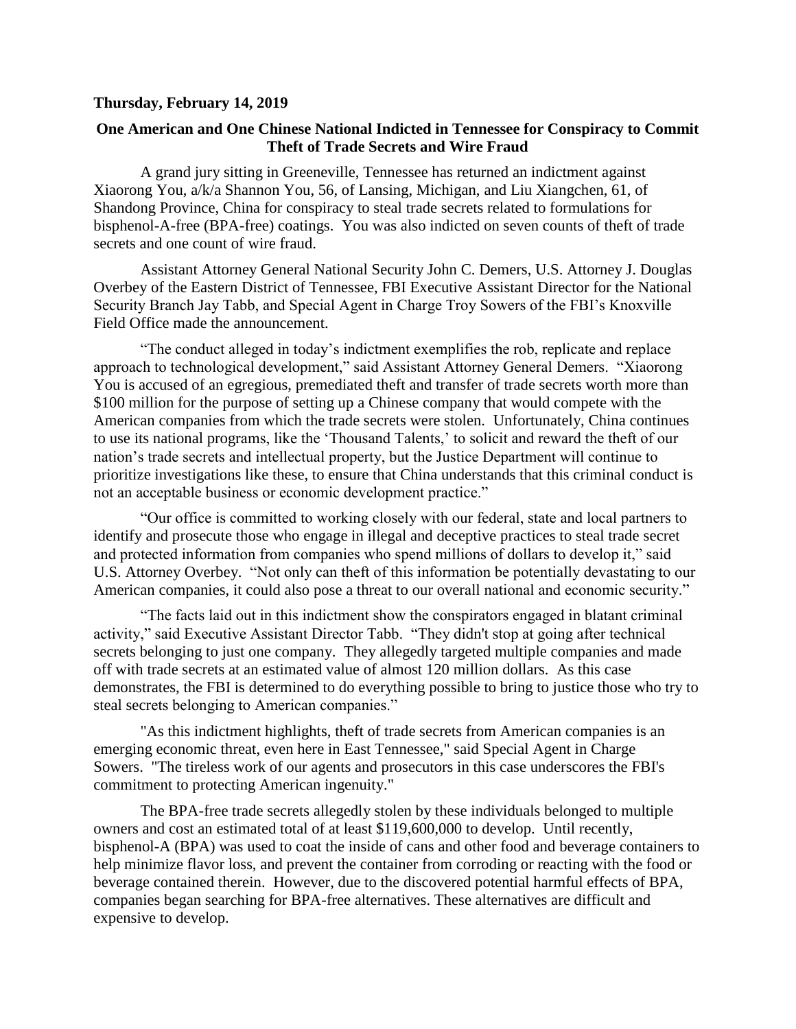**Thursday, February 14, 2019**

**One American and One Chinese National Indicted in Tennessee for Conspiracy to Commit Theft of Trade Secrets and Wire Fraud**

A grand jury sitting in Greeneville, Tennessee has returned an indictment against Xiaorong You, a/k/a Shannon You, 56, of Lansing, Michigan, and Liu Xiangchen, 61, of Shandong Province, China for conspiracy to steal trade secrets related to formulations for bisphenol-A-free (BPA-free) coatings. You was also indicted on seven counts of theft of trade secrets and one count of wire fraud.

Assistant Attorney General National Security John C. Demers, U.S. Attorney J. Douglas Overbey of the Eastern District of Tennessee, FBI Executive Assistant Director for the National Security Branch Jay Tabb, and Special Agent in Charge Troy Sowers of the FBI's Knoxville Field Office made the announcement.

"The conduct alleged in today's indictment exemplifies the rob, replicate and replace approach to technological development," said Assistant Attorney General Demers. "Xiaorong You is accused of an egregious, premediated theft and transfer of trade secrets worth more than $100 million for the purpose of setting up a Chinese company that would compete with the American companies from which the trade secrets were stolen. Unfortunately, China continues to use its national programs, like the 'Thousand Talents,' to solicit and reward the theft of our nation's trade secrets and intellectual property, but the Justice Department will continue to prioritize investigations like these, to ensure that China understands that this criminal conduct is not an acceptable business or economic development practice."

"Our office is committed to working closely with our federal, state and local partners to identify and prosecute those who engage in illegal and deceptive practices to steal trade secret and protected information from companies who spend millions of dollars to develop it," said U.S. Attorney Overbey. "Not only can theft of this information be potentially devastating to our American companies, it could also pose a threat to our overall national and economic security."

"The facts laid out in this indictment show the conspirators engaged in blatant criminal activity," said Executive Assistant Director Tabb. "They didn't stop at going after technical secrets belonging to just one company. They allegedly targeted multiple companies and made off with trade secrets at an estimated value of almost 120 million dollars. As this case demonstrates, the FBI is determined to do everything possible to bring to justice those who try to steal secrets belonging to American companies."

"As this indictment highlights, theft of trade secrets from American companies is an emerging economic threat, even here in East Tennessee," said Special Agent in Charge Sowers. "The tireless work of our agents and prosecutors in this case underscores the FBI's commitment to protecting American ingenuity."

The BPA-free trade secrets allegedly stolen by these individuals belonged to multiple owners and cost an estimated total of at least $119,600,000 to develop. Until recently, bisphenol-A (BPA) was used to coat the inside of cans and other food and beverage containers to help minimize flavor loss, and prevent the container from corroding or reacting with the food or beverage contained therein. However, due to the discovered potential harmful effects of BPA, companies began searching for BPA-free alternatives. These alternatives are difficult and expensive to develop.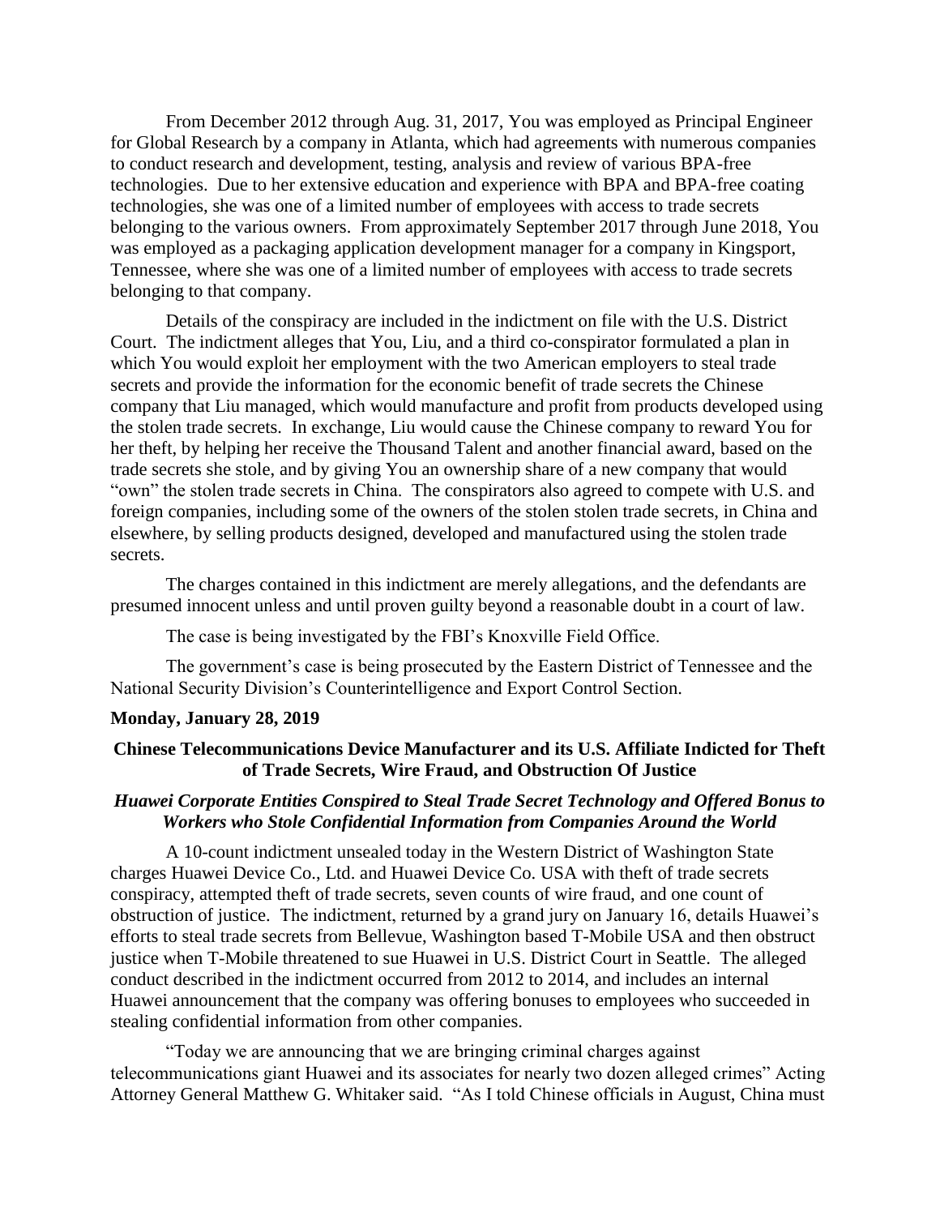From December 2012 through Aug. 31, 2017, You was employed as Principal Engineer for Global Research by a company in Atlanta, which had agreements with numerous companies to conduct research and development, testing, analysis and review of various BPA-free technologies. Due to her extensive education and experience with BPA and BPA-free coating technologies, she was one of a limited number of employees with access to trade secrets belonging to the various owners. From approximately September 2017 through June 2018, You was employed as a packaging application development manager for a company in Kingsport, Tennessee, where she was one of a limited number of employees with access to trade secrets belonging to that company.

Details of the conspiracy are included in the indictment on file with the U.S. District Court. The indictment alleges that You, Liu, and a third co-conspirator formulated a plan in which You would exploit her employment with the two American employers to steal trade secrets and provide the information for the economic benefit of trade secrets the Chinese company that Liu managed, which would manufacture and profit from products developed using the stolen trade secrets. In exchange, Liu would cause the Chinese company to reward You for her theft, by helping her receive the Thousand Talent and another financial award, based on the trade secrets she stole, and by giving You an ownership share of a new company that would "own" the stolen trade secrets in China. The conspirators also agreed to compete with U.S. and foreign companies, including some of the owners of the stolen stolen trade secrets, in China and elsewhere, by selling products designed, developed and manufactured using the stolen trade secrets.

The charges contained in this indictment are merely allegations, and the defendants are presumed innocent unless and until proven guilty beyond a reasonable doubt in a court of law.

The case is being investigated by the FBI's Knoxville Field Office.

The government's case is being prosecuted by the Eastern District of Tennessee and the National Security Division's Counterintelligence and Export Control Section.

**Monday, January 28, 2019**

### Chinese Telecommunications Device Manufacturer and its U.S. Affiliate Indicted for Theft of Trade Secrets, Wire Fraud, and Obstruction Of Justice

***Huawei Corporate Entities Conspired to Steal Trade Secret Technology and Offered Bonus to Workers who Stole Confidential Information from Companies Around the World***

A 10-count indictment unsealed today in the Western District of Washington State charges Huawei Device Co., Ltd. and Huawei Device Co. USA with theft of trade secrets conspiracy, attempted theft of trade secrets, seven counts of wire fraud, and one count of obstruction of justice. The indictment, returned by a grand jury on January 16, details Huawei's efforts to steal trade secrets from Bellevue, Washington based T-Mobile USA and then obstruct justice when T-Mobile threatened to sue Huawei in U.S. District Court in Seattle. The alleged conduct described in the indictment occurred from 2012 to 2014, and includes an internal Huawei announcement that the company was offering bonuses to employees who succeeded in stealing confidential information from other companies.

"Today we are announcing that we are bringing criminal charges against telecommunications giant Huawei and its associates for nearly two dozen alleged crimes" Acting Attorney General Matthew G. Whitaker said. "As I told Chinese officials in August, China must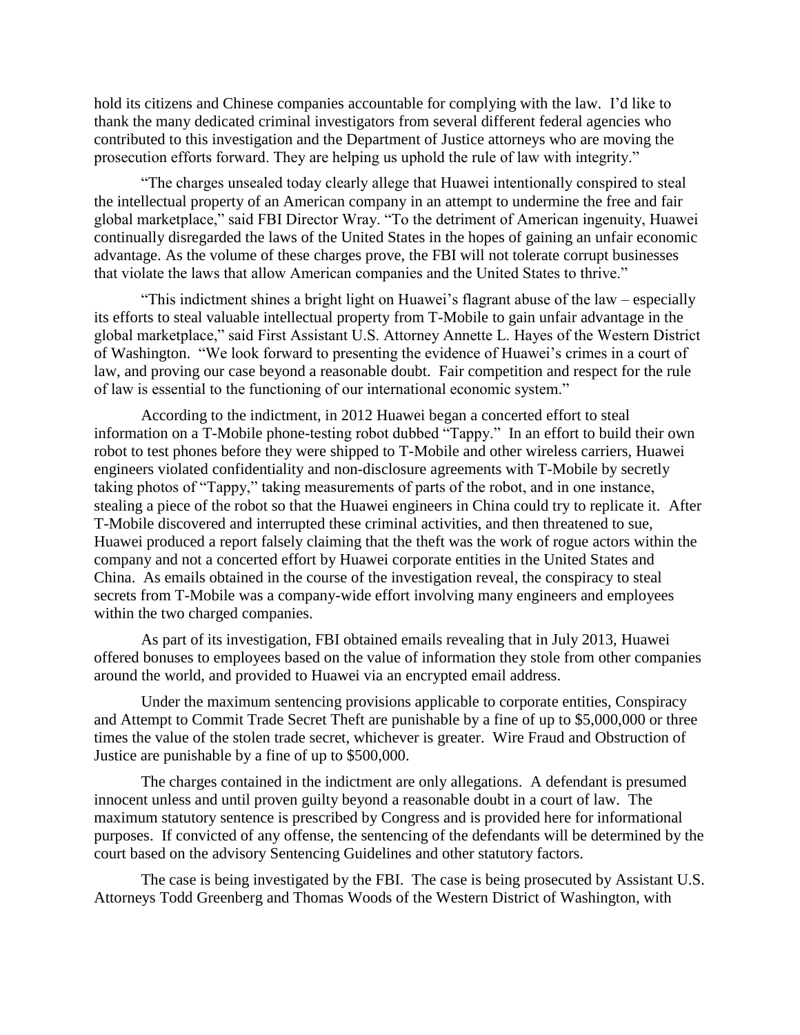hold its citizens and Chinese companies accountable for complying with the law. I'd like to thank the many dedicated criminal investigators from several different federal agencies who contributed to this investigation and the Department of Justice attorneys who are moving the prosecution efforts forward. They are helping us uphold the rule of law with integrity."

"The charges unsealed today clearly allege that Huawei intentionally conspired to steal the intellectual property of an American company in an attempt to undermine the free and fair global marketplace," said FBI Director Wray. "To the detriment of American ingenuity, Huawei continually disregarded the laws of the United States in the hopes of gaining an unfair economic advantage. As the volume of these charges prove, the FBI will not tolerate corrupt businesses that violate the laws that allow American companies and the United States to thrive."

"This indictment shines a bright light on Huawei's flagrant abuse of the law – especially its efforts to steal valuable intellectual property from T-Mobile to gain unfair advantage in the global marketplace," said First Assistant U.S. Attorney Annette L. Hayes of the Western District of Washington. "We look forward to presenting the evidence of Huawei's crimes in a court of law, and proving our case beyond a reasonable doubt. Fair competition and respect for the rule of law is essential to the functioning of our international economic system."

According to the indictment, in 2012 Huawei began a concerted effort to steal information on a T-Mobile phone-testing robot dubbed "Tappy." In an effort to build their own robot to test phones before they were shipped to T-Mobile and other wireless carriers, Huawei engineers violated confidentiality and non-disclosure agreements with T-Mobile by secretly taking photos of "Tappy," taking measurements of parts of the robot, and in one instance, stealing a piece of the robot so that the Huawei engineers in China could try to replicate it. After T-Mobile discovered and interrupted these criminal activities, and then threatened to sue, Huawei produced a report falsely claiming that the theft was the work of rogue actors within the company and not a concerted effort by Huawei corporate entities in the United States and China. As emails obtained in the course of the investigation reveal, the conspiracy to steal secrets from T-Mobile was a company-wide effort involving many engineers and employees within the two charged companies.

As part of its investigation, FBI obtained emails revealing that in July 2013, Huawei offered bonuses to employees based on the value of information they stole from other companies around the world, and provided to Huawei via an encrypted email address.

Under the maximum sentencing provisions applicable to corporate entities, Conspiracy and Attempt to Commit Trade Secret Theft are punishable by a fine of up to $5,000,000 or three times the value of the stolen trade secret, whichever is greater. Wire Fraud and Obstruction of Justice are punishable by a fine of up to $500,000.

The charges contained in the indictment are only allegations. A defendant is presumed innocent unless and until proven guilty beyond a reasonable doubt in a court of law. The maximum statutory sentence is prescribed by Congress and is provided here for informational purposes. If convicted of any offense, the sentencing of the defendants will be determined by the court based on the advisory Sentencing Guidelines and other statutory factors.

The case is being investigated by the FBI. The case is being prosecuted by Assistant U.S. Attorneys Todd Greenberg and Thomas Woods of the Western District of Washington, with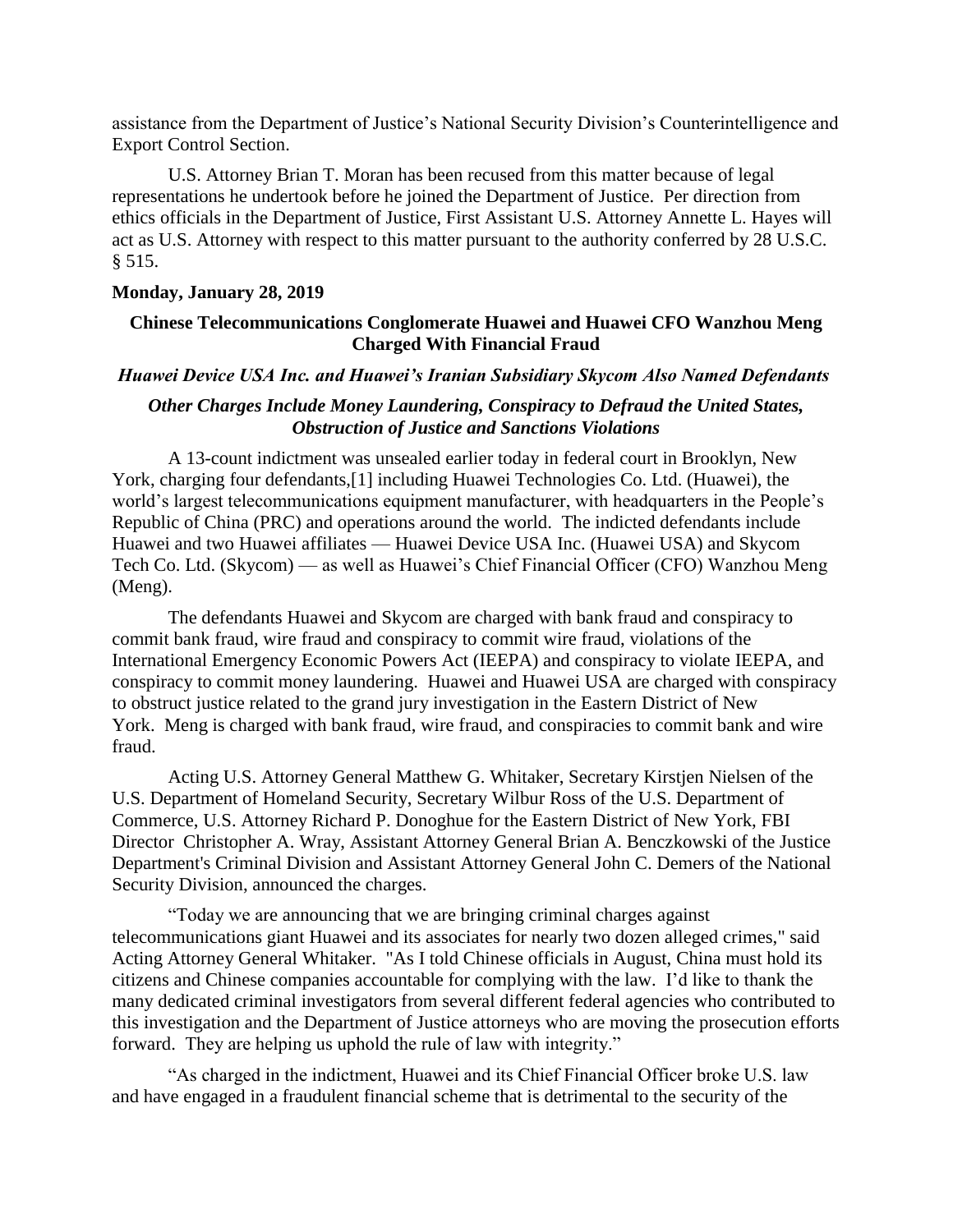assistance from the Department of Justice's National Security Division's Counterintelligence and Export Control Section.

U.S. Attorney Brian T. Moran has been recused from this matter because of legal representations he undertook before he joined the Department of Justice. Per direction from ethics officials in the Department of Justice, First Assistant U.S. Attorney Annette L. Hayes will act as U.S. Attorney with respect to this matter pursuant to the authority conferred by 28 U.S.C. § 515.

**Monday, January 28, 2019**

## Chinese Telecommunications Conglomerate Huawei and Huawei CFO Wanzhou Meng Charged With Financial Fraud

### *Huawei Device USA Inc. and Huawei's Iranian Subsidiary Skycom Also Named Defendants*

### *Other Charges Include Money Laundering, Conspiracy to Defraud the United States, Obstruction of Justice and Sanctions Violations*

A 13-count indictment was unsealed earlier today in federal court in Brooklyn, New York, charging four defendants,[1] including Huawei Technologies Co. Ltd. (Huawei), the world's largest telecommunications equipment manufacturer, with headquarters in the People's Republic of China (PRC) and operations around the world. The indicted defendants include Huawei and two Huawei affiliates — Huawei Device USA Inc. (Huawei USA) and Skycom Tech Co. Ltd. (Skycom) — as well as Huawei's Chief Financial Officer (CFO) Wanzhou Meng (Meng).

The defendants Huawei and Skycom are charged with bank fraud and conspiracy to commit bank fraud, wire fraud and conspiracy to commit wire fraud, violations of the International Emergency Economic Powers Act (IEEPA) and conspiracy to violate IEEPA, and conspiracy to commit money laundering. Huawei and Huawei USA are charged with conspiracy to obstruct justice related to the grand jury investigation in the Eastern District of New York. Meng is charged with bank fraud, wire fraud, and conspiracies to commit bank and wire fraud.

Acting U.S. Attorney General Matthew G. Whitaker, Secretary Kirstjen Nielsen of the U.S. Department of Homeland Security, Secretary Wilbur Ross of the U.S. Department of Commerce, U.S. Attorney Richard P. Donoghue for the Eastern District of New York, FBI Director Christopher A. Wray, Assistant Attorney General Brian A. Benczkowski of the Justice Department's Criminal Division and Assistant Attorney General John C. Demers of the National Security Division, announced the charges.

"Today we are announcing that we are bringing criminal charges against telecommunications giant Huawei and its associates for nearly two dozen alleged crimes," said Acting Attorney General Whitaker. "As I told Chinese officials in August, China must hold its citizens and Chinese companies accountable for complying with the law. I'd like to thank the many dedicated criminal investigators from several different federal agencies who contributed to this investigation and the Department of Justice attorneys who are moving the prosecution efforts forward. They are helping us uphold the rule of law with integrity."

"As charged in the indictment, Huawei and its Chief Financial Officer broke U.S. law and have engaged in a fraudulent financial scheme that is detrimental to the security of the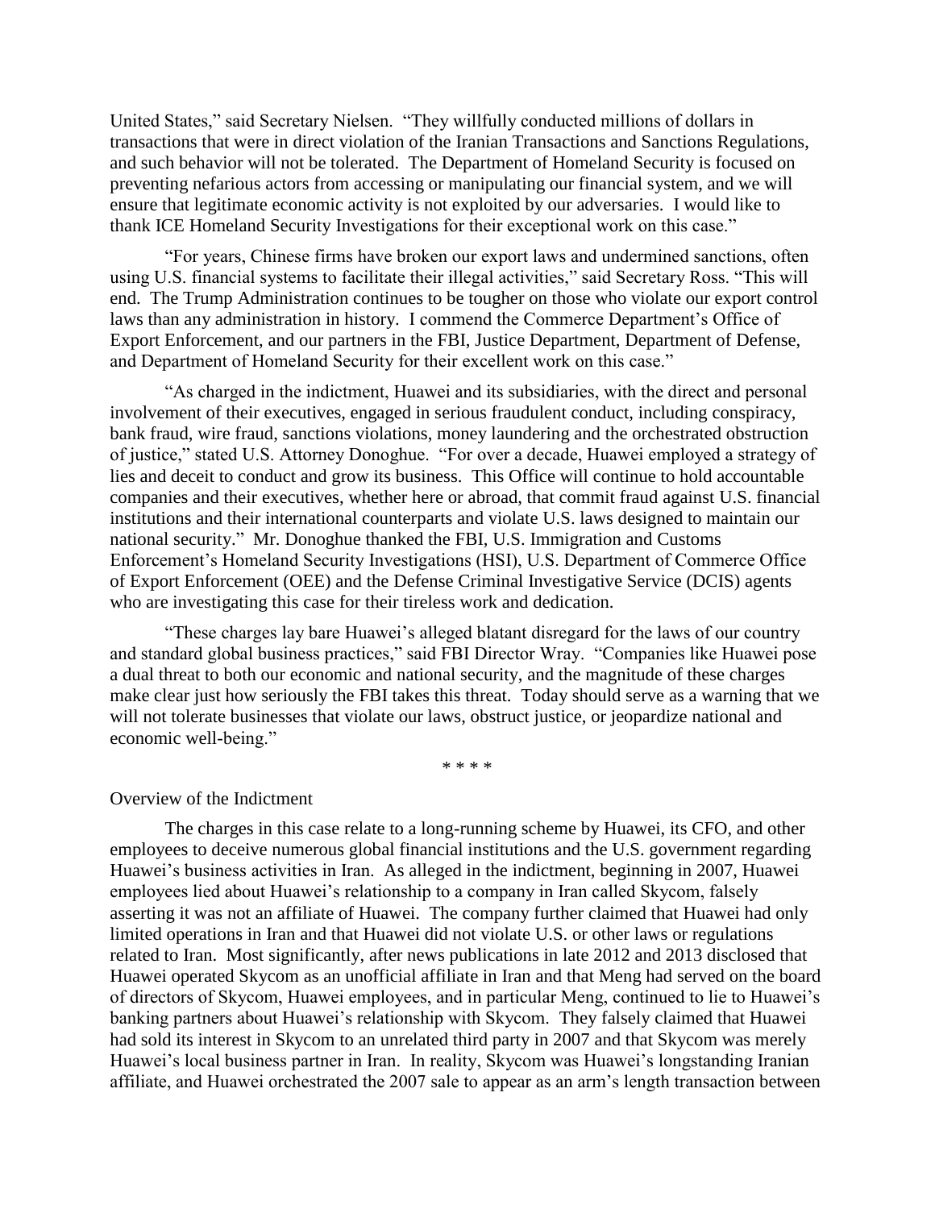United States," said Secretary Nielsen. "They willfully conducted millions of dollars in transactions that were in direct violation of the Iranian Transactions and Sanctions Regulations, and such behavior will not be tolerated. The Department of Homeland Security is focused on preventing nefarious actors from accessing or manipulating our financial system, and we will ensure that legitimate economic activity is not exploited by our adversaries. I would like to thank ICE Homeland Security Investigations for their exceptional work on this case."

"For years, Chinese firms have broken our export laws and undermined sanctions, often using U.S. financial systems to facilitate their illegal activities," said Secretary Ross. "This will end. The Trump Administration continues to be tougher on those who violate our export control laws than any administration in history. I commend the Commerce Department's Office of Export Enforcement, and our partners in the FBI, Justice Department, Department of Defense, and Department of Homeland Security for their excellent work on this case."

"As charged in the indictment, Huawei and its subsidiaries, with the direct and personal involvement of their executives, engaged in serious fraudulent conduct, including conspiracy, bank fraud, wire fraud, sanctions violations, money laundering and the orchestrated obstruction of justice," stated U.S. Attorney Donoghue. "For over a decade, Huawei employed a strategy of lies and deceit to conduct and grow its business. This Office will continue to hold accountable companies and their executives, whether here or abroad, that commit fraud against U.S. financial institutions and their international counterparts and violate U.S. laws designed to maintain our national security." Mr. Donoghue thanked the FBI, U.S. Immigration and Customs Enforcement's Homeland Security Investigations (HSI), U.S. Department of Commerce Office of Export Enforcement (OEE) and the Defense Criminal Investigative Service (DCIS) agents who are investigating this case for their tireless work and dedication.

"These charges lay bare Huawei's alleged blatant disregard for the laws of our country and standard global business practices," said FBI Director Wray. "Companies like Huawei pose a dual threat to both our economic and national security, and the magnitude of these charges make clear just how seriously the FBI takes this threat. Today should serve as a warning that we will not tolerate businesses that violate our laws, obstruct justice, or jeopardize national and economic well-being."

* * * *

Overview of the Indictment

The charges in this case relate to a long-running scheme by Huawei, its CFO, and other employees to deceive numerous global financial institutions and the U.S. government regarding Huawei's business activities in Iran. As alleged in the indictment, beginning in 2007, Huawei employees lied about Huawei's relationship to a company in Iran called Skycom, falsely asserting it was not an affiliate of Huawei. The company further claimed that Huawei had only limited operations in Iran and that Huawei did not violate U.S. or other laws or regulations related to Iran. Most significantly, after news publications in late 2012 and 2013 disclosed that Huawei operated Skycom as an unofficial affiliate in Iran and that Meng had served on the board of directors of Skycom, Huawei employees, and in particular Meng, continued to lie to Huawei's banking partners about Huawei's relationship with Skycom. They falsely claimed that Huawei had sold its interest in Skycom to an unrelated third party in 2007 and that Skycom was merely Huawei's local business partner in Iran. In reality, Skycom was Huawei's longstanding Iranian affiliate, and Huawei orchestrated the 2007 sale to appear as an arm's length transaction between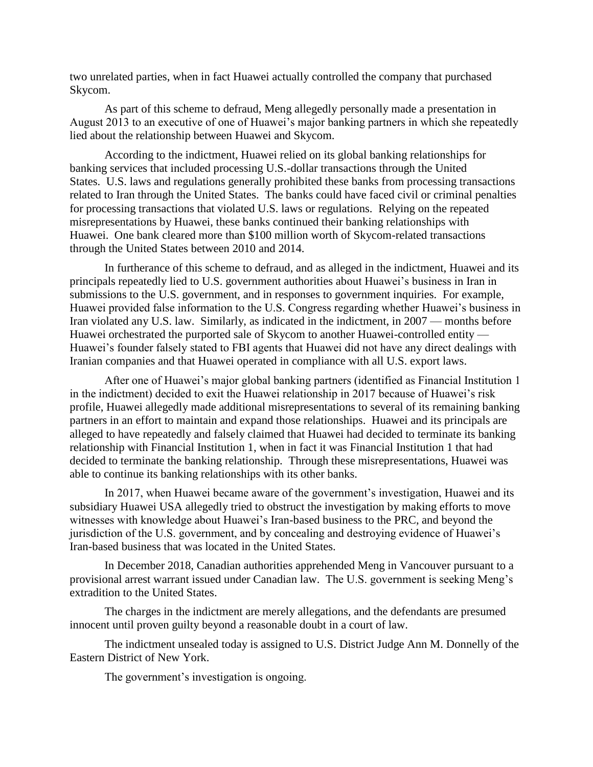two unrelated parties, when in fact Huawei actually controlled the company that purchased Skycom.

As part of this scheme to defraud, Meng allegedly personally made a presentation in August 2013 to an executive of one of Huawei's major banking partners in which she repeatedly lied about the relationship between Huawei and Skycom.

According to the indictment, Huawei relied on its global banking relationships for banking services that included processing U.S.-dollar transactions through the United States. U.S. laws and regulations generally prohibited these banks from processing transactions related to Iran through the United States. The banks could have faced civil or criminal penalties for processing transactions that violated U.S. laws or regulations. Relying on the repeated misrepresentations by Huawei, these banks continued their banking relationships with Huawei. One bank cleared more than $100 million worth of Skycom-related transactions through the United States between 2010 and 2014.

In furtherance of this scheme to defraud, and as alleged in the indictment, Huawei and its principals repeatedly lied to U.S. government authorities about Huawei's business in Iran in submissions to the U.S. government, and in responses to government inquiries. For example, Huawei provided false information to the U.S. Congress regarding whether Huawei's business in Iran violated any U.S. law. Similarly, as indicated in the indictment, in 2007 — months before Huawei orchestrated the purported sale of Skycom to another Huawei-controlled entity — Huawei's founder falsely stated to FBI agents that Huawei did not have any direct dealings with Iranian companies and that Huawei operated in compliance with all U.S. export laws.

After one of Huawei's major global banking partners (identified as Financial Institution 1 in the indictment) decided to exit the Huawei relationship in 2017 because of Huawei's risk profile, Huawei allegedly made additional misrepresentations to several of its remaining banking partners in an effort to maintain and expand those relationships. Huawei and its principals are alleged to have repeatedly and falsely claimed that Huawei had decided to terminate its banking relationship with Financial Institution 1, when in fact it was Financial Institution 1 that had decided to terminate the banking relationship. Through these misrepresentations, Huawei was able to continue its banking relationships with its other banks.

In 2017, when Huawei became aware of the government's investigation, Huawei and its subsidiary Huawei USA allegedly tried to obstruct the investigation by making efforts to move witnesses with knowledge about Huawei's Iran-based business to the PRC, and beyond the jurisdiction of the U.S. government, and by concealing and destroying evidence of Huawei's Iran-based business that was located in the United States.

In December 2018, Canadian authorities apprehended Meng in Vancouver pursuant to a provisional arrest warrant issued under Canadian law. The U.S. government is seeking Meng's extradition to the United States.

The charges in the indictment are merely allegations, and the defendants are presumed innocent until proven guilty beyond a reasonable doubt in a court of law.

The indictment unsealed today is assigned to U.S. District Judge Ann M. Donnelly of the Eastern District of New York.

The government's investigation is ongoing.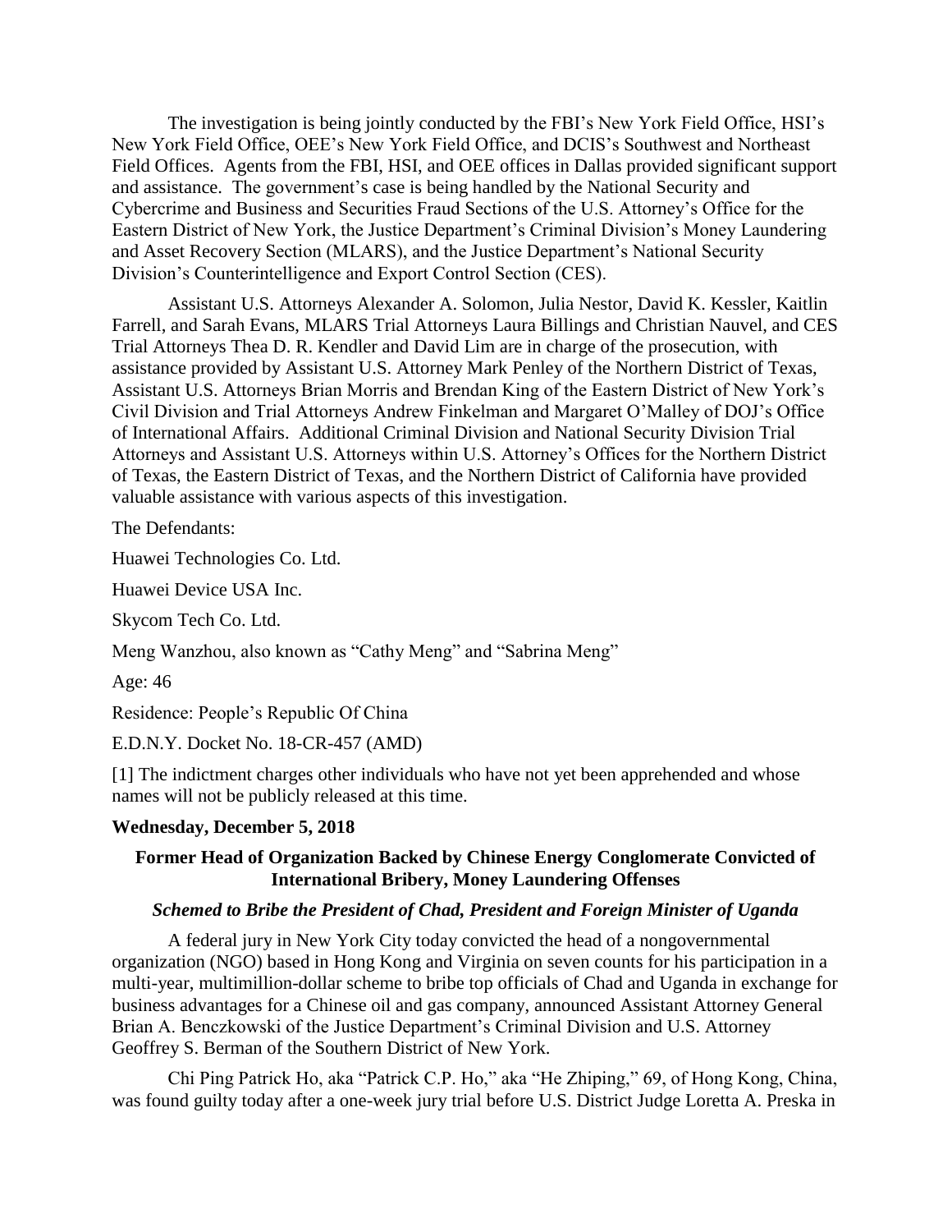The investigation is being jointly conducted by the FBI's New York Field Office, HSI's New York Field Office, OEE's New York Field Office, and DCIS's Southwest and Northeast Field Offices. Agents from the FBI, HSI, and OEE offices in Dallas provided significant support and assistance. The government's case is being handled by the National Security and Cybercrime and Business and Securities Fraud Sections of the U.S. Attorney's Office for the Eastern District of New York, the Justice Department's Criminal Division's Money Laundering and Asset Recovery Section (MLARS), and the Justice Department's National Security Division's Counterintelligence and Export Control Section (CES).

Assistant U.S. Attorneys Alexander A. Solomon, Julia Nestor, David K. Kessler, Kaitlin Farrell, and Sarah Evans, MLARS Trial Attorneys Laura Billings and Christian Nauvel, and CES Trial Attorneys Thea D. R. Kendler and David Lim are in charge of the prosecution, with assistance provided by Assistant U.S. Attorney Mark Penley of the Northern District of Texas, Assistant U.S. Attorneys Brian Morris and Brendan King of the Eastern District of New York's Civil Division and Trial Attorneys Andrew Finkelman and Margaret O'Malley of DOJ's Office of International Affairs. Additional Criminal Division and National Security Division Trial Attorneys and Assistant U.S. Attorneys within U.S. Attorney's Offices for the Northern District of Texas, the Eastern District of Texas, and the Northern District of California have provided valuable assistance with various aspects of this investigation.

The Defendants:

Huawei Technologies Co. Ltd.

Huawei Device USA Inc.

Skycom Tech Co. Ltd.

Meng Wanzhou, also known as "Cathy Meng" and "Sabrina Meng"

Age: 46

Residence: People's Republic Of China

E.D.N.Y. Docket No. 18-CR-457 (AMD)

[1] The indictment charges other individuals who have not yet been apprehended and whose names will not be publicly released at this time.

**Wednesday, December 5, 2018**

## Former Head of Organization Backed by Chinese Energy Conglomerate Convicted of International Bribery, Money Laundering Offenses

### *Schemed to Bribe the President of Chad, President and Foreign Minister of Uganda*

A federal jury in New York City today convicted the head of a nongovernmental organization (NGO) based in Hong Kong and Virginia on seven counts for his participation in a multi-year, multimillion-dollar scheme to bribe top officials of Chad and Uganda in exchange for business advantages for a Chinese oil and gas company, announced Assistant Attorney General Brian A. Benczkowski of the Justice Department's Criminal Division and U.S. Attorney Geoffrey S. Berman of the Southern District of New York.

Chi Ping Patrick Ho, aka "Patrick C.P. Ho," aka "He Zhiping," 69, of Hong Kong, China, was found guilty today after a one-week jury trial before U.S. District Judge Loretta A. Preska in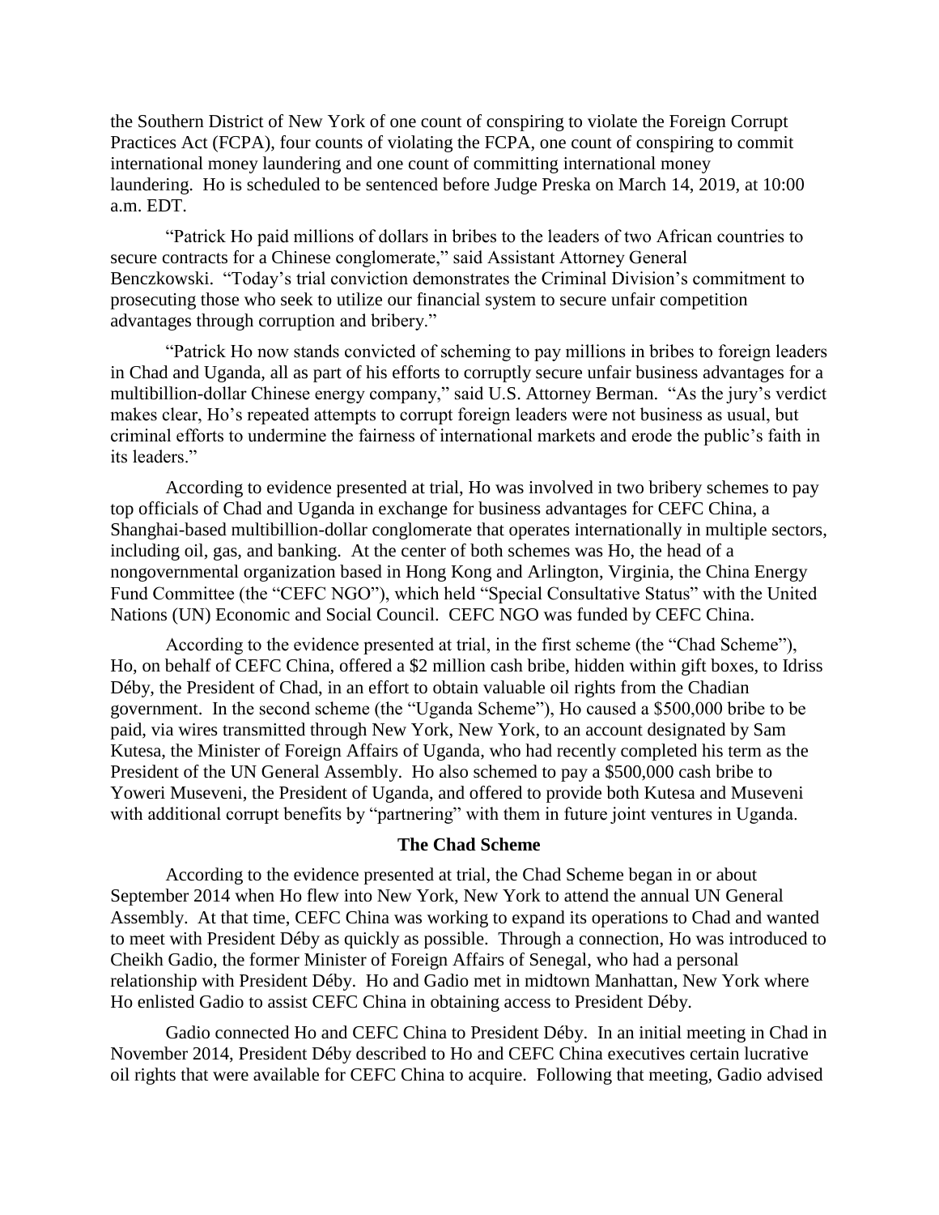the Southern District of New York of one count of conspiring to violate the Foreign Corrupt Practices Act (FCPA), four counts of violating the FCPA, one count of conspiring to commit international money laundering and one count of committing international money laundering. Ho is scheduled to be sentenced before Judge Preska on March 14, 2019, at 10:00 a.m. EDT.

"Patrick Ho paid millions of dollars in bribes to the leaders of two African countries to secure contracts for a Chinese conglomerate," said Assistant Attorney General Benczkowski. "Today's trial conviction demonstrates the Criminal Division's commitment to prosecuting those who seek to utilize our financial system to secure unfair competition advantages through corruption and bribery."

"Patrick Ho now stands convicted of scheming to pay millions in bribes to foreign leaders in Chad and Uganda, all as part of his efforts to corruptly secure unfair business advantages for a multibillion-dollar Chinese energy company," said U.S. Attorney Berman. "As the jury's verdict makes clear, Ho's repeated attempts to corrupt foreign leaders were not business as usual, but criminal efforts to undermine the fairness of international markets and erode the public's faith in its leaders."

According to evidence presented at trial, Ho was involved in two bribery schemes to pay top officials of Chad and Uganda in exchange for business advantages for CEFC China, a Shanghai-based multibillion-dollar conglomerate that operates internationally in multiple sectors, including oil, gas, and banking. At the center of both schemes was Ho, the head of a nongovernmental organization based in Hong Kong and Arlington, Virginia, the China Energy Fund Committee (the "CEFC NGO"), which held "Special Consultative Status" with the United Nations (UN) Economic and Social Council. CEFC NGO was funded by CEFC China.

According to the evidence presented at trial, in the first scheme (the "Chad Scheme"), Ho, on behalf of CEFC China, offered a $2 million cash bribe, hidden within gift boxes, to Idriss Déby, the President of Chad, in an effort to obtain valuable oil rights from the Chadian government. In the second scheme (the "Uganda Scheme"), Ho caused a $500,000 bribe to be paid, via wires transmitted through New York, New York, to an account designated by Sam Kutesa, the Minister of Foreign Affairs of Uganda, who had recently completed his term as the President of the UN General Assembly. Ho also schemed to pay a $500,000 cash bribe to Yoweri Museveni, the President of Uganda, and offered to provide both Kutesa and Museveni with additional corrupt benefits by "partnering" with them in future joint ventures in Uganda.

### The Chad Scheme

According to the evidence presented at trial, the Chad Scheme began in or about September 2014 when Ho flew into New York, New York to attend the annual UN General Assembly. At that time, CEFC China was working to expand its operations to Chad and wanted to meet with President Déby as quickly as possible. Through a connection, Ho was introduced to Cheikh Gadio, the former Minister of Foreign Affairs of Senegal, who had a personal relationship with President Déby. Ho and Gadio met in midtown Manhattan, New York where Ho enlisted Gadio to assist CEFC China in obtaining access to President Déby.

Gadio connected Ho and CEFC China to President Déby. In an initial meeting in Chad in November 2014, President Déby described to Ho and CEFC China executives certain lucrative oil rights that were available for CEFC China to acquire. Following that meeting, Gadio advised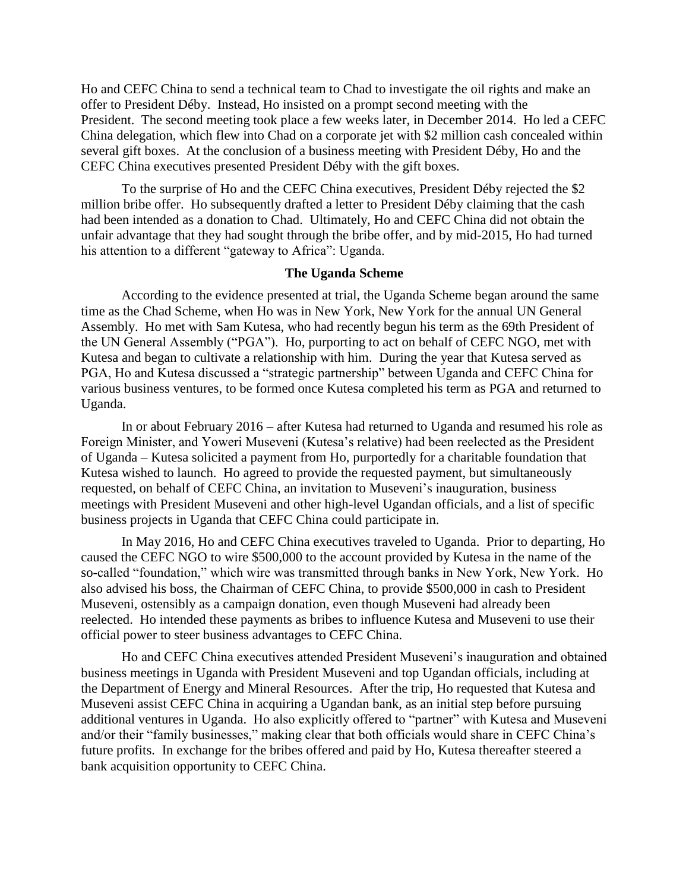Ho and CEFC China to send a technical team to Chad to investigate the oil rights and make an offer to President Déby. Instead, Ho insisted on a prompt second meeting with the President. The second meeting took place a few weeks later, in December 2014. Ho led a CEFC China delegation, which flew into Chad on a corporate jet with \$2 million cash concealed within several gift boxes. At the conclusion of a business meeting with President Déby, Ho and the CEFC China executives presented President Déby with the gift boxes.

To the surprise of Ho and the CEFC China executives, President Déby rejected the \$2 million bribe offer. Ho subsequently drafted a letter to President Déby claiming that the cash had been intended as a donation to Chad. Ultimately, Ho and CEFC China did not obtain the unfair advantage that they had sought through the bribe offer, and by mid-2015, Ho had turned his attention to a different "gateway to Africa": Uganda.

**The Uganda Scheme**

According to the evidence presented at trial, the Uganda Scheme began around the same time as the Chad Scheme, when Ho was in New York, New York for the annual UN General Assembly. Ho met with Sam Kutesa, who had recently begun his term as the 69th President of the UN General Assembly ("PGA"). Ho, purporting to act on behalf of CEFC NGO, met with Kutesa and began to cultivate a relationship with him. During the year that Kutesa served as PGA, Ho and Kutesa discussed a "strategic partnership" between Uganda and CEFC China for various business ventures, to be formed once Kutesa completed his term as PGA and returned to Uganda.

In or about February 2016 – after Kutesa had returned to Uganda and resumed his role as Foreign Minister, and Yoweri Museveni (Kutesa's relative) had been reelected as the President of Uganda – Kutesa solicited a payment from Ho, purportedly for a charitable foundation that Kutesa wished to launch. Ho agreed to provide the requested payment, but simultaneously requested, on behalf of CEFC China, an invitation to Museveni's inauguration, business meetings with President Museveni and other high-level Ugandan officials, and a list of specific business projects in Uganda that CEFC China could participate in.

In May 2016, Ho and CEFC China executives traveled to Uganda. Prior to departing, Ho caused the CEFC NGO to wire \$500,000 to the account provided by Kutesa in the name of the so-called "foundation," which wire was transmitted through banks in New York, New York. Ho also advised his boss, the Chairman of CEFC China, to provide \$500,000 in cash to President Museveni, ostensibly as a campaign donation, even though Museveni had already been reelected. Ho intended these payments as bribes to influence Kutesa and Museveni to use their official power to steer business advantages to CEFC China.

Ho and CEFC China executives attended President Museveni's inauguration and obtained business meetings in Uganda with President Museveni and top Ugandan officials, including at the Department of Energy and Mineral Resources. After the trip, Ho requested that Kutesa and Museveni assist CEFC China in acquiring a Ugandan bank, as an initial step before pursuing additional ventures in Uganda. Ho also explicitly offered to "partner" with Kutesa and Museveni and/or their "family businesses," making clear that both officials would share in CEFC China's future profits. In exchange for the bribes offered and paid by Ho, Kutesa thereafter steered a bank acquisition opportunity to CEFC China.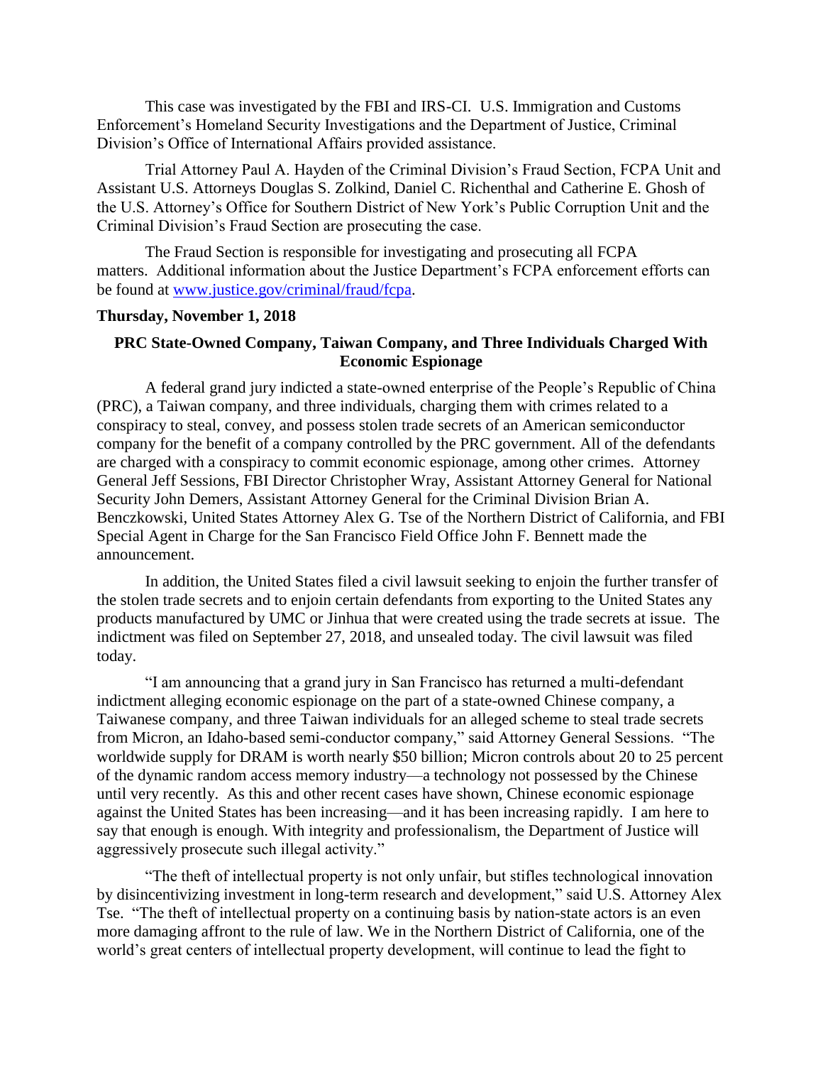This case was investigated by the FBI and IRS-CI. U.S. Immigration and Customs Enforcement's Homeland Security Investigations and the Department of Justice, Criminal Division's Office of International Affairs provided assistance.

Trial Attorney Paul A. Hayden of the Criminal Division's Fraud Section, FCPA Unit and Assistant U.S. Attorneys Douglas S. Zolkind, Daniel C. Richenthal and Catherine E. Ghosh of the U.S. Attorney's Office for Southern District of New York's Public Corruption Unit and the Criminal Division's Fraud Section are prosecuting the case.

The Fraud Section is responsible for investigating and prosecuting all FCPA matters. Additional information about the Justice Department's FCPA enforcement efforts can be found at [www.justice.gov/criminal/fraud/fcpa](www.justice.gov/criminal/fraud/fcpa).

**Thursday, November 1, 2018**

**PRC State-Owned Company, Taiwan Company, and Three Individuals Charged With Economic Espionage**

A federal grand jury indicted a state-owned enterprise of the People's Republic of China (PRC), a Taiwan company, and three individuals, charging them with crimes related to a conspiracy to steal, convey, and possess stolen trade secrets of an American semiconductor company for the benefit of a company controlled by the PRC government. All of the defendants are charged with a conspiracy to commit economic espionage, among other crimes. Attorney General Jeff Sessions, FBI Director Christopher Wray, Assistant Attorney General for National Security John Demers, Assistant Attorney General for the Criminal Division Brian A. Benczkowski, United States Attorney Alex G. Tse of the Northern District of California, and FBI Special Agent in Charge for the San Francisco Field Office John F. Bennett made the announcement.

In addition, the United States filed a civil lawsuit seeking to enjoin the further transfer of the stolen trade secrets and to enjoin certain defendants from exporting to the United States any products manufactured by UMC or Jinhua that were created using the trade secrets at issue. The indictment was filed on September 27, 2018, and unsealed today. The civil lawsuit was filed today.

"I am announcing that a grand jury in San Francisco has returned a multi-defendant indictment alleging economic espionage on the part of a state-owned Chinese company, a Taiwanese company, and three Taiwan individuals for an alleged scheme to steal trade secrets from Micron, an Idaho-based semi-conductor company," said Attorney General Sessions. "The worldwide supply for DRAM is worth nearly $50 billion; Micron controls about 20 to 25 percent of the dynamic random access memory industry—a technology not possessed by the Chinese until very recently. As this and other recent cases have shown, Chinese economic espionage against the United States has been increasing—and it has been increasing rapidly. I am here to say that enough is enough. With integrity and professionalism, the Department of Justice will aggressively prosecute such illegal activity."

"The theft of intellectual property is not only unfair, but stifles technological innovation by disincentivizing investment in long-term research and development," said U.S. Attorney Alex Tse. "The theft of intellectual property on a continuing basis by nation-state actors is an even more damaging affront to the rule of law. We in the Northern District of California, one of the world's great centers of intellectual property development, will continue to lead the fight to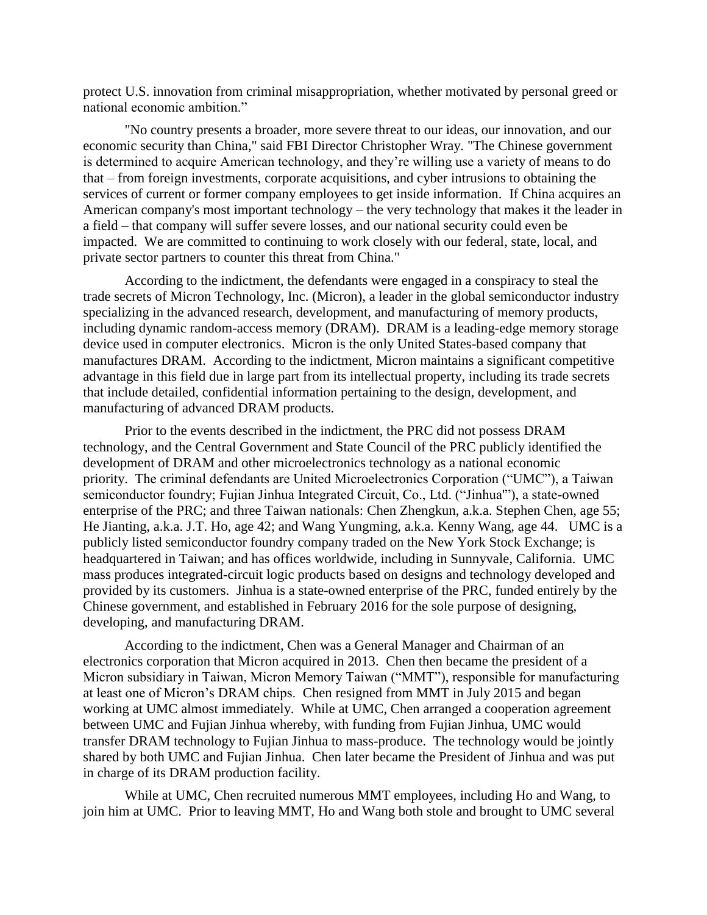protect U.S. innovation from criminal misappropriation, whether motivated by personal greed or national economic ambition."

"No country presents a broader, more severe threat to our ideas, our innovation, and our economic security than China," said FBI Director Christopher Wray. "The Chinese government is determined to acquire American technology, and they're willing use a variety of means to do that – from foreign investments, corporate acquisitions, and cyber intrusions to obtaining the services of current or former company employees to get inside information. If China acquires an American company's most important technology – the very technology that makes it the leader in a field – that company will suffer severe losses, and our national security could even be impacted. We are committed to continuing to work closely with our federal, state, local, and private sector partners to counter this threat from China."

According to the indictment, the defendants were engaged in a conspiracy to steal the trade secrets of Micron Technology, Inc. (Micron), a leader in the global semiconductor industry specializing in the advanced research, development, and manufacturing of memory products, including dynamic random-access memory (DRAM). DRAM is a leading-edge memory storage device used in computer electronics. Micron is the only United States-based company that manufactures DRAM. According to the indictment, Micron maintains a significant competitive advantage in this field due in large part from its intellectual property, including its trade secrets that include detailed, confidential information pertaining to the design, development, and manufacturing of advanced DRAM products.

Prior to the events described in the indictment, the PRC did not possess DRAM technology, and the Central Government and State Council of the PRC publicly identified the development of DRAM and other microelectronics technology as a national economic priority. The criminal defendants are United Microelectronics Corporation ("UMC"), a Taiwan semiconductor foundry; Fujian Jinhua Integrated Circuit, Co., Ltd. ("Jinhua"'), a state-owned enterprise of the PRC; and three Taiwan nationals: Chen Zhengkun, a.k.a. Stephen Chen, age 55; He Jianting, a.k.a. J.T. Ho, age 42; and Wang Yungming, a.k.a. Kenny Wang, age 44. UMC is a publicly listed semiconductor foundry company traded on the New York Stock Exchange; is headquartered in Taiwan; and has offices worldwide, including in Sunnyvale, California. UMC mass produces integrated-circuit logic products based on designs and technology developed and provided by its customers. Jinhua is a state-owned enterprise of the PRC, funded entirely by the Chinese government, and established in February 2016 for the sole purpose of designing, developing, and manufacturing DRAM.

According to the indictment, Chen was a General Manager and Chairman of an electronics corporation that Micron acquired in 2013. Chen then became the president of a Micron subsidiary in Taiwan, Micron Memory Taiwan ("MMT"), responsible for manufacturing at least one of Micron's DRAM chips. Chen resigned from MMT in July 2015 and began working at UMC almost immediately. While at UMC, Chen arranged a cooperation agreement between UMC and Fujian Jinhua whereby, with funding from Fujian Jinhua, UMC would transfer DRAM technology to Fujian Jinhua to mass-produce. The technology would be jointly shared by both UMC and Fujian Jinhua. Chen later became the President of Jinhua and was put in charge of its DRAM production facility.

While at UMC, Chen recruited numerous MMT employees, including Ho and Wang, to join him at UMC. Prior to leaving MMT, Ho and Wang both stole and brought to UMC several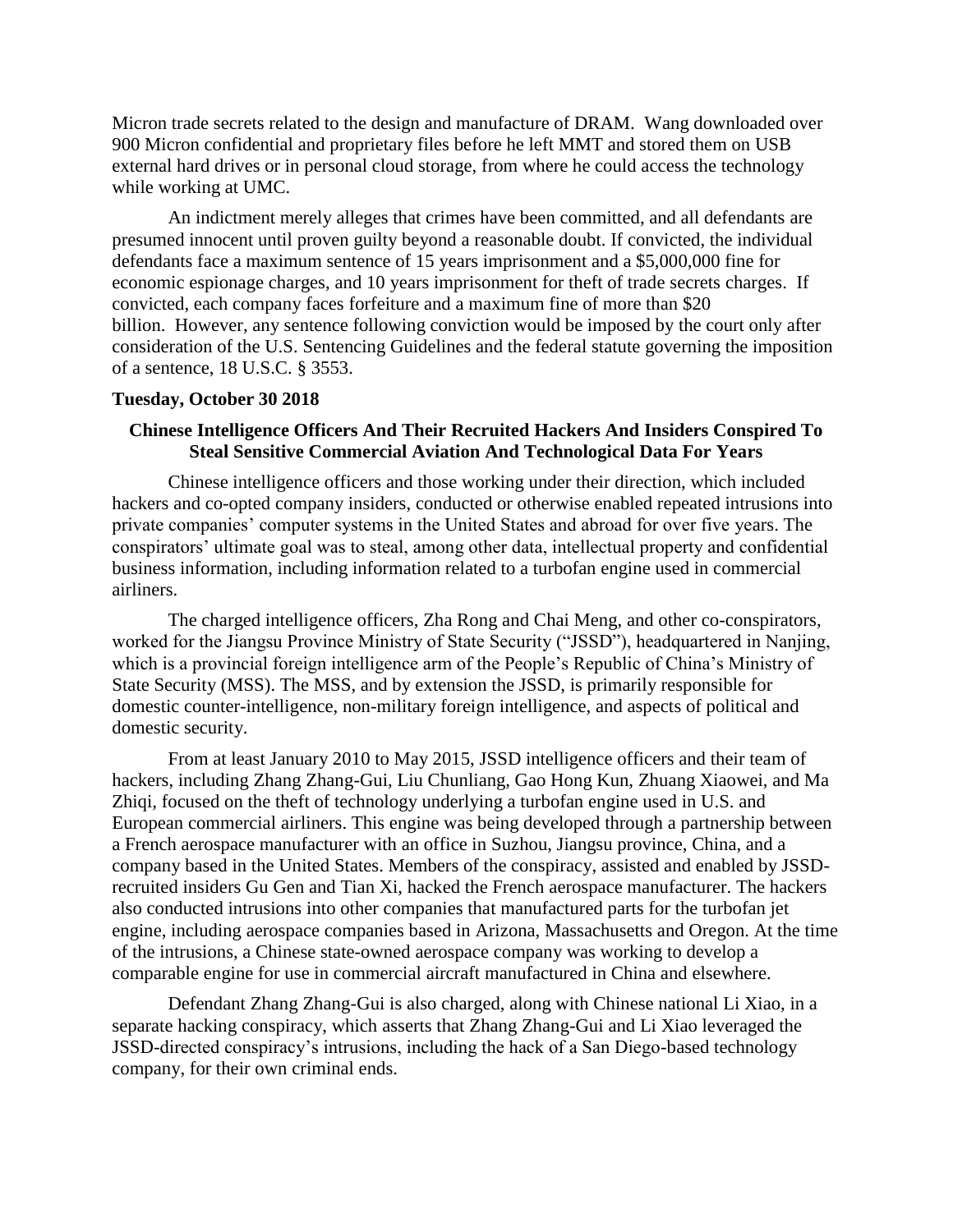Micron trade secrets related to the design and manufacture of DRAM. Wang downloaded over 900 Micron confidential and proprietary files before he left MMT and stored them on USB external hard drives or in personal cloud storage, from where he could access the technology while working at UMC.

An indictment merely alleges that crimes have been committed, and all defendants are presumed innocent until proven guilty beyond a reasonable doubt. If convicted, the individual defendants face a maximum sentence of 15 years imprisonment and a $5,000,000 fine for economic espionage charges, and 10 years imprisonment for theft of trade secrets charges. If convicted, each company faces forfeiture and a maximum fine of more than $20 billion. However, any sentence following conviction would be imposed by the court only after consideration of the U.S. Sentencing Guidelines and the federal statute governing the imposition of a sentence, 18 U.S.C. § 3553.

**Tuesday, October 30 2018**

**Chinese Intelligence Officers And Their Recruited Hackers And Insiders Conspired To Steal Sensitive Commercial Aviation And Technological Data For Years**

Chinese intelligence officers and those working under their direction, which included hackers and co-opted company insiders, conducted or otherwise enabled repeated intrusions into private companies' computer systems in the United States and abroad for over five years. The conspirators' ultimate goal was to steal, among other data, intellectual property and confidential business information, including information related to a turbofan engine used in commercial airliners.

The charged intelligence officers, Zha Rong and Chai Meng, and other co-conspirators, worked for the Jiangsu Province Ministry of State Security ("JSSD"), headquartered in Nanjing, which is a provincial foreign intelligence arm of the People's Republic of China's Ministry of State Security (MSS). The MSS, and by extension the JSSD, is primarily responsible for domestic counter-intelligence, non-military foreign intelligence, and aspects of political and domestic security.

From at least January 2010 to May 2015, JSSD intelligence officers and their team of hackers, including Zhang Zhang-Gui, Liu Chunliang, Gao Hong Kun, Zhuang Xiaowei, and Ma Zhiqi, focused on the theft of technology underlying a turbofan engine used in U.S. and European commercial airliners. This engine was being developed through a partnership between a French aerospace manufacturer with an office in Suzhou, Jiangsu province, China, and a company based in the United States. Members of the conspiracy, assisted and enabled by JSSD-recruited insiders Gu Gen and Tian Xi, hacked the French aerospace manufacturer. The hackers also conducted intrusions into other companies that manufactured parts for the turbofan jet engine, including aerospace companies based in Arizona, Massachusetts and Oregon. At the time of the intrusions, a Chinese state-owned aerospace company was working to develop a comparable engine for use in commercial aircraft manufactured in China and elsewhere.

Defendant Zhang Zhang-Gui is also charged, along with Chinese national Li Xiao, in a separate hacking conspiracy, which asserts that Zhang Zhang-Gui and Li Xiao leveraged the JSSD-directed conspiracy's intrusions, including the hack of a San Diego-based technology company, for their own criminal ends.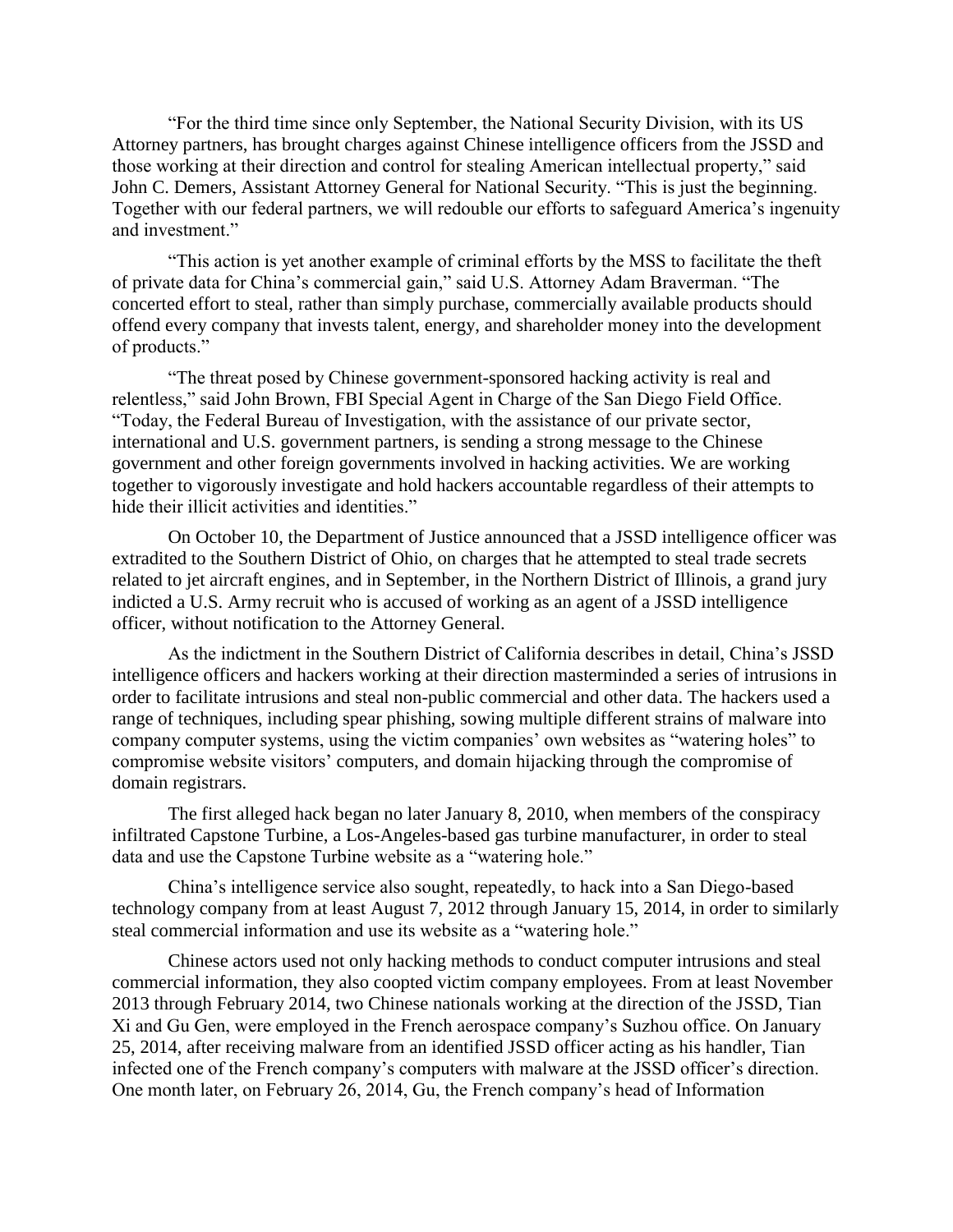"For the third time since only September, the National Security Division, with its US Attorney partners, has brought charges against Chinese intelligence officers from the JSSD and those working at their direction and control for stealing American intellectual property," said John C. Demers, Assistant Attorney General for National Security. "This is just the beginning. Together with our federal partners, we will redouble our efforts to safeguard America's ingenuity and investment."

"This action is yet another example of criminal efforts by the MSS to facilitate the theft of private data for China's commercial gain," said U.S. Attorney Adam Braverman. "The concerted effort to steal, rather than simply purchase, commercially available products should offend every company that invests talent, energy, and shareholder money into the development of products."

"The threat posed by Chinese government-sponsored hacking activity is real and relentless," said John Brown, FBI Special Agent in Charge of the San Diego Field Office. "Today, the Federal Bureau of Investigation, with the assistance of our private sector, international and U.S. government partners, is sending a strong message to the Chinese government and other foreign governments involved in hacking activities. We are working together to vigorously investigate and hold hackers accountable regardless of their attempts to hide their illicit activities and identities."

On October 10, the Department of Justice announced that a JSSD intelligence officer was extradited to the Southern District of Ohio, on charges that he attempted to steal trade secrets related to jet aircraft engines, and in September, in the Northern District of Illinois, a grand jury indicted a U.S. Army recruit who is accused of working as an agent of a JSSD intelligence officer, without notification to the Attorney General.

As the indictment in the Southern District of California describes in detail, China's JSSD intelligence officers and hackers working at their direction masterminded a series of intrusions in order to facilitate intrusions and steal non-public commercial and other data. The hackers used a range of techniques, including spear phishing, sowing multiple different strains of malware into company computer systems, using the victim companies' own websites as "watering holes" to compromise website visitors' computers, and domain hijacking through the compromise of domain registrars.

The first alleged hack began no later January 8, 2010, when members of the conspiracy infiltrated Capstone Turbine, a Los-Angeles-based gas turbine manufacturer, in order to steal data and use the Capstone Turbine website as a "watering hole."

China's intelligence service also sought, repeatedly, to hack into a San Diego-based technology company from at least August 7, 2012 through January 15, 2014, in order to similarly steal commercial information and use its website as a "watering hole."

Chinese actors used not only hacking methods to conduct computer intrusions and steal commercial information, they also coopted victim company employees. From at least November 2013 through February 2014, two Chinese nationals working at the direction of the JSSD, Tian Xi and Gu Gen, were employed in the French aerospace company's Suzhou office. On January 25, 2014, after receiving malware from an identified JSSD officer acting as his handler, Tian infected one of the French company's computers with malware at the JSSD officer's direction. One month later, on February 26, 2014, Gu, the French company's head of Information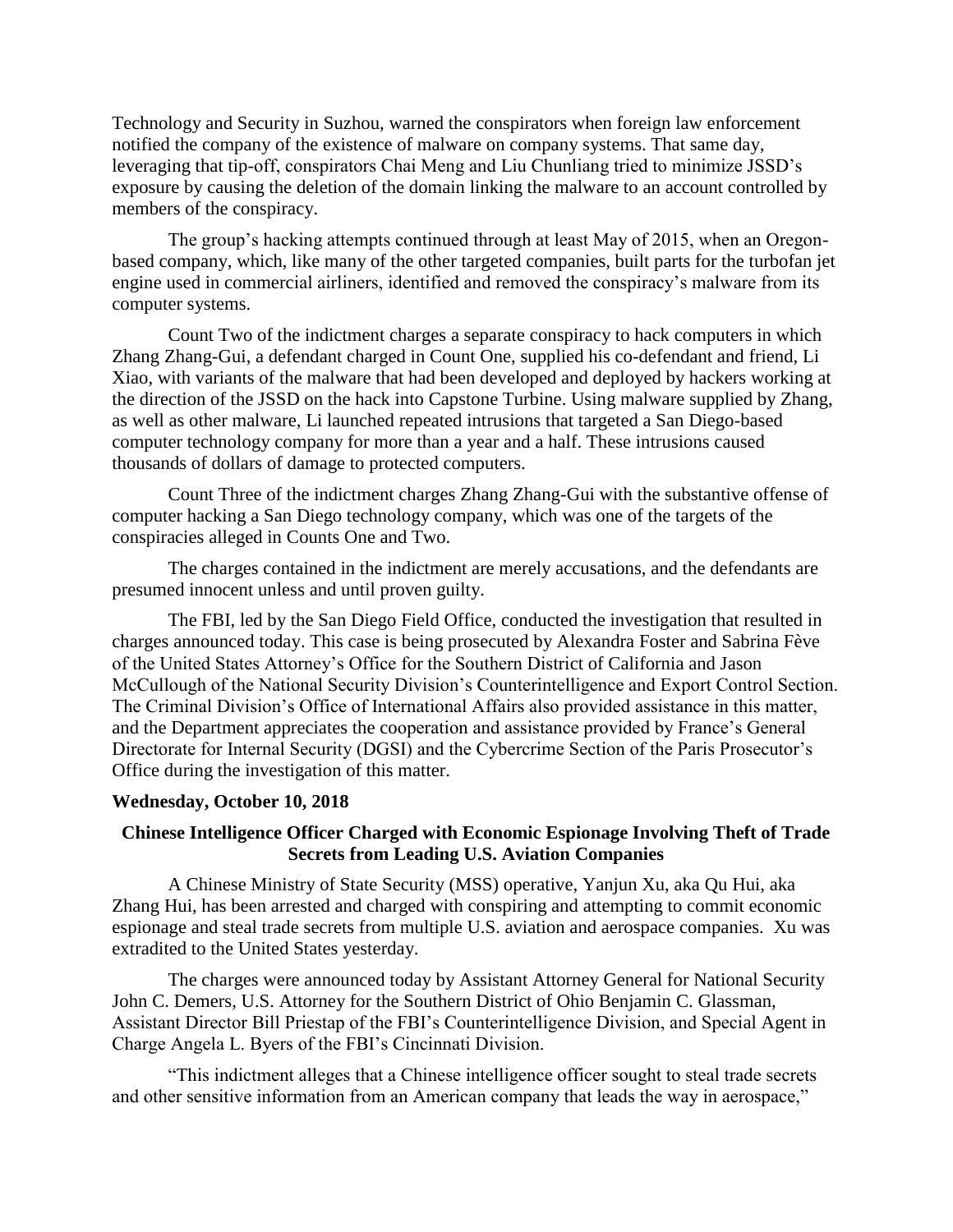Technology and Security in Suzhou, warned the conspirators when foreign law enforcement notified the company of the existence of malware on company systems. That same day, leveraging that tip-off, conspirators Chai Meng and Liu Chunliang tried to minimize JSSD's exposure by causing the deletion of the domain linking the malware to an account controlled by members of the conspiracy.

The group's hacking attempts continued through at least May of 2015, when an Oregon-based company, which, like many of the other targeted companies, built parts for the turbofan jet engine used in commercial airliners, identified and removed the conspiracy's malware from its computer systems.

Count Two of the indictment charges a separate conspiracy to hack computers in which Zhang Zhang-Gui, a defendant charged in Count One, supplied his co-defendant and friend, Li Xiao, with variants of the malware that had been developed and deployed by hackers working at the direction of the JSSD on the hack into Capstone Turbine. Using malware supplied by Zhang, as well as other malware, Li launched repeated intrusions that targeted a San Diego-based computer technology company for more than a year and a half. These intrusions caused thousands of dollars of damage to protected computers.

Count Three of the indictment charges Zhang Zhang-Gui with the substantive offense of computer hacking a San Diego technology company, which was one of the targets of the conspiracies alleged in Counts One and Two.

The charges contained in the indictment are merely accusations, and the defendants are presumed innocent unless and until proven guilty.

The FBI, led by the San Diego Field Office, conducted the investigation that resulted in charges announced today. This case is being prosecuted by Alexandra Foster and Sabrina Fève of the United States Attorney's Office for the Southern District of California and Jason McCullough of the National Security Division's Counterintelligence and Export Control Section. The Criminal Division's Office of International Affairs also provided assistance in this matter, and the Department appreciates the cooperation and assistance provided by France's General Directorate for Internal Security (DGSI) and the Cybercrime Section of the Paris Prosecutor's Office during the investigation of this matter.

**Wednesday, October 10, 2018**

**Chinese Intelligence Officer Charged with Economic Espionage Involving Theft of Trade Secrets from Leading U.S. Aviation Companies**

A Chinese Ministry of State Security (MSS) operative, Yanjun Xu, aka Qu Hui, aka Zhang Hui, has been arrested and charged with conspiring and attempting to commit economic espionage and steal trade secrets from multiple U.S. aviation and aerospace companies. Xu was extradited to the United States yesterday.

The charges were announced today by Assistant Attorney General for National Security John C. Demers, U.S. Attorney for the Southern District of Ohio Benjamin C. Glassman, Assistant Director Bill Priestap of the FBI's Counterintelligence Division, and Special Agent in Charge Angela L. Byers of the FBI's Cincinnati Division.

"This indictment alleges that a Chinese intelligence officer sought to steal trade secrets and other sensitive information from an American company that leads the way in aerospace,"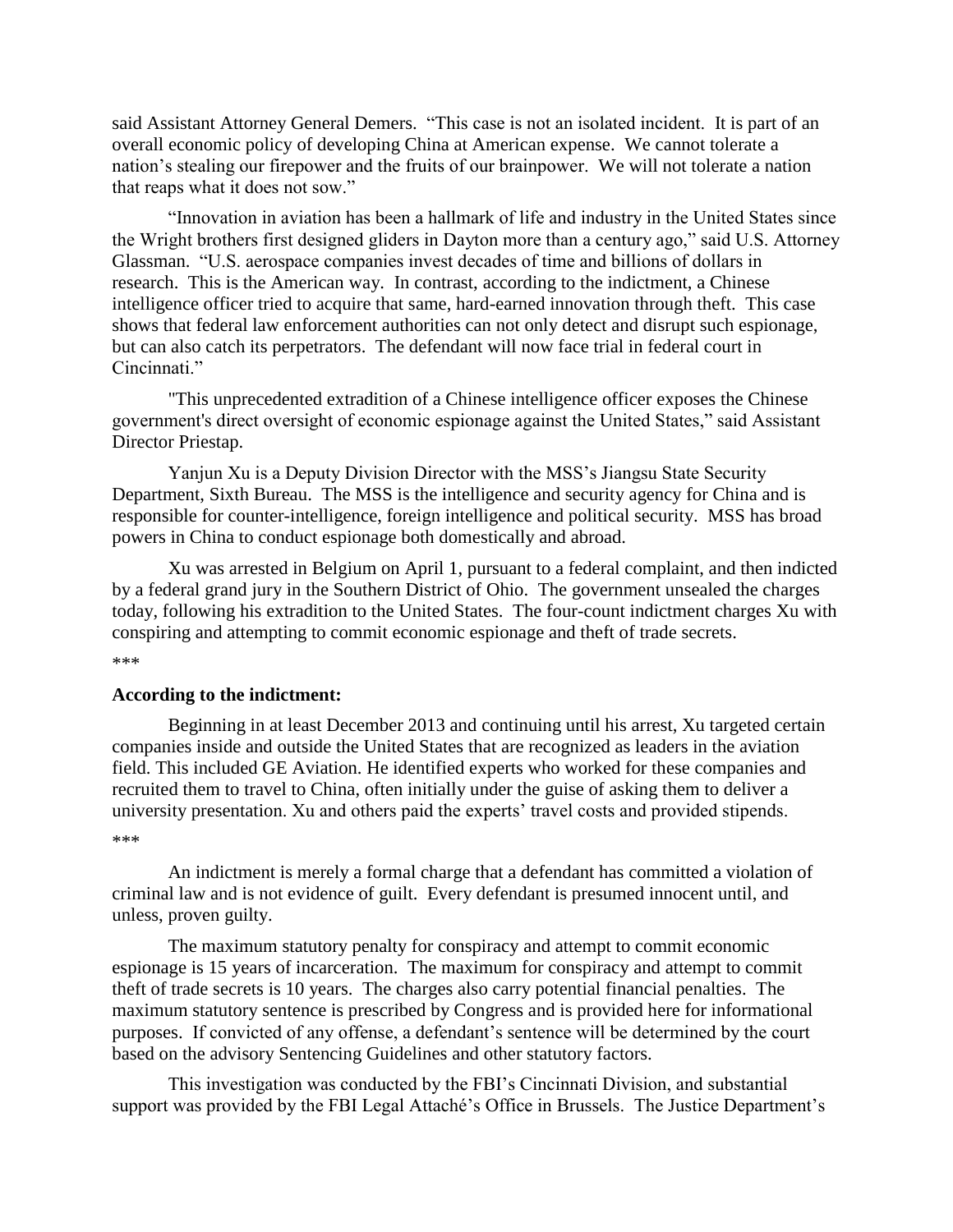said Assistant Attorney General Demers. "This case is not an isolated incident. It is part of an overall economic policy of developing China at American expense. We cannot tolerate a nation's stealing our firepower and the fruits of our brainpower. We will not tolerate a nation that reaps what it does not sow."

"Innovation in aviation has been a hallmark of life and industry in the United States since the Wright brothers first designed gliders in Dayton more than a century ago," said U.S. Attorney Glassman. "U.S. aerospace companies invest decades of time and billions of dollars in research. This is the American way. In contrast, according to the indictment, a Chinese intelligence officer tried to acquire that same, hard-earned innovation through theft. This case shows that federal law enforcement authorities can not only detect and disrupt such espionage, but can also catch its perpetrators. The defendant will now face trial in federal court in Cincinnati."

"This unprecedented extradition of a Chinese intelligence officer exposes the Chinese government's direct oversight of economic espionage against the United States," said Assistant Director Priestap.

Yanjun Xu is a Deputy Division Director with the MSS's Jiangsu State Security Department, Sixth Bureau. The MSS is the intelligence and security agency for China and is responsible for counter-intelligence, foreign intelligence and political security. MSS has broad powers in China to conduct espionage both domestically and abroad.

Xu was arrested in Belgium on April 1, pursuant to a federal complaint, and then indicted by a federal grand jury in the Southern District of Ohio. The government unsealed the charges today, following his extradition to the United States. The four-count indictment charges Xu with conspiring and attempting to commit economic espionage and theft of trade secrets.

***

**According to the indictment:**

Beginning in at least December 2013 and continuing until his arrest, Xu targeted certain companies inside and outside the United States that are recognized as leaders in the aviation field. This included GE Aviation. He identified experts who worked for these companies and recruited them to travel to China, often initially under the guise of asking them to deliver a university presentation. Xu and others paid the experts' travel costs and provided stipends.

***

An indictment is merely a formal charge that a defendant has committed a violation of criminal law and is not evidence of guilt. Every defendant is presumed innocent until, and unless, proven guilty.

The maximum statutory penalty for conspiracy and attempt to commit economic espionage is 15 years of incarceration. The maximum for conspiracy and attempt to commit theft of trade secrets is 10 years. The charges also carry potential financial penalties. The maximum statutory sentence is prescribed by Congress and is provided here for informational purposes. If convicted of any offense, a defendant's sentence will be determined by the court based on the advisory Sentencing Guidelines and other statutory factors.

This investigation was conducted by the FBI's Cincinnati Division, and substantial support was provided by the FBI Legal Attaché's Office in Brussels. The Justice Department's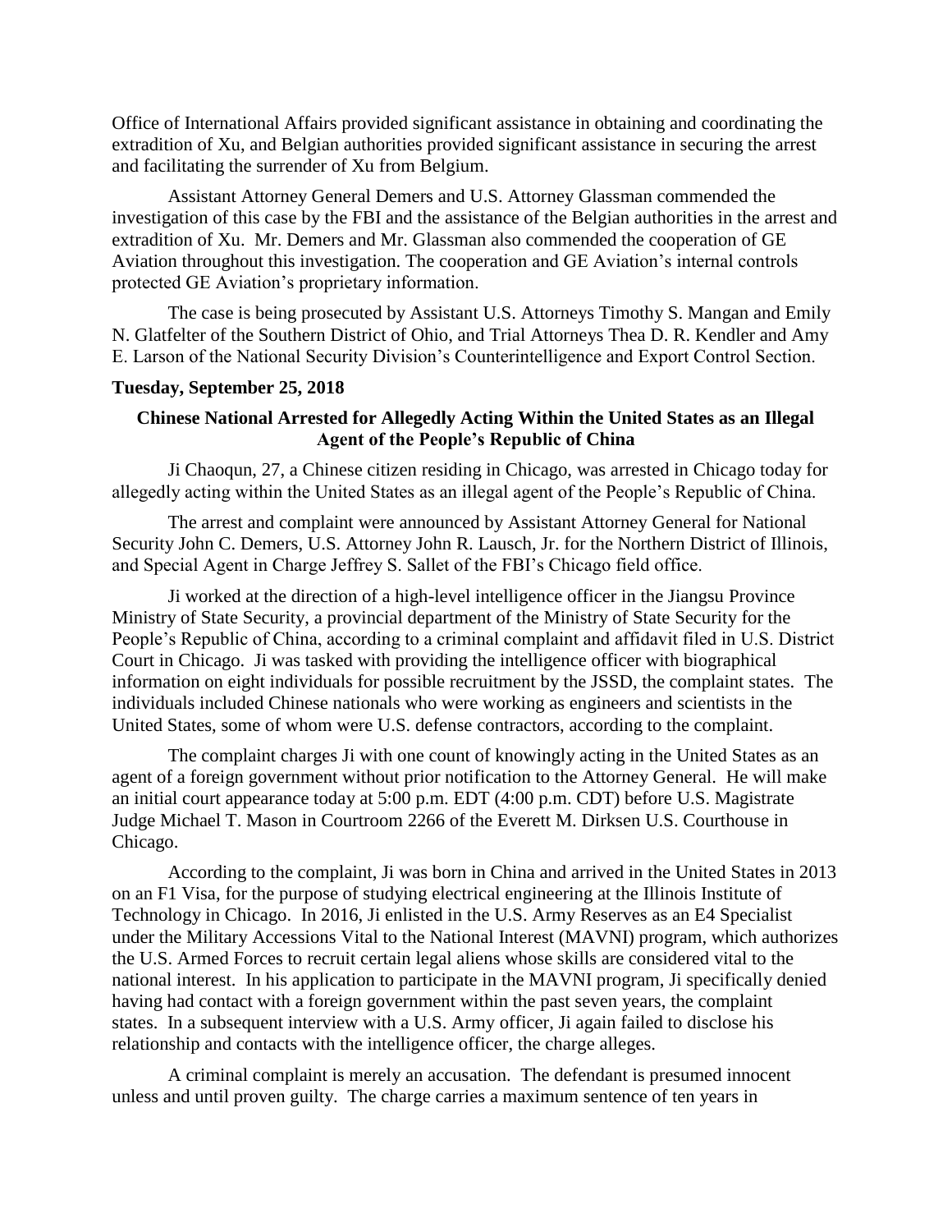Office of International Affairs provided significant assistance in obtaining and coordinating the extradition of Xu, and Belgian authorities provided significant assistance in securing the arrest and facilitating the surrender of Xu from Belgium.

Assistant Attorney General Demers and U.S. Attorney Glassman commended the investigation of this case by the FBI and the assistance of the Belgian authorities in the arrest and extradition of Xu. Mr. Demers and Mr. Glassman also commended the cooperation of GE Aviation throughout this investigation. The cooperation and GE Aviation's internal controls protected GE Aviation's proprietary information.

The case is being prosecuted by Assistant U.S. Attorneys Timothy S. Mangan and Emily N. Glatfelter of the Southern District of Ohio, and Trial Attorneys Thea D. R. Kendler and Amy E. Larson of the National Security Division's Counterintelligence and Export Control Section.

**Tuesday, September 25, 2018**

## Chinese National Arrested for Allegedly Acting Within the United States as an Illegal Agent of the People's Republic of China

Ji Chaoqun, 27, a Chinese citizen residing in Chicago, was arrested in Chicago today for allegedly acting within the United States as an illegal agent of the People's Republic of China.

The arrest and complaint were announced by Assistant Attorney General for National Security John C. Demers, U.S. Attorney John R. Lausch, Jr. for the Northern District of Illinois, and Special Agent in Charge Jeffrey S. Sallet of the FBI's Chicago field office.

Ji worked at the direction of a high-level intelligence officer in the Jiangsu Province Ministry of State Security, a provincial department of the Ministry of State Security for the People's Republic of China, according to a criminal complaint and affidavit filed in U.S. District Court in Chicago. Ji was tasked with providing the intelligence officer with biographical information on eight individuals for possible recruitment by the JSSD, the complaint states. The individuals included Chinese nationals who were working as engineers and scientists in the United States, some of whom were U.S. defense contractors, according to the complaint.

The complaint charges Ji with one count of knowingly acting in the United States as an agent of a foreign government without prior notification to the Attorney General. He will make an initial court appearance today at 5:00 p.m. EDT (4:00 p.m. CDT) before U.S. Magistrate Judge Michael T. Mason in Courtroom 2266 of the Everett M. Dirksen U.S. Courthouse in Chicago.

According to the complaint, Ji was born in China and arrived in the United States in 2013 on an F1 Visa, for the purpose of studying electrical engineering at the Illinois Institute of Technology in Chicago. In 2016, Ji enlisted in the U.S. Army Reserves as an E4 Specialist under the Military Accessions Vital to the National Interest (MAVNI) program, which authorizes the U.S. Armed Forces to recruit certain legal aliens whose skills are considered vital to the national interest. In his application to participate in the MAVNI program, Ji specifically denied having had contact with a foreign government within the past seven years, the complaint states. In a subsequent interview with a U.S. Army officer, Ji again failed to disclose his relationship and contacts with the intelligence officer, the charge alleges.

A criminal complaint is merely an accusation. The defendant is presumed innocent unless and until proven guilty. The charge carries a maximum sentence of ten years in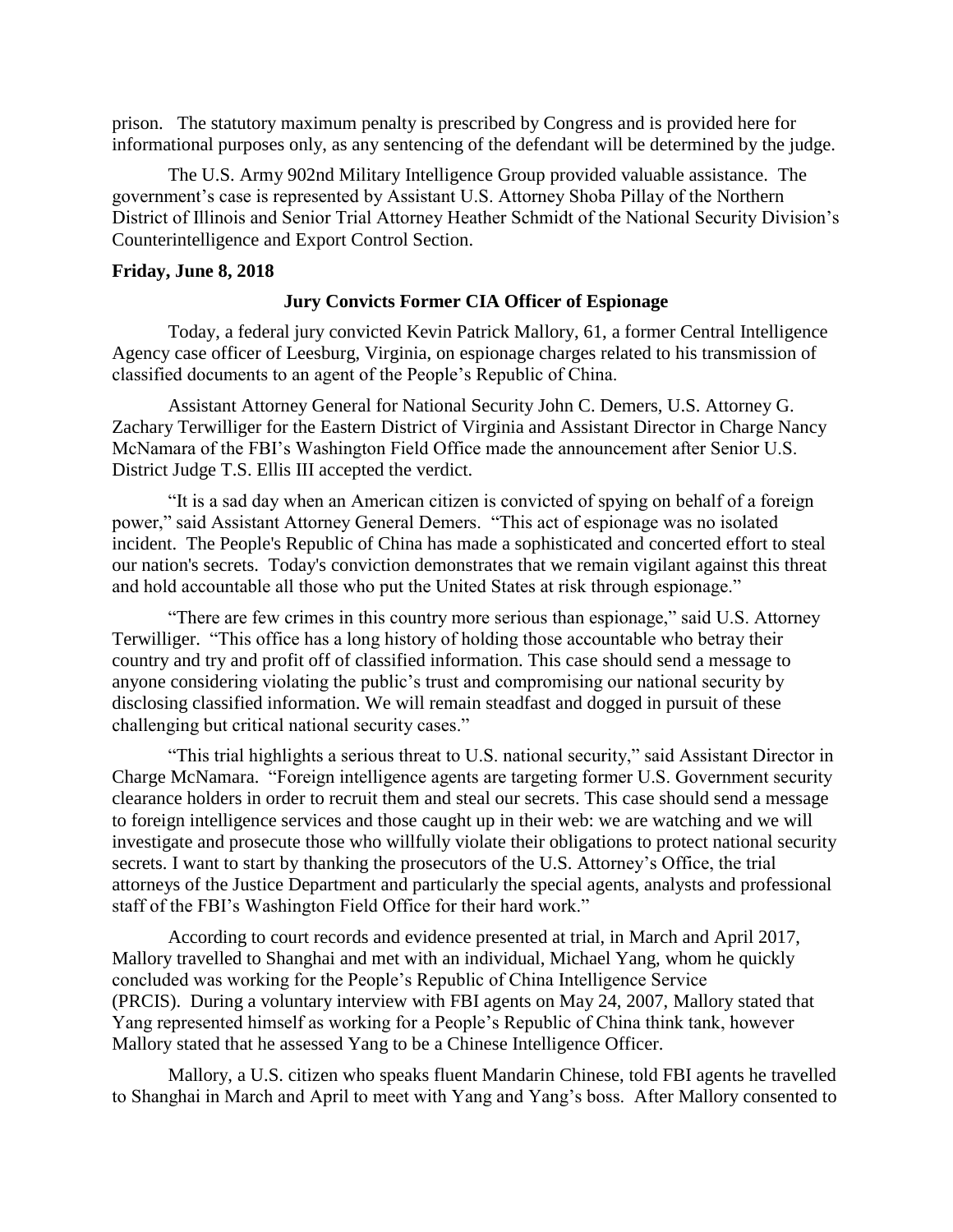prison. The statutory maximum penalty is prescribed by Congress and is provided here for informational purposes only, as any sentencing of the defendant will be determined by the judge.

The U.S. Army 902nd Military Intelligence Group provided valuable assistance. The government's case is represented by Assistant U.S. Attorney Shoba Pillay of the Northern District of Illinois and Senior Trial Attorney Heather Schmidt of the National Security Division's Counterintelligence and Export Control Section.

**Friday, June 8, 2018**

### Jury Convicts Former CIA Officer of Espionage

Today, a federal jury convicted Kevin Patrick Mallory, 61, a former Central Intelligence Agency case officer of Leesburg, Virginia, on espionage charges related to his transmission of classified documents to an agent of the People's Republic of China.

Assistant Attorney General for National Security John C. Demers, U.S. Attorney G. Zachary Terwilliger for the Eastern District of Virginia and Assistant Director in Charge Nancy McNamara of the FBI's Washington Field Office made the announcement after Senior U.S. District Judge T.S. Ellis III accepted the verdict.

"It is a sad day when an American citizen is convicted of spying on behalf of a foreign power," said Assistant Attorney General Demers. "This act of espionage was no isolated incident. The People's Republic of China has made a sophisticated and concerted effort to steal our nation's secrets. Today's conviction demonstrates that we remain vigilant against this threat and hold accountable all those who put the United States at risk through espionage."

"There are few crimes in this country more serious than espionage," said U.S. Attorney Terwilliger. "This office has a long history of holding those accountable who betray their country and try and profit off of classified information. This case should send a message to anyone considering violating the public's trust and compromising our national security by disclosing classified information. We will remain steadfast and dogged in pursuit of these challenging but critical national security cases."

"This trial highlights a serious threat to U.S. national security," said Assistant Director in Charge McNamara. "Foreign intelligence agents are targeting former U.S. Government security clearance holders in order to recruit them and steal our secrets. This case should send a message to foreign intelligence services and those caught up in their web: we are watching and we will investigate and prosecute those who willfully violate their obligations to protect national security secrets. I want to start by thanking the prosecutors of the U.S. Attorney's Office, the trial attorneys of the Justice Department and particularly the special agents, analysts and professional staff of the FBI's Washington Field Office for their hard work."

According to court records and evidence presented at trial, in March and April 2017, Mallory travelled to Shanghai and met with an individual, Michael Yang, whom he quickly concluded was working for the People's Republic of China Intelligence Service (PRCIS). During a voluntary interview with FBI agents on May 24, 2007, Mallory stated that Yang represented himself as working for a People's Republic of China think tank, however Mallory stated that he assessed Yang to be a Chinese Intelligence Officer.

Mallory, a U.S. citizen who speaks fluent Mandarin Chinese, told FBI agents he travelled to Shanghai in March and April to meet with Yang and Yang's boss. After Mallory consented to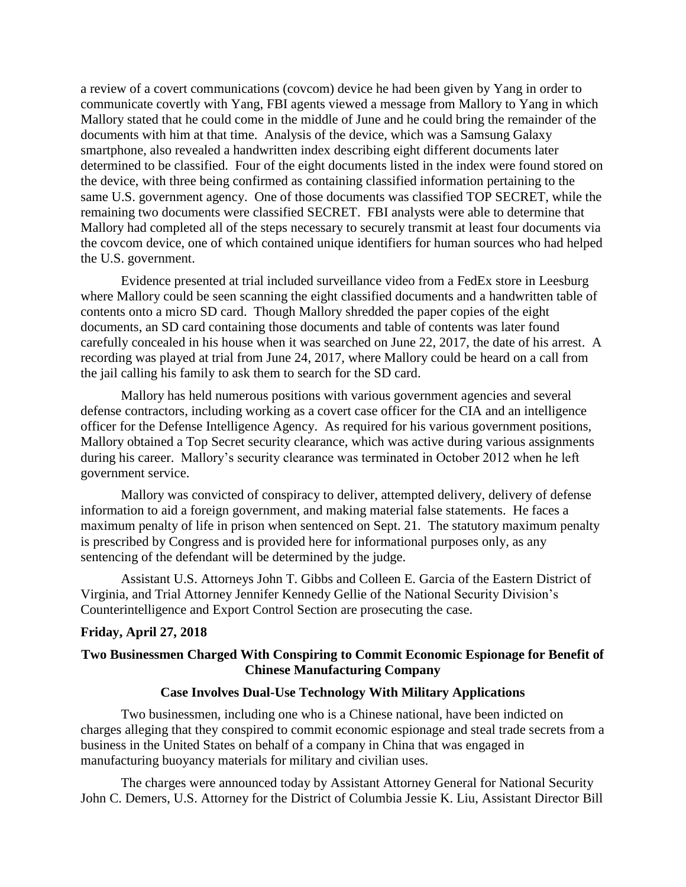a review of a covert communications (covcom) device he had been given by Yang in order to communicate covertly with Yang, FBI agents viewed a message from Mallory to Yang in which Mallory stated that he could come in the middle of June and he could bring the remainder of the documents with him at that time. Analysis of the device, which was a Samsung Galaxy smartphone, also revealed a handwritten index describing eight different documents later determined to be classified. Four of the eight documents listed in the index were found stored on the device, with three being confirmed as containing classified information pertaining to the same U.S. government agency. One of those documents was classified TOP SECRET, while the remaining two documents were classified SECRET. FBI analysts were able to determine that Mallory had completed all of the steps necessary to securely transmit at least four documents via the covcom device, one of which contained unique identifiers for human sources who had helped the U.S. government.

Evidence presented at trial included surveillance video from a FedEx store in Leesburg where Mallory could be seen scanning the eight classified documents and a handwritten table of contents onto a micro SD card. Though Mallory shredded the paper copies of the eight documents, an SD card containing those documents and table of contents was later found carefully concealed in his house when it was searched on June 22, 2017, the date of his arrest. A recording was played at trial from June 24, 2017, where Mallory could be heard on a call from the jail calling his family to ask them to search for the SD card.

Mallory has held numerous positions with various government agencies and several defense contractors, including working as a covert case officer for the CIA and an intelligence officer for the Defense Intelligence Agency. As required for his various government positions, Mallory obtained a Top Secret security clearance, which was active during various assignments during his career. Mallory's security clearance was terminated in October 2012 when he left government service.

Mallory was convicted of conspiracy to deliver, attempted delivery, delivery of defense information to aid a foreign government, and making material false statements. He faces a maximum penalty of life in prison when sentenced on Sept. 21. The statutory maximum penalty is prescribed by Congress and is provided here for informational purposes only, as any sentencing of the defendant will be determined by the judge.

Assistant U.S. Attorneys John T. Gibbs and Colleen E. Garcia of the Eastern District of Virginia, and Trial Attorney Jennifer Kennedy Gellie of the National Security Division's Counterintelligence and Export Control Section are prosecuting the case.

**Friday, April 27, 2018**

**Two Businessmen Charged With Conspiring to Commit Economic Espionage for Benefit of Chinese Manufacturing Company**

**Case Involves Dual-Use Technology With Military Applications**

Two businessmen, including one who is a Chinese national, have been indicted on charges alleging that they conspired to commit economic espionage and steal trade secrets from a business in the United States on behalf of a company in China that was engaged in manufacturing buoyancy materials for military and civilian uses.

The charges were announced today by Assistant Attorney General for National Security John C. Demers, U.S. Attorney for the District of Columbia Jessie K. Liu, Assistant Director Bill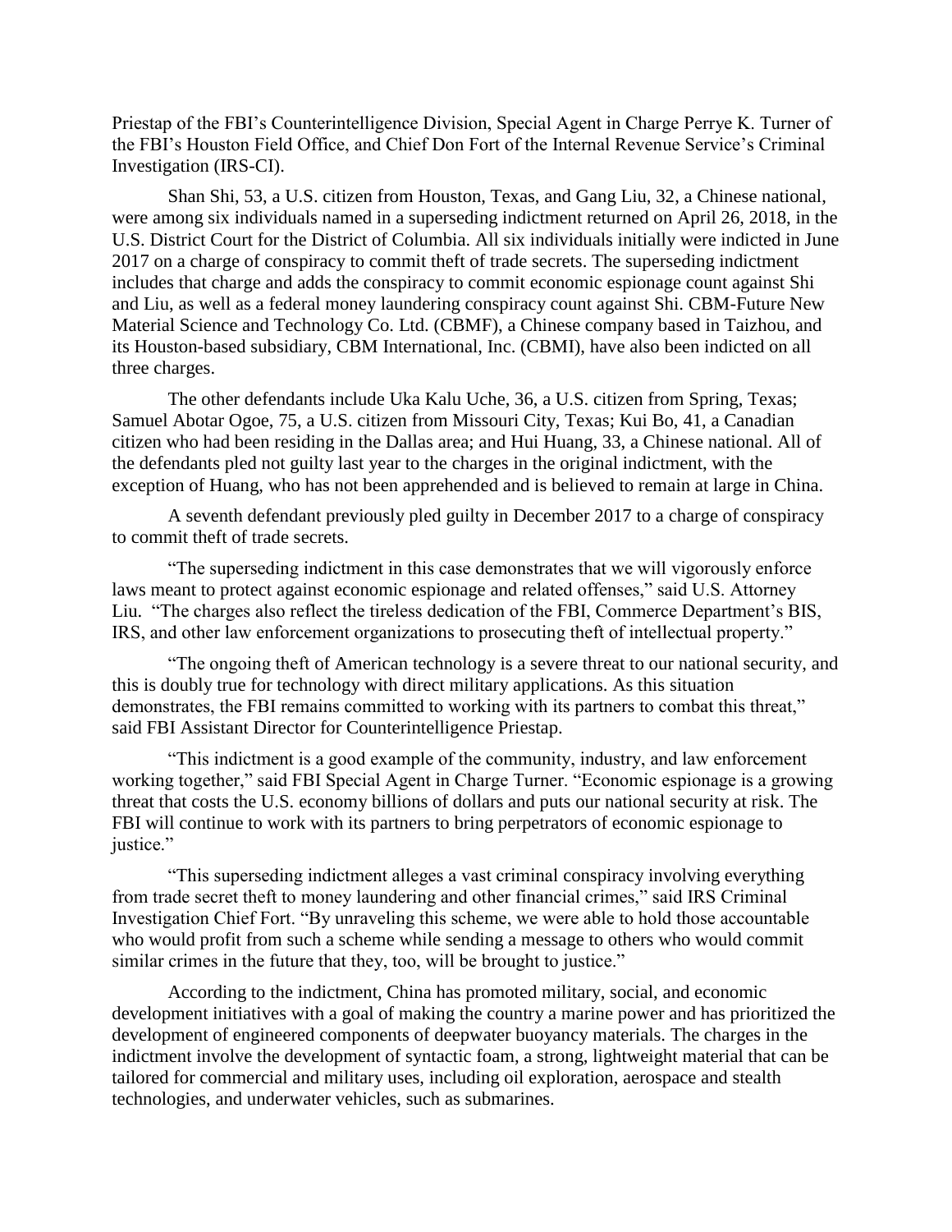Priestap of the FBI's Counterintelligence Division, Special Agent in Charge Perrye K. Turner of the FBI's Houston Field Office, and Chief Don Fort of the Internal Revenue Service's Criminal Investigation (IRS-CI).

Shan Shi, 53, a U.S. citizen from Houston, Texas, and Gang Liu, 32, a Chinese national, were among six individuals named in a superseding indictment returned on April 26, 2018, in the U.S. District Court for the District of Columbia. All six individuals initially were indicted in June 2017 on a charge of conspiracy to commit theft of trade secrets. The superseding indictment includes that charge and adds the conspiracy to commit economic espionage count against Shi and Liu, as well as a federal money laundering conspiracy count against Shi. CBM-Future New Material Science and Technology Co. Ltd. (CBMF), a Chinese company based in Taizhou, and its Houston-based subsidiary, CBM International, Inc. (CBMI), have also been indicted on all three charges.

The other defendants include Uka Kalu Uche, 36, a U.S. citizen from Spring, Texas; Samuel Abotar Ogoe, 75, a U.S. citizen from Missouri City, Texas; Kui Bo, 41, a Canadian citizen who had been residing in the Dallas area; and Hui Huang, 33, a Chinese national. All of the defendants pled not guilty last year to the charges in the original indictment, with the exception of Huang, who has not been apprehended and is believed to remain at large in China.

A seventh defendant previously pled guilty in December 2017 to a charge of conspiracy to commit theft of trade secrets.

"The superseding indictment in this case demonstrates that we will vigorously enforce laws meant to protect against economic espionage and related offenses," said U.S. Attorney Liu. "The charges also reflect the tireless dedication of the FBI, Commerce Department's BIS, IRS, and other law enforcement organizations to prosecuting theft of intellectual property."

"The ongoing theft of American technology is a severe threat to our national security, and this is doubly true for technology with direct military applications. As this situation demonstrates, the FBI remains committed to working with its partners to combat this threat," said FBI Assistant Director for Counterintelligence Priestap.

"This indictment is a good example of the community, industry, and law enforcement working together," said FBI Special Agent in Charge Turner. "Economic espionage is a growing threat that costs the U.S. economy billions of dollars and puts our national security at risk. The FBI will continue to work with its partners to bring perpetrators of economic espionage to justice."

"This superseding indictment alleges a vast criminal conspiracy involving everything from trade secret theft to money laundering and other financial crimes," said IRS Criminal Investigation Chief Fort. "By unraveling this scheme, we were able to hold those accountable who would profit from such a scheme while sending a message to others who would commit similar crimes in the future that they, too, will be brought to justice."

According to the indictment, China has promoted military, social, and economic development initiatives with a goal of making the country a marine power and has prioritized the development of engineered components of deepwater buoyancy materials. The charges in the indictment involve the development of syntactic foam, a strong, lightweight material that can be tailored for commercial and military uses, including oil exploration, aerospace and stealth technologies, and underwater vehicles, such as submarines.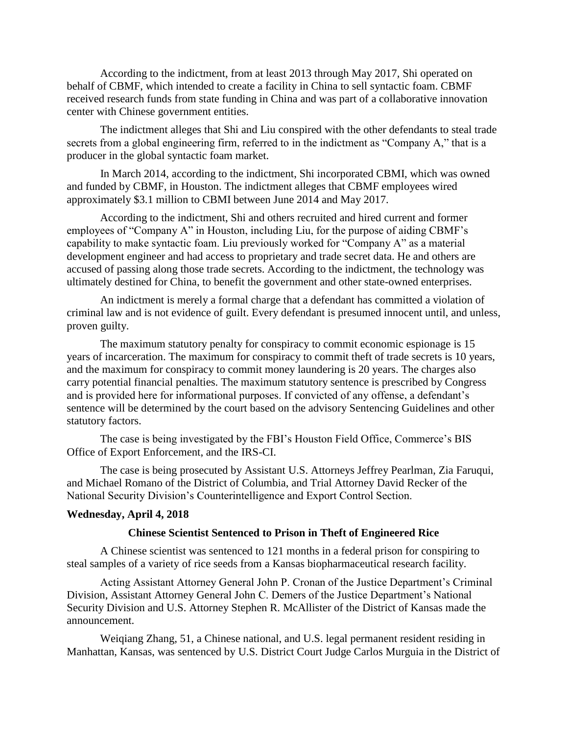According to the indictment, from at least 2013 through May 2017, Shi operated on behalf of CBMF, which intended to create a facility in China to sell syntactic foam. CBMF received research funds from state funding in China and was part of a collaborative innovation center with Chinese government entities.

The indictment alleges that Shi and Liu conspired with the other defendants to steal trade secrets from a global engineering firm, referred to in the indictment as "Company A," that is a producer in the global syntactic foam market.

In March 2014, according to the indictment, Shi incorporated CBMI, which was owned and funded by CBMF, in Houston. The indictment alleges that CBMF employees wired approximately $3.1 million to CBMI between June 2014 and May 2017.

According to the indictment, Shi and others recruited and hired current and former employees of "Company A" in Houston, including Liu, for the purpose of aiding CBMF's capability to make syntactic foam. Liu previously worked for "Company A" as a material development engineer and had access to proprietary and trade secret data. He and others are accused of passing along those trade secrets. According to the indictment, the technology was ultimately destined for China, to benefit the government and other state-owned enterprises.

An indictment is merely a formal charge that a defendant has committed a violation of criminal law and is not evidence of guilt. Every defendant is presumed innocent until, and unless, proven guilty.

The maximum statutory penalty for conspiracy to commit economic espionage is 15 years of incarceration. The maximum for conspiracy to commit theft of trade secrets is 10 years, and the maximum for conspiracy to commit money laundering is 20 years. The charges also carry potential financial penalties. The maximum statutory sentence is prescribed by Congress and is provided here for informational purposes. If convicted of any offense, a defendant's sentence will be determined by the court based on the advisory Sentencing Guidelines and other statutory factors.

The case is being investigated by the FBI's Houston Field Office, Commerce's BIS Office of Export Enforcement, and the IRS-CI.

The case is being prosecuted by Assistant U.S. Attorneys Jeffrey Pearlman, Zia Faruqui, and Michael Romano of the District of Columbia, and Trial Attorney David Recker of the National Security Division's Counterintelligence and Export Control Section.

**Wednesday, April 4, 2018**

**Chinese Scientist Sentenced to Prison in Theft of Engineered Rice**

A Chinese scientist was sentenced to 121 months in a federal prison for conspiring to steal samples of a variety of rice seeds from a Kansas biopharmaceutical research facility.

Acting Assistant Attorney General John P. Cronan of the Justice Department's Criminal Division, Assistant Attorney General John C. Demers of the Justice Department's National Security Division and U.S. Attorney Stephen R. McAllister of the District of Kansas made the announcement.

Weiqiang Zhang, 51, a Chinese national, and U.S. legal permanent resident residing in Manhattan, Kansas, was sentenced by U.S. District Court Judge Carlos Murguia in the District of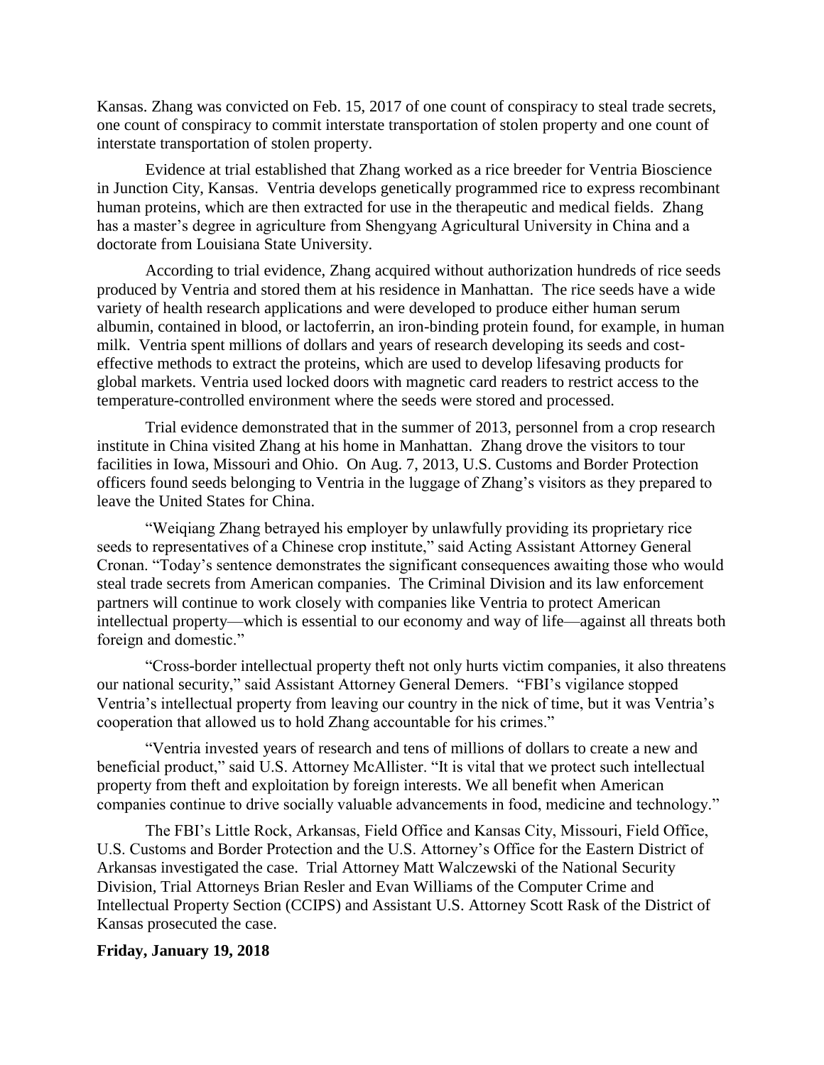Kansas. Zhang was convicted on Feb. 15, 2017 of one count of conspiracy to steal trade secrets, one count of conspiracy to commit interstate transportation of stolen property and one count of interstate transportation of stolen property.

Evidence at trial established that Zhang worked as a rice breeder for Ventria Bioscience in Junction City, Kansas. Ventria develops genetically programmed rice to express recombinant human proteins, which are then extracted for use in the therapeutic and medical fields. Zhang has a master's degree in agriculture from Shengyang Agricultural University in China and a doctorate from Louisiana State University.

According to trial evidence, Zhang acquired without authorization hundreds of rice seeds produced by Ventria and stored them at his residence in Manhattan. The rice seeds have a wide variety of health research applications and were developed to produce either human serum albumin, contained in blood, or lactoferrin, an iron-binding protein found, for example, in human milk. Ventria spent millions of dollars and years of research developing its seeds and cost-effective methods to extract the proteins, which are used to develop lifesaving products for global markets. Ventria used locked doors with magnetic card readers to restrict access to the temperature-controlled environment where the seeds were stored and processed.

Trial evidence demonstrated that in the summer of 2013, personnel from a crop research institute in China visited Zhang at his home in Manhattan. Zhang drove the visitors to tour facilities in Iowa, Missouri and Ohio. On Aug. 7, 2013, U.S. Customs and Border Protection officers found seeds belonging to Ventria in the luggage of Zhang's visitors as they prepared to leave the United States for China.

"Weiqiang Zhang betrayed his employer by unlawfully providing its proprietary rice seeds to representatives of a Chinese crop institute," said Acting Assistant Attorney General Cronan. "Today's sentence demonstrates the significant consequences awaiting those who would steal trade secrets from American companies. The Criminal Division and its law enforcement partners will continue to work closely with companies like Ventria to protect American intellectual property—which is essential to our economy and way of life—against all threats both foreign and domestic."

"Cross-border intellectual property theft not only hurts victim companies, it also threatens our national security," said Assistant Attorney General Demers. "FBI's vigilance stopped Ventria's intellectual property from leaving our country in the nick of time, but it was Ventria's cooperation that allowed us to hold Zhang accountable for his crimes."

"Ventria invested years of research and tens of millions of dollars to create a new and beneficial product," said U.S. Attorney McAllister. "It is vital that we protect such intellectual property from theft and exploitation by foreign interests. We all benefit when American companies continue to drive socially valuable advancements in food, medicine and technology."

The FBI's Little Rock, Arkansas, Field Office and Kansas City, Missouri, Field Office, U.S. Customs and Border Protection and the U.S. Attorney's Office for the Eastern District of Arkansas investigated the case. Trial Attorney Matt Walczewski of the National Security Division, Trial Attorneys Brian Resler and Evan Williams of the Computer Crime and Intellectual Property Section (CCIPS) and Assistant U.S. Attorney Scott Rask of the District of Kansas prosecuted the case.

**Friday, January 19, 2018**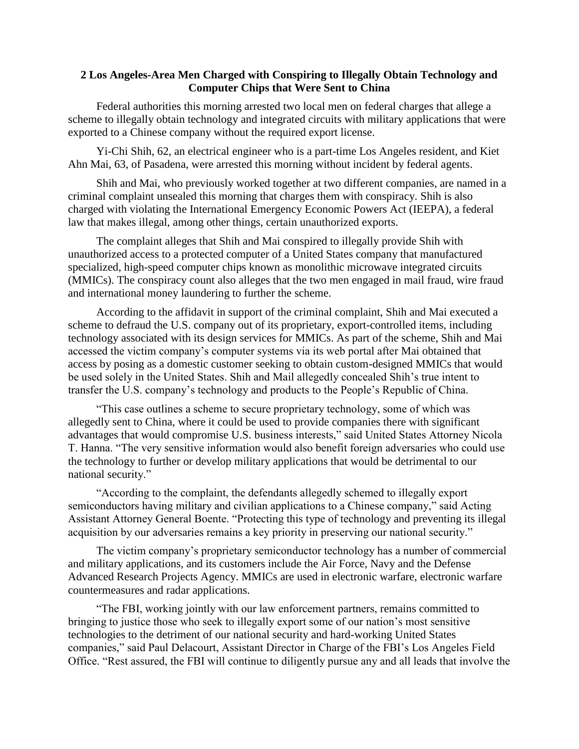**2 Los Angeles-Area Men Charged with Conspiring to Illegally Obtain Technology and Computer Chips that Were Sent to China**

Federal authorities this morning arrested two local men on federal charges that allege a scheme to illegally obtain technology and integrated circuits with military applications that were exported to a Chinese company without the required export license.

Yi-Chi Shih, 62, an electrical engineer who is a part-time Los Angeles resident, and Kiet Ahn Mai, 63, of Pasadena, were arrested this morning without incident by federal agents.

Shih and Mai, who previously worked together at two different companies, are named in a criminal complaint unsealed this morning that charges them with conspiracy. Shih is also charged with violating the International Emergency Economic Powers Act (IEEPA), a federal law that makes illegal, among other things, certain unauthorized exports.

The complaint alleges that Shih and Mai conspired to illegally provide Shih with unauthorized access to a protected computer of a United States company that manufactured specialized, high-speed computer chips known as monolithic microwave integrated circuits (MMICs). The conspiracy count also alleges that the two men engaged in mail fraud, wire fraud and international money laundering to further the scheme.

According to the affidavit in support of the criminal complaint, Shih and Mai executed a scheme to defraud the U.S. company out of its proprietary, export-controlled items, including technology associated with its design services for MMICs. As part of the scheme, Shih and Mai accessed the victim company's computer systems via its web portal after Mai obtained that access by posing as a domestic customer seeking to obtain custom-designed MMICs that would be used solely in the United States. Shih and Mail allegedly concealed Shih's true intent to transfer the U.S. company's technology and products to the People's Republic of China.

"This case outlines a scheme to secure proprietary technology, some of which was allegedly sent to China, where it could be used to provide companies there with significant advantages that would compromise U.S. business interests," said United States Attorney Nicola T. Hanna. "The very sensitive information would also benefit foreign adversaries who could use the technology to further or develop military applications that would be detrimental to our national security."

"According to the complaint, the defendants allegedly schemed to illegally export semiconductors having military and civilian applications to a Chinese company," said Acting Assistant Attorney General Boente. "Protecting this type of technology and preventing its illegal acquisition by our adversaries remains a key priority in preserving our national security."

The victim company's proprietary semiconductor technology has a number of commercial and military applications, and its customers include the Air Force, Navy and the Defense Advanced Research Projects Agency. MMICs are used in electronic warfare, electronic warfare countermeasures and radar applications.

"The FBI, working jointly with our law enforcement partners, remains committed to bringing to justice those who seek to illegally export some of our nation's most sensitive technologies to the detriment of our national security and hard-working United States companies," said Paul Delacourt, Assistant Director in Charge of the FBI's Los Angeles Field Office. "Rest assured, the FBI will continue to diligently pursue any and all leads that involve the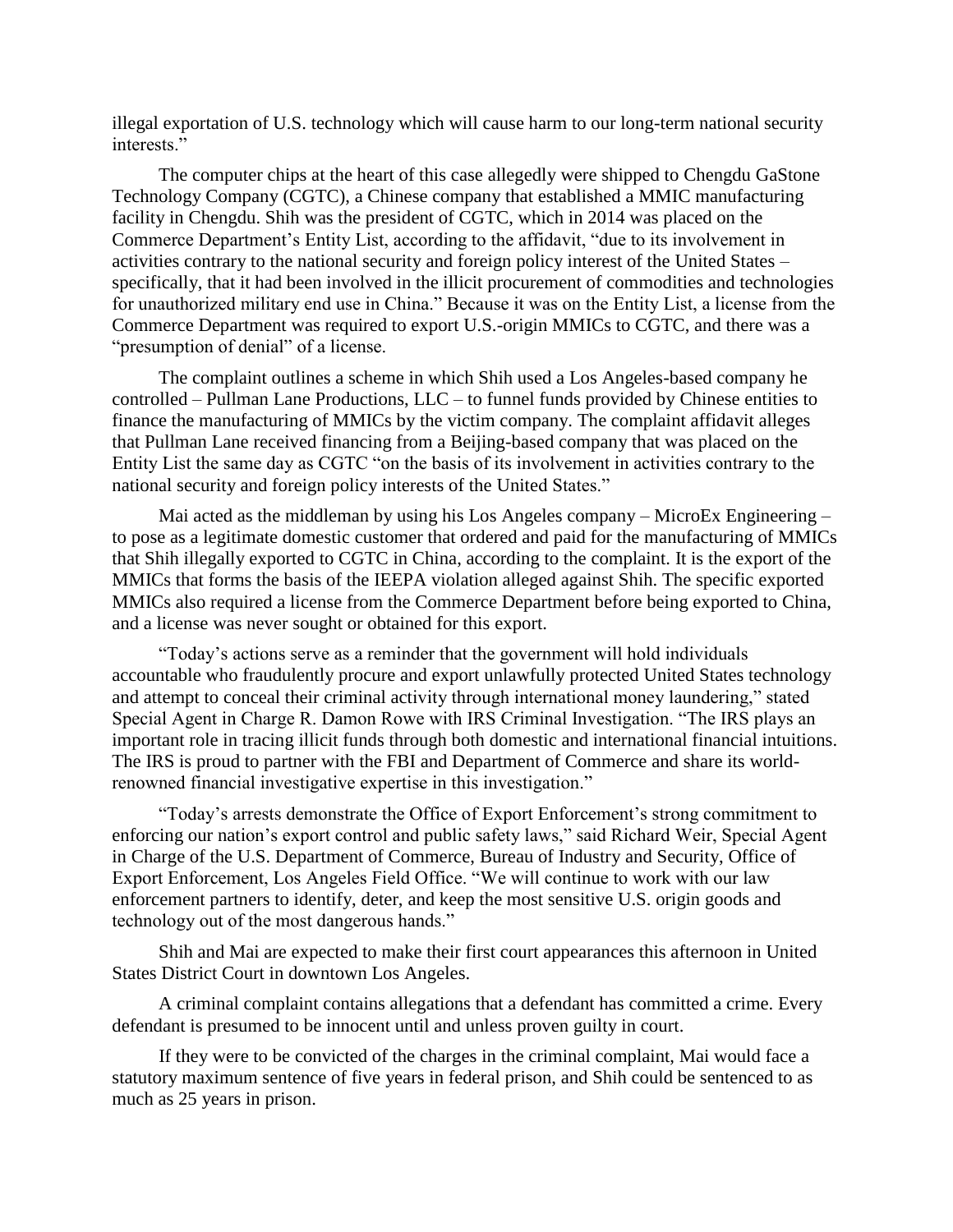illegal exportation of U.S. technology which will cause harm to our long-term national security interests."

The computer chips at the heart of this case allegedly were shipped to Chengdu GaStone Technology Company (CGTC), a Chinese company that established a MMIC manufacturing facility in Chengdu. Shih was the president of CGTC, which in 2014 was placed on the Commerce Department's Entity List, according to the affidavit, "due to its involvement in activities contrary to the national security and foreign policy interest of the United States – specifically, that it had been involved in the illicit procurement of commodities and technologies for unauthorized military end use in China." Because it was on the Entity List, a license from the Commerce Department was required to export U.S.-origin MMICs to CGTC, and there was a "presumption of denial" of a license.

The complaint outlines a scheme in which Shih used a Los Angeles-based company he controlled – Pullman Lane Productions, LLC – to funnel funds provided by Chinese entities to finance the manufacturing of MMICs by the victim company. The complaint affidavit alleges that Pullman Lane received financing from a Beijing-based company that was placed on the Entity List the same day as CGTC "on the basis of its involvement in activities contrary to the national security and foreign policy interests of the United States."

Mai acted as the middleman by using his Los Angeles company – MicroEx Engineering – to pose as a legitimate domestic customer that ordered and paid for the manufacturing of MMICs that Shih illegally exported to CGTC in China, according to the complaint. It is the export of the MMICs that forms the basis of the IEEPA violation alleged against Shih. The specific exported MMICs also required a license from the Commerce Department before being exported to China, and a license was never sought or obtained for this export.

"Today's actions serve as a reminder that the government will hold individuals accountable who fraudulently procure and export unlawfully protected United States technology and attempt to conceal their criminal activity through international money laundering," stated Special Agent in Charge R. Damon Rowe with IRS Criminal Investigation. "The IRS plays an important role in tracing illicit funds through both domestic and international financial intuitions. The IRS is proud to partner with the FBI and Department of Commerce and share its world-renowned financial investigative expertise in this investigation."

"Today's arrests demonstrate the Office of Export Enforcement's strong commitment to enforcing our nation's export control and public safety laws," said Richard Weir, Special Agent in Charge of the U.S. Department of Commerce, Bureau of Industry and Security, Office of Export Enforcement, Los Angeles Field Office. "We will continue to work with our law enforcement partners to identify, deter, and keep the most sensitive U.S. origin goods and technology out of the most dangerous hands."

Shih and Mai are expected to make their first court appearances this afternoon in United States District Court in downtown Los Angeles.

A criminal complaint contains allegations that a defendant has committed a crime. Every defendant is presumed to be innocent until and unless proven guilty in court.

If they were to be convicted of the charges in the criminal complaint, Mai would face a statutory maximum sentence of five years in federal prison, and Shih could be sentenced to as much as 25 years in prison.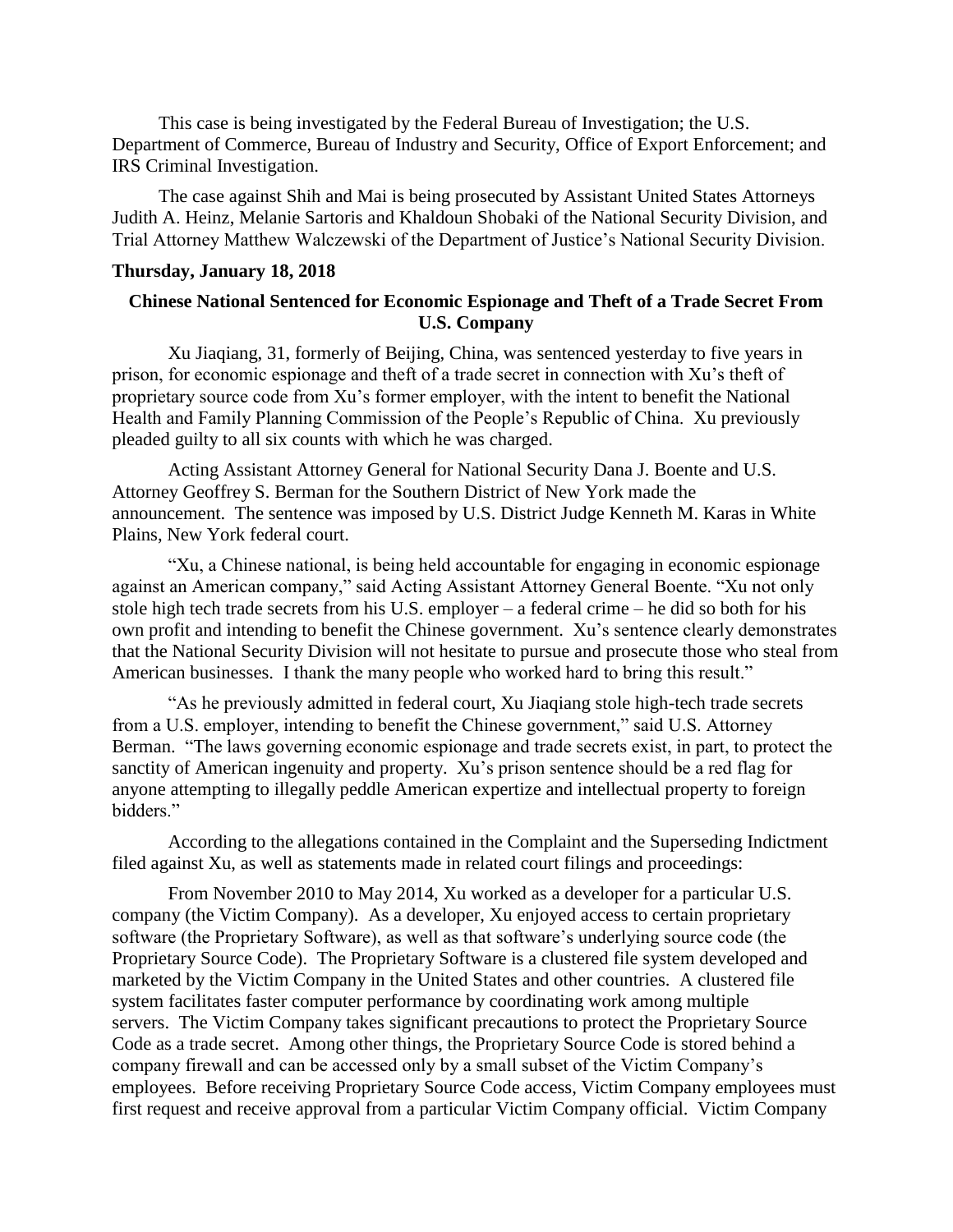This case is being investigated by the Federal Bureau of Investigation; the U.S. Department of Commerce, Bureau of Industry and Security, Office of Export Enforcement; and IRS Criminal Investigation.

The case against Shih and Mai is being prosecuted by Assistant United States Attorneys Judith A. Heinz, Melanie Sartoris and Khaldoun Shobaki of the National Security Division, and Trial Attorney Matthew Walczewski of the Department of Justice's National Security Division.

**Thursday, January 18, 2018**

### Chinese National Sentenced for Economic Espionage and Theft of a Trade Secret From U.S. Company

Xu Jiaqiang, 31, formerly of Beijing, China, was sentenced yesterday to five years in prison, for economic espionage and theft of a trade secret in connection with Xu's theft of proprietary source code from Xu's former employer, with the intent to benefit the National Health and Family Planning Commission of the People's Republic of China. Xu previously pleaded guilty to all six counts with which he was charged.

Acting Assistant Attorney General for National Security Dana J. Boente and U.S. Attorney Geoffrey S. Berman for the Southern District of New York made the announcement. The sentence was imposed by U.S. District Judge Kenneth M. Karas in White Plains, New York federal court.

"Xu, a Chinese national, is being held accountable for engaging in economic espionage against an American company," said Acting Assistant Attorney General Boente. "Xu not only stole high tech trade secrets from his U.S. employer – a federal crime – he did so both for his own profit and intending to benefit the Chinese government. Xu's sentence clearly demonstrates that the National Security Division will not hesitate to pursue and prosecute those who steal from American businesses. I thank the many people who worked hard to bring this result."

"As he previously admitted in federal court, Xu Jiaqiang stole high-tech trade secrets from a U.S. employer, intending to benefit the Chinese government," said U.S. Attorney Berman. "The laws governing economic espionage and trade secrets exist, in part, to protect the sanctity of American ingenuity and property. Xu's prison sentence should be a red flag for anyone attempting to illegally peddle American expertize and intellectual property to foreign bidders."

According to the allegations contained in the Complaint and the Superseding Indictment filed against Xu, as well as statements made in related court filings and proceedings:

From November 2010 to May 2014, Xu worked as a developer for a particular U.S. company (the Victim Company). As a developer, Xu enjoyed access to certain proprietary software (the Proprietary Software), as well as that software's underlying source code (the Proprietary Source Code). The Proprietary Software is a clustered file system developed and marketed by the Victim Company in the United States and other countries. A clustered file system facilitates faster computer performance by coordinating work among multiple servers. The Victim Company takes significant precautions to protect the Proprietary Source Code as a trade secret. Among other things, the Proprietary Source Code is stored behind a company firewall and can be accessed only by a small subset of the Victim Company's employees. Before receiving Proprietary Source Code access, Victim Company employees must first request and receive approval from a particular Victim Company official. Victim Company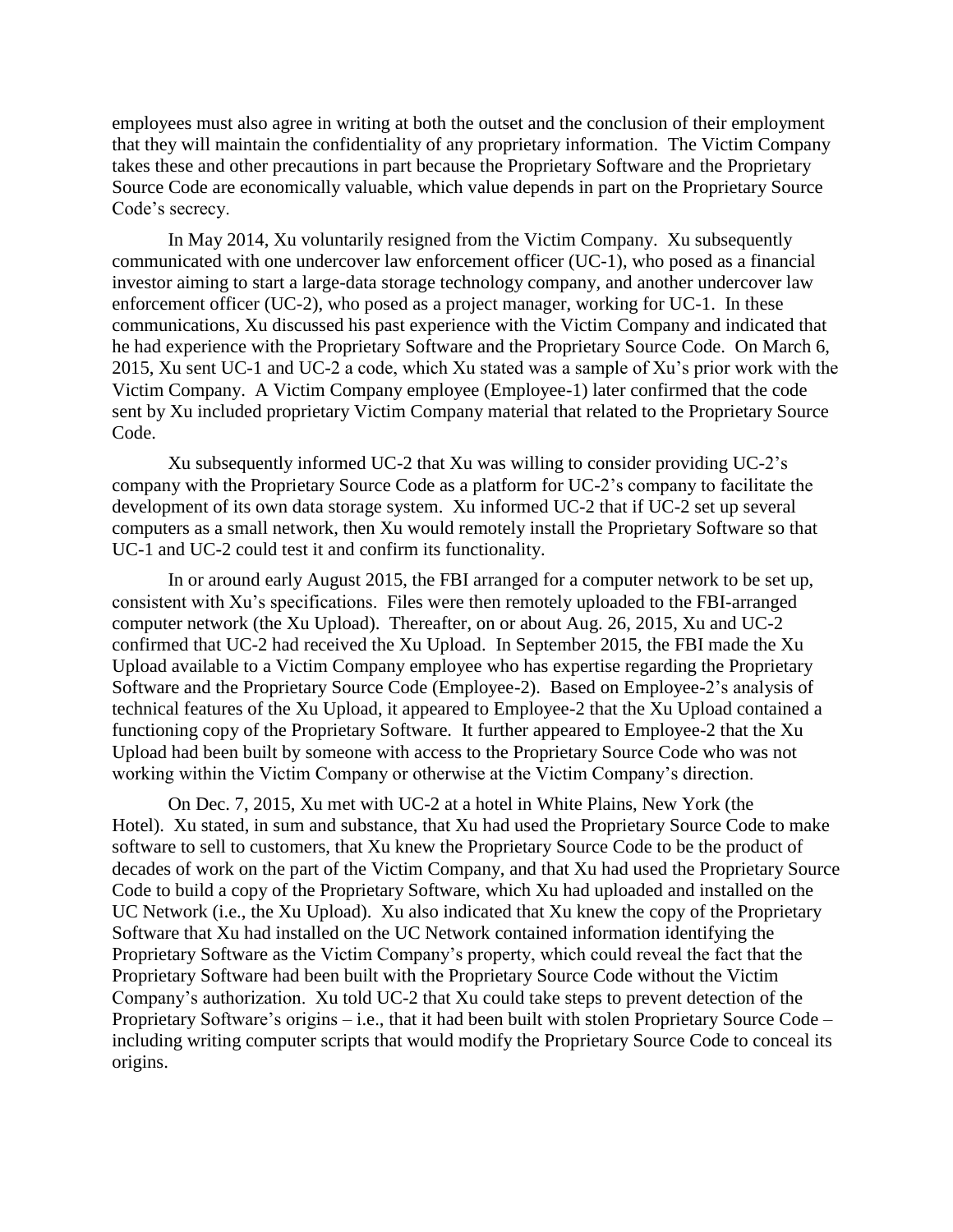employees must also agree in writing at both the outset and the conclusion of their employment that they will maintain the confidentiality of any proprietary information. The Victim Company takes these and other precautions in part because the Proprietary Software and the Proprietary Source Code are economically valuable, which value depends in part on the Proprietary Source Code's secrecy.

In May 2014, Xu voluntarily resigned from the Victim Company. Xu subsequently communicated with one undercover law enforcement officer (UC-1), who posed as a financial investor aiming to start a large-data storage technology company, and another undercover law enforcement officer (UC-2), who posed as a project manager, working for UC-1. In these communications, Xu discussed his past experience with the Victim Company and indicated that he had experience with the Proprietary Software and the Proprietary Source Code. On March 6, 2015, Xu sent UC-1 and UC-2 a code, which Xu stated was a sample of Xu's prior work with the Victim Company. A Victim Company employee (Employee-1) later confirmed that the code sent by Xu included proprietary Victim Company material that related to the Proprietary Source Code.

Xu subsequently informed UC-2 that Xu was willing to consider providing UC-2's company with the Proprietary Source Code as a platform for UC-2's company to facilitate the development of its own data storage system. Xu informed UC-2 that if UC-2 set up several computers as a small network, then Xu would remotely install the Proprietary Software so that UC-1 and UC-2 could test it and confirm its functionality.

In or around early August 2015, the FBI arranged for a computer network to be set up, consistent with Xu's specifications. Files were then remotely uploaded to the FBI-arranged computer network (the Xu Upload). Thereafter, on or about Aug. 26, 2015, Xu and UC-2 confirmed that UC-2 had received the Xu Upload. In September 2015, the FBI made the Xu Upload available to a Victim Company employee who has expertise regarding the Proprietary Software and the Proprietary Source Code (Employee-2). Based on Employee-2's analysis of technical features of the Xu Upload, it appeared to Employee-2 that the Xu Upload contained a functioning copy of the Proprietary Software. It further appeared to Employee-2 that the Xu Upload had been built by someone with access to the Proprietary Source Code who was not working within the Victim Company or otherwise at the Victim Company's direction.

On Dec. 7, 2015, Xu met with UC-2 at a hotel in White Plains, New York (the Hotel). Xu stated, in sum and substance, that Xu had used the Proprietary Source Code to make software to sell to customers, that Xu knew the Proprietary Source Code to be the product of decades of work on the part of the Victim Company, and that Xu had used the Proprietary Source Code to build a copy of the Proprietary Software, which Xu had uploaded and installed on the UC Network (i.e., the Xu Upload). Xu also indicated that Xu knew the copy of the Proprietary Software that Xu had installed on the UC Network contained information identifying the Proprietary Software as the Victim Company's property, which could reveal the fact that the Proprietary Software had been built with the Proprietary Source Code without the Victim Company's authorization. Xu told UC-2 that Xu could take steps to prevent detection of the Proprietary Software's origins – i.e., that it had been built with stolen Proprietary Source Code – including writing computer scripts that would modify the Proprietary Source Code to conceal its origins.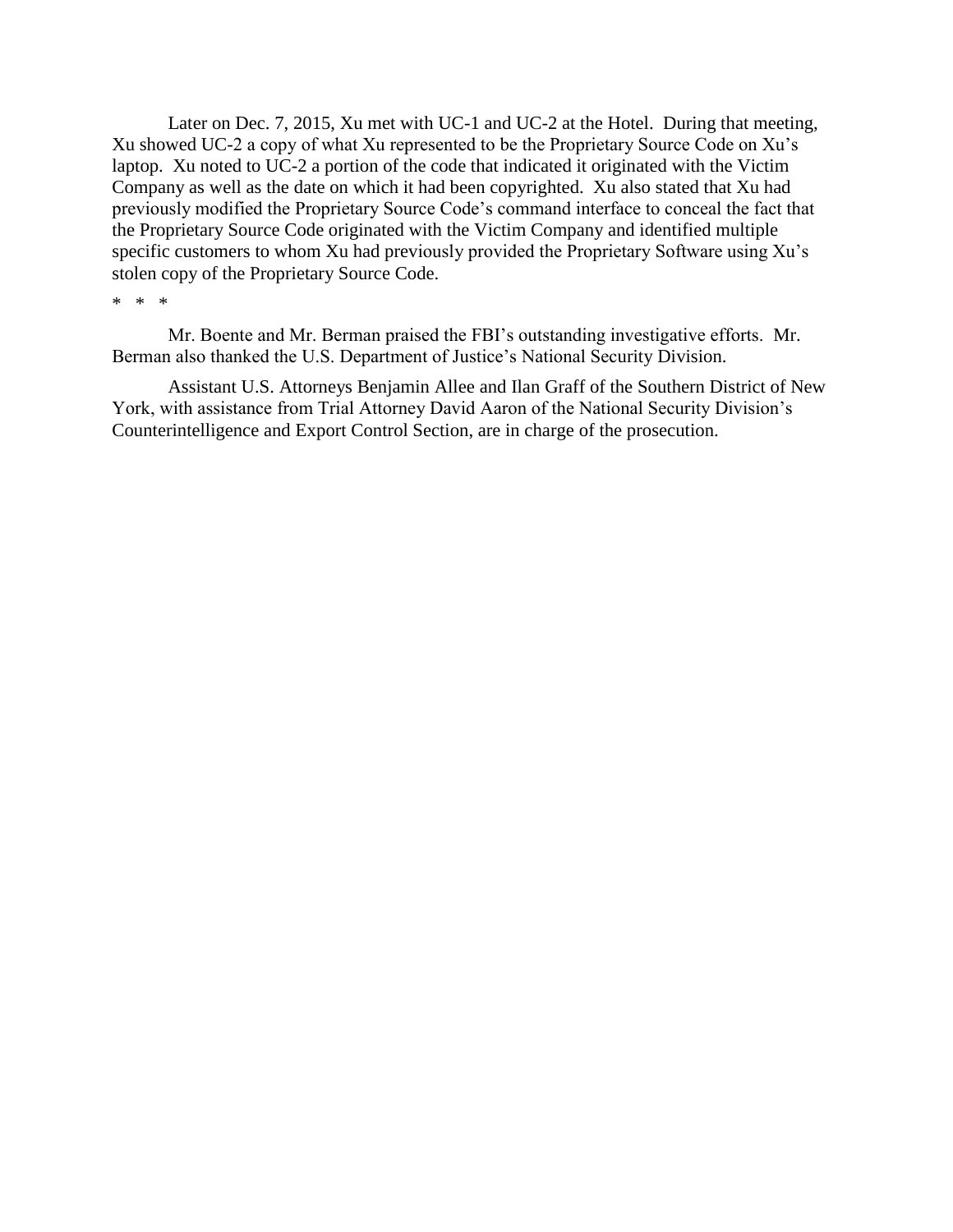Later on Dec. 7, 2015, Xu met with UC-1 and UC-2 at the Hotel. During that meeting, Xu showed UC-2 a copy of what Xu represented to be the Proprietary Source Code on Xu's laptop. Xu noted to UC-2 a portion of the code that indicated it originated with the Victim Company as well as the date on which it had been copyrighted. Xu also stated that Xu had previously modified the Proprietary Source Code's command interface to conceal the fact that the Proprietary Source Code originated with the Victim Company and identified multiple specific customers to whom Xu had previously provided the Proprietary Software using Xu's stolen copy of the Proprietary Source Code.

* * *

Mr. Boente and Mr. Berman praised the FBI's outstanding investigative efforts. Mr. Berman also thanked the U.S. Department of Justice's National Security Division.

Assistant U.S. Attorneys Benjamin Allee and Ilan Graff of the Southern District of New York, with assistance from Trial Attorney David Aaron of the National Security Division's Counterintelligence and Export Control Section, are in charge of the prosecution.